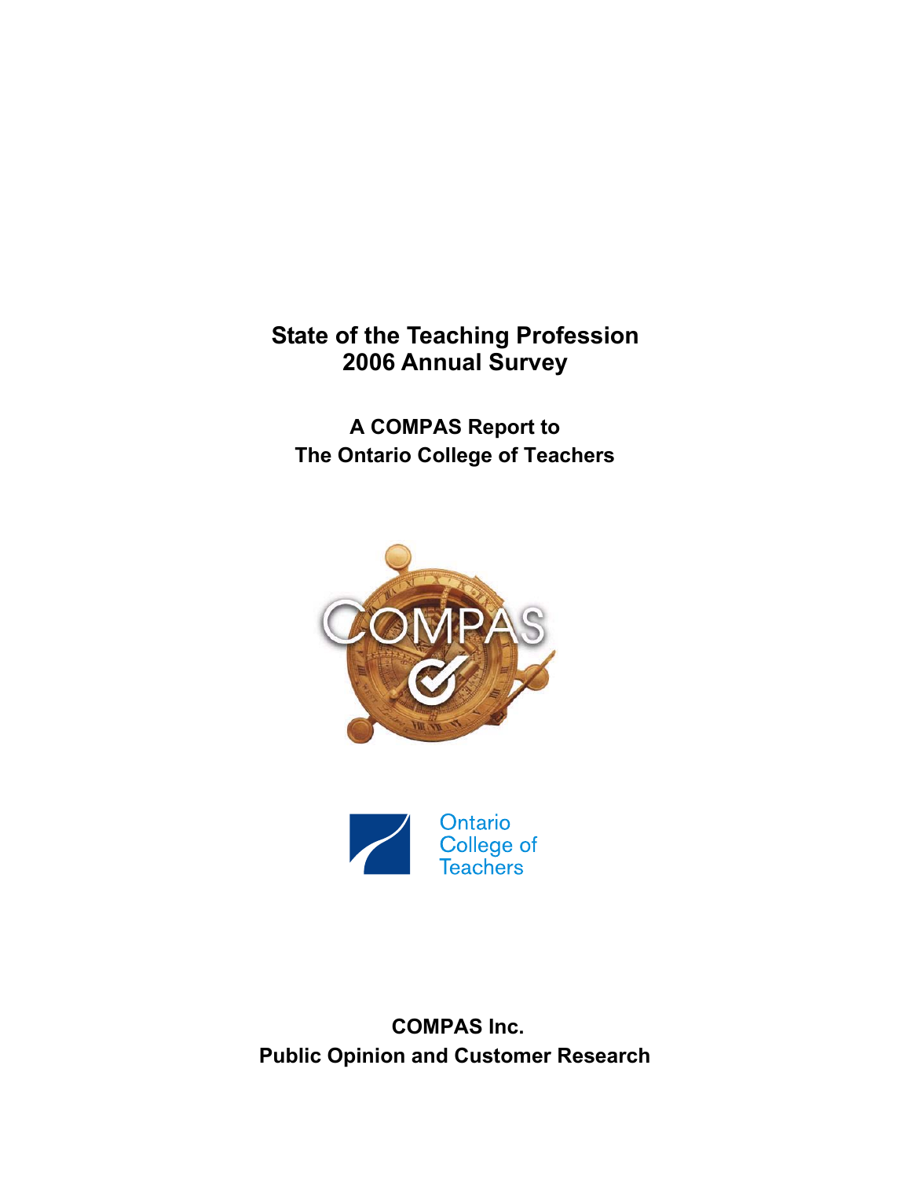# State of the Teaching Profession
# 2006 Annual Survey

**A COMPAS Report to**
**The Ontario College of Teachers**

COMPAS

Ontario College of Teachers

**COMPAS Inc.**
**Public Opinion and Customer Research**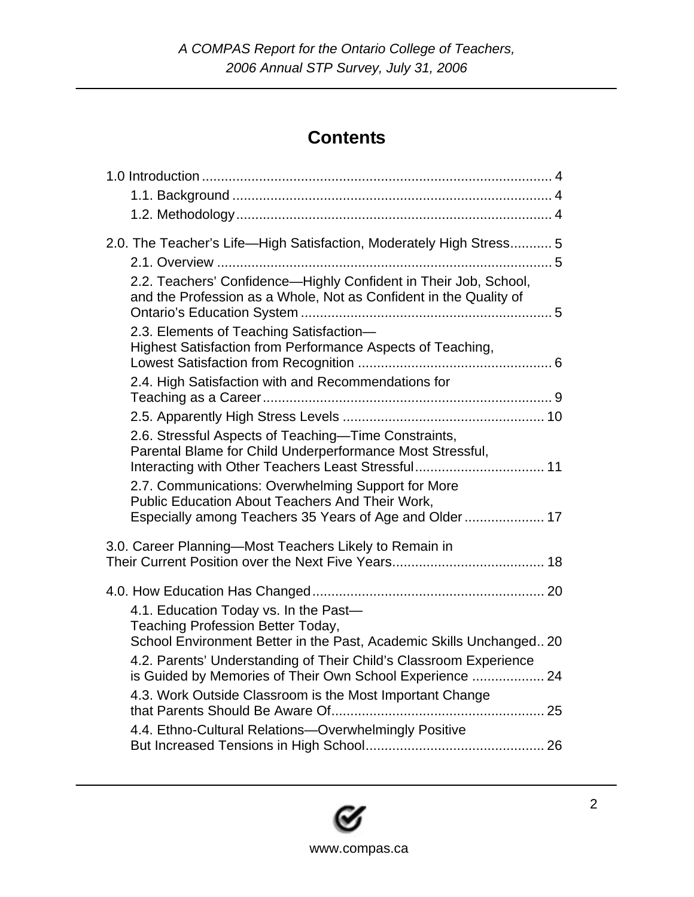# Contents

1.0 Introduction ........................................................................................ 4

- 1.1. Background .................................................................................... 4
- 1.2. Methodology .................................................................................. 4

2.0. The Teacher's Life—High Satisfaction, Moderately High Stress........... 5

- 2.1. Overview ........................................................................................ 5
- 2.2. Teachers' Confidence—Highly Confident in Their Job, School, and the Profession as a Whole, Not as Confident in the Quality of Ontario's Education System .................................................................. 5
- 2.3. Elements of Teaching Satisfaction—Highest Satisfaction from Performance Aspects of Teaching, Lowest Satisfaction from Recognition ................................................... 6
- 2.4. High Satisfaction with and Recommendations for Teaching as a Career ............................................................................ 9
- 2.5. Apparently High Stress Levels ..................................................... 10
- 2.6. Stressful Aspects of Teaching—Time Constraints, Parental Blame for Child Underperformance Most Stressful, Interacting with Other Teachers Least Stressful .................................. 11
- 2.7. Communications: Overwhelming Support for More Public Education About Teachers And Their Work, Especially among Teachers 35 Years of Age and Older ..................... 17

3.0. Career Planning—Most Teachers Likely to Remain in Their Current Position over the Next Five Years........................................ 18

4.0. How Education Has Changed ............................................................. 20

- 4.1. Education Today vs. In the Past—Teaching Profession Better Today, School Environment Better in the Past, Academic Skills Unchanged.. 20
- 4.2. Parents' Understanding of Their Child's Classroom Experience is Guided by Memories of Their Own School Experience ................... 24
- 4.3. Work Outside Classroom is the Most Important Change that Parents Should Be Aware Of........................................................ 25
- 4.4. Ethno-Cultural Relations—Overwhelmingly Positive But Increased Tensions in High School............................................... 26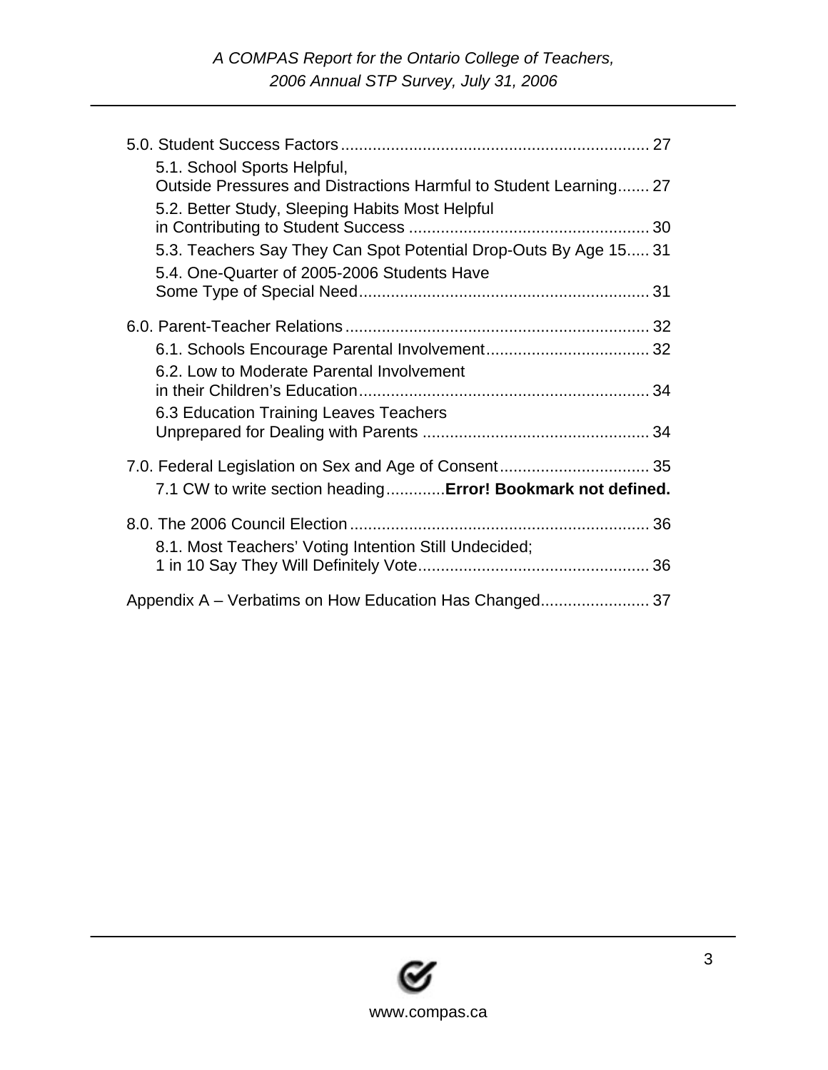5.0. Student Success Factors .................................................................... 27

- 5.1. School Sports Helpful, Outside Pressures and Distractions Harmful to Student Learning....... 27
- 5.2. Better Study, Sleeping Habits Most Helpful in Contributing to Student Success ..................................................... 30
- 5.3. Teachers Say They Can Spot Potential Drop-Outs By Age 15..... 31
- 5.4. One-Quarter of 2005-2006 Students Have Some Type of Special Need................................................................ 31

6.0. Parent-Teacher Relations ................................................................... 32

- 6.1. Schools Encourage Parental Involvement.................................... 32
- 6.2. Low to Moderate Parental Involvement in their Children's Education................................................................ 34
- 6.3 Education Training Leaves Teachers Unprepared for Dealing with Parents .................................................. 34

7.0. Federal Legislation on Sex and Age of Consent................................. 35

- 7.1 CW to write section heading.............**Error! Bookmark not defined.**

8.0. The 2006 Council Election .................................................................. 36

- 8.1. Most Teachers' Voting Intention Still Undecided; 1 in 10 Say They Will Definitely Vote................................................... 36

Appendix A – Verbatims on How Education Has Changed........................ 37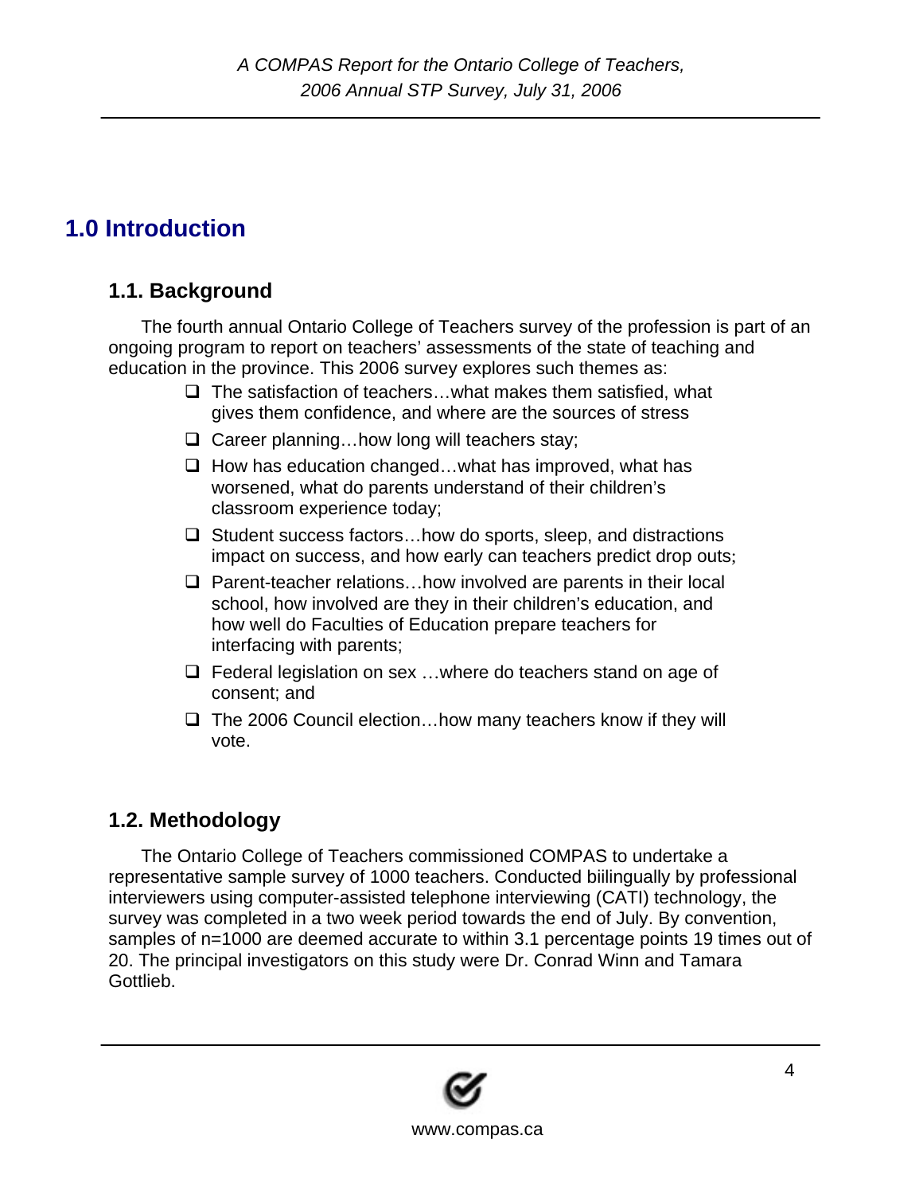# 1.0 Introduction

## 1.1. Background

The fourth annual Ontario College of Teachers survey of the profession is part of an ongoing program to report on teachers' assessments of the state of teaching and education in the province. This 2006 survey explores such themes as:

- The satisfaction of teachers…what makes them satisfied, what gives them confidence, and where are the sources of stress
- Career planning…how long will teachers stay;
- How has education changed…what has improved, what has worsened, what do parents understand of their children's classroom experience today;
- Student success factors…how do sports, sleep, and distractions impact on success, and how early can teachers predict drop outs;
- Parent-teacher relations…how involved are parents in their local school, how involved are they in their children's education, and how well do Faculties of Education prepare teachers for interfacing with parents;
- Federal legislation on sex …where do teachers stand on age of consent; and
- The 2006 Council election…how many teachers know if they will vote.

## 1.2. Methodology

The Ontario College of Teachers commissioned COMPAS to undertake a representative sample survey of 1000 teachers. Conducted biilingually by professional interviewers using computer-assisted telephone interviewing (CATI) technology, the survey was completed in a two week period towards the end of July. By convention, samples of n=1000 are deemed accurate to within 3.1 percentage points 19 times out of 20. The principal investigators on this study were Dr. Conrad Winn and Tamara Gottlieb.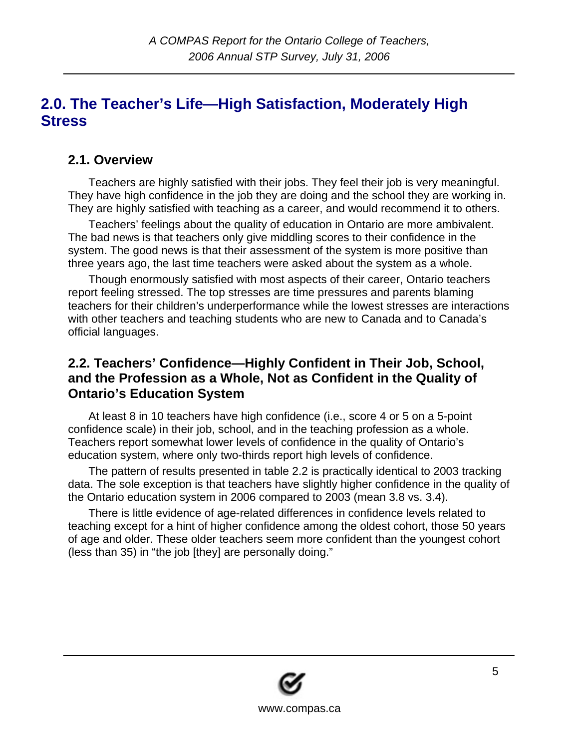# 2.0. The Teacher's Life—High Satisfaction, Moderately High Stress

## 2.1. Overview

Teachers are highly satisfied with their jobs. They feel their job is very meaningful. They have high confidence in the job they are doing and the school they are working in. They are highly satisfied with teaching as a career, and would recommend it to others.

Teachers' feelings about the quality of education in Ontario are more ambivalent. The bad news is that teachers only give middling scores to their confidence in the system. The good news is that their assessment of the system is more positive than three years ago, the last time teachers were asked about the system as a whole.

Though enormously satisfied with most aspects of their career, Ontario teachers report feeling stressed. The top stresses are time pressures and parents blaming teachers for their children's underperformance while the lowest stresses are interactions with other teachers and teaching students who are new to Canada and to Canada's official languages.

## 2.2. Teachers' Confidence—Highly Confident in Their Job, School, and the Profession as a Whole, Not as Confident in the Quality of Ontario's Education System

At least 8 in 10 teachers have high confidence (i.e., score 4 or 5 on a 5-point confidence scale) in their job, school, and in the teaching profession as a whole. Teachers report somewhat lower levels of confidence in the quality of Ontario's education system, where only two-thirds report high levels of confidence.

The pattern of results presented in table 2.2 is practically identical to 2003 tracking data. The sole exception is that teachers have slightly higher confidence in the quality of the Ontario education system in 2006 compared to 2003 (mean 3.8 vs. 3.4).

There is little evidence of age-related differences in confidence levels related to teaching except for a hint of higher confidence among the oldest cohort, those 50 years of age and older. These older teachers seem more confident than the youngest cohort (less than 35) in "the job [they] are personally doing."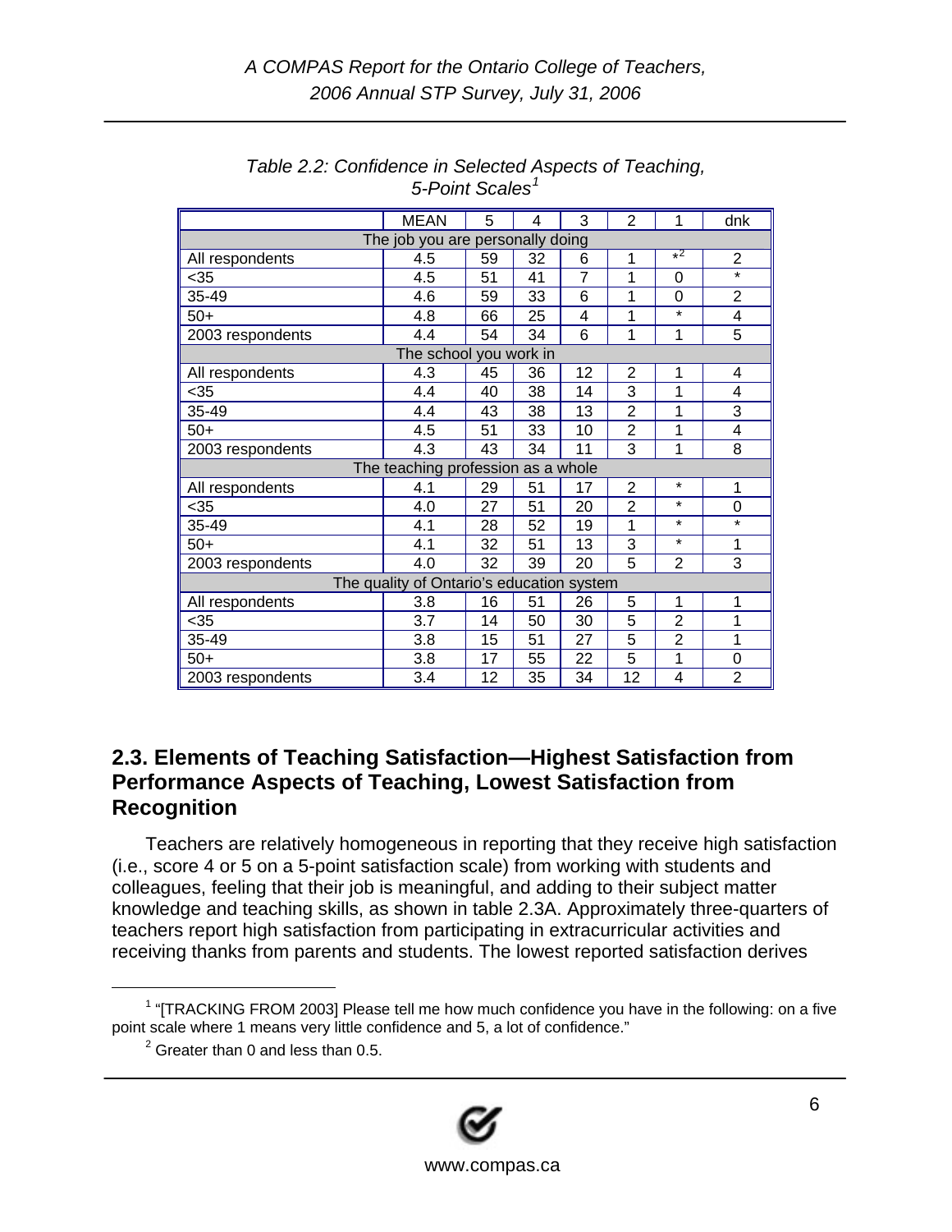*Table 2.2: Confidence in Selected Aspects of Teaching, 5-Point Scales*[1]

| | MEAN | 5 | 4 | 3 | 2 | 1 | dnk |
|---|---|---|---|---|---|---|---|
| The job you are personally doing | | | | | | | |
| All respondents | 4.5 | 59 | 32 | 6 | 1 | *[2] | 2 |
| <35 | 4.5 | 51 | 41 | 7 | 1 | 0 | * |
| 35-49 | 4.6 | 59 | 33 | 6 | 1 | 0 | 2 |
| 50+ | 4.8 | 66 | 25 | 4 | 1 | * | 4 |
| 2003 respondents | 4.4 | 54 | 34 | 6 | 1 | 1 | 5 |
| The school you work in | | | | | | | |
| All respondents | 4.3 | 45 | 36 | 12 | 2 | 1 | 4 |
| <35 | 4.4 | 40 | 38 | 14 | 3 | 1 | 4 |
| 35-49 | 4.4 | 43 | 38 | 13 | 2 | 1 | 3 |
| 50+ | 4.5 | 51 | 33 | 10 | 2 | 1 | 4 |
| 2003 respondents | 4.3 | 43 | 34 | 11 | 3 | 1 | 8 |
| The teaching profession as a whole | | | | | | | |
| All respondents | 4.1 | 29 | 51 | 17 | 2 | * | 1 |
| <35 | 4.0 | 27 | 51 | 20 | 2 | * | 0 |
| 35-49 | 4.1 | 28 | 52 | 19 | 1 | * | * |
| 50+ | 4.1 | 32 | 51 | 13 | 3 | * | 1 |
| 2003 respondents | 4.0 | 32 | 39 | 20 | 5 | 2 | 3 |
| The quality of Ontario's education system | | | | | | | |
| All respondents | 3.8 | 16 | 51 | 26 | 5 | 1 | 1 |
| <35 | 3.7 | 14 | 50 | 30 | 5 | 2 | 1 |
| 35-49 | 3.8 | 15 | 51 | 27 | 5 | 2 | 1 |
| 50+ | 3.8 | 17 | 55 | 22 | 5 | 1 | 0 |
| 2003 respondents | 3.4 | 12 | 35 | 34 | 12 | 4 | 2 |

## 2.3. Elements of Teaching Satisfaction—Highest Satisfaction from Performance Aspects of Teaching, Lowest Satisfaction from Recognition

Teachers are relatively homogeneous in reporting that they receive high satisfaction (i.e., score 4 or 5 on a 5-point satisfaction scale) from working with students and colleagues, feeling that their job is meaningful, and adding to their subject matter knowledge and teaching skills, as shown in table 2.3A. Approximately three-quarters of teachers report high satisfaction from participating in extracurricular activities and receiving thanks from parents and students. The lowest reported satisfaction derives

[1] "[TRACKING FROM 2003] Please tell me how much confidence you have in the following: on a five point scale where 1 means very little confidence and 5, a lot of confidence."

[2] Greater than 0 and less than 0.5.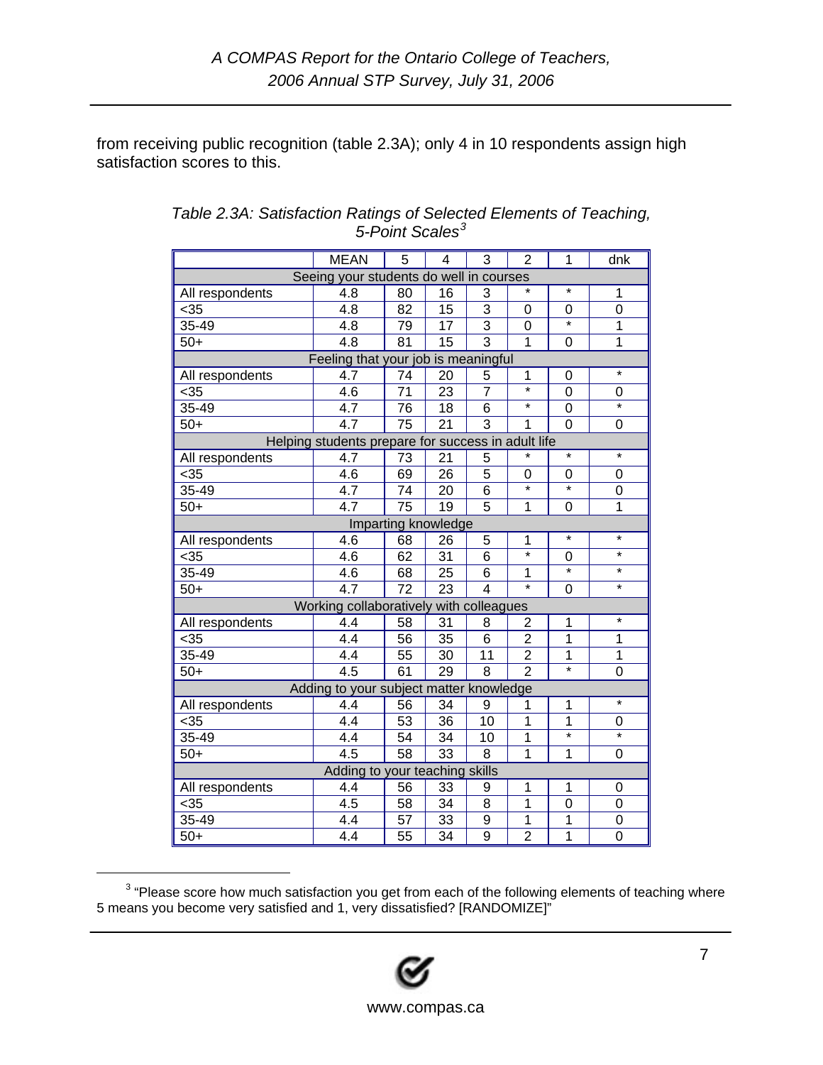from receiving public recognition (table 2.3A); only 4 in 10 respondents assign high satisfaction scores to this.

*Table 2.3A: Satisfaction Ratings of Selected Elements of Teaching, 5-Point Scales*[3]

| | MEAN | 5 | 4 | 3 | 2 | 1 | dnk |
|---|---|---|---|---|---|---|---|
| **Seeing your students do well in courses** | | | | | | | |
| All respondents | 4.8 | 80 | 16 | 3 | * | * | 1 |
| <35 | 4.8 | 82 | 15 | 3 | 0 | 0 | 0 |
| 35-49 | 4.8 | 79 | 17 | 3 | 0 | * | 1 |
| 50+ | 4.8 | 81 | 15 | 3 | 1 | 0 | 1 |
| **Feeling that your job is meaningful** | | | | | | | |
| All respondents | 4.7 | 74 | 20 | 5 | 1 | 0 | * |
| <35 | 4.6 | 71 | 23 | 7 | * | 0 | 0 |
| 35-49 | 4.7 | 76 | 18 | 6 | * | 0 | * |
| 50+ | 4.7 | 75 | 21 | 3 | 1 | 0 | 0 |
| **Helping students prepare for success in adult life** | | | | | | | |
| All respondents | 4.7 | 73 | 21 | 5 | * | * | * |
| <35 | 4.6 | 69 | 26 | 5 | 0 | 0 | 0 |
| 35-49 | 4.7 | 74 | 20 | 6 | * | * | 0 |
| 50+ | 4.7 | 75 | 19 | 5 | 1 | 0 | 1 |
| **Imparting knowledge** | | | | | | | |
| All respondents | 4.6 | 68 | 26 | 5 | 1 | * | * |
| <35 | 4.6 | 62 | 31 | 6 | * | 0 | * |
| 35-49 | 4.6 | 68 | 25 | 6 | 1 | * | * |
| 50+ | 4.7 | 72 | 23 | 4 | * | 0 | * |
| **Working collaboratively with colleagues** | | | | | | | |
| All respondents | 4.4 | 58 | 31 | 8 | 2 | 1 | * |
| <35 | 4.4 | 56 | 35 | 6 | 2 | 1 | 1 |
| 35-49 | 4.4 | 55 | 30 | 11 | 2 | 1 | 1 |
| 50+ | 4.5 | 61 | 29 | 8 | 2 | * | 0 |
| **Adding to your subject matter knowledge** | | | | | | | |
| All respondents | 4.4 | 56 | 34 | 9 | 1 | 1 | * |
| <35 | 4.4 | 53 | 36 | 10 | 1 | 1 | 0 |
| 35-49 | 4.4 | 54 | 34 | 10 | 1 | * | * |
| 50+ | 4.5 | 58 | 33 | 8 | 1 | 1 | 0 |
| **Adding to your teaching skills** | | | | | | | |
| All respondents | 4.4 | 56 | 33 | 9 | 1 | 1 | 0 |
| <35 | 4.5 | 58 | 34 | 8 | 1 | 0 | 0 |
| 35-49 | 4.4 | 57 | 33 | 9 | 1 | 1 | 0 |
| 50+ | 4.4 | 55 | 34 | 9 | 2 | 1 | 0 |

[3] "Please score how much satisfaction you get from each of the following elements of teaching where 5 means you become very satisfied and 1, very dissatisfied? [RANDOMIZE]"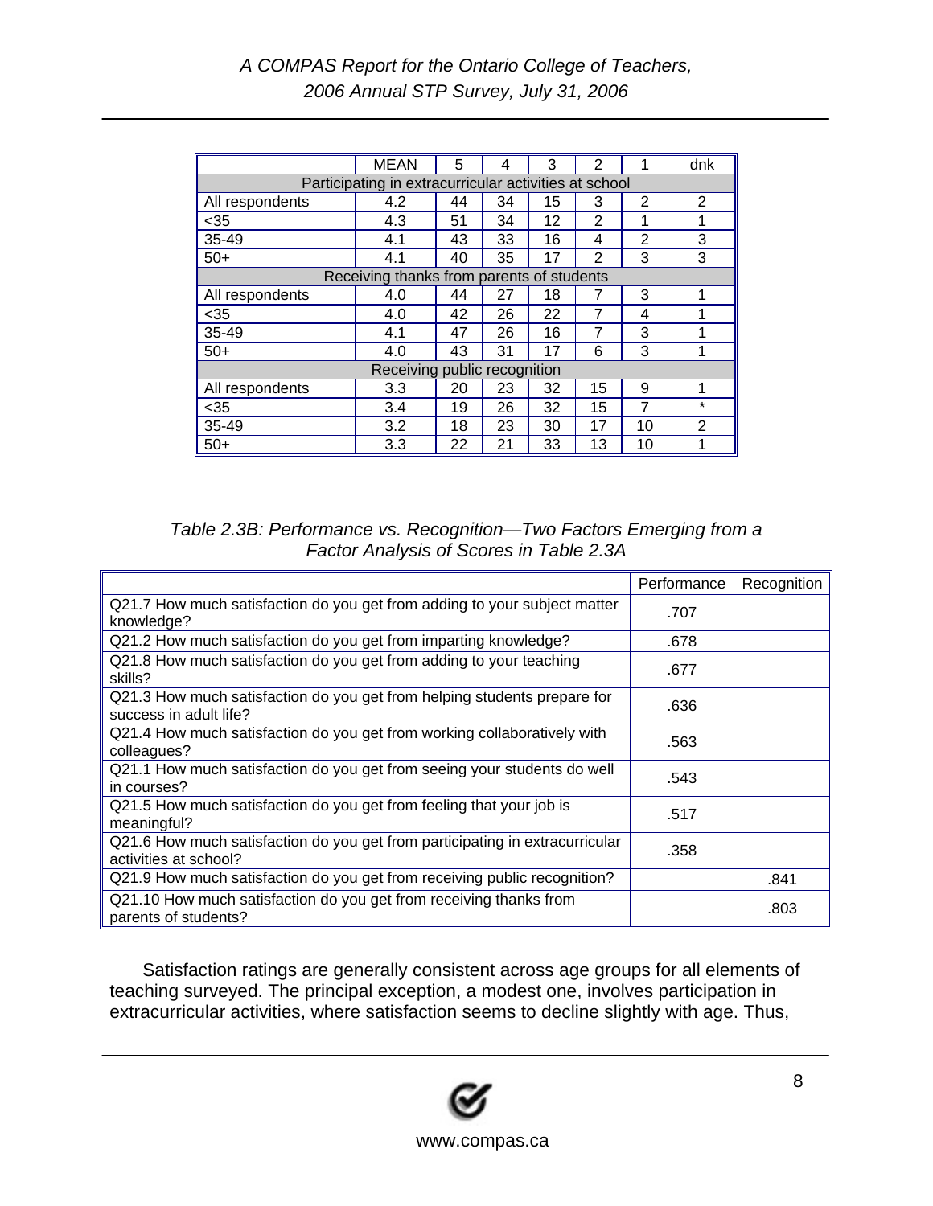| | MEAN | 5 | 4 | 3 | 2 | 1 | dnk |
|---|---|---|---|---|---|---|---|
| Participating in extracurricular activities at school | | | | | | | |
| All respondents | 4.2 | 44 | 34 | 15 | 3 | 2 | 2 |
| <35 | 4.3 | 51 | 34 | 12 | 2 | 1 | 1 |
| 35-49 | 4.1 | 43 | 33 | 16 | 4 | 2 | 3 |
| 50+ | 4.1 | 40 | 35 | 17 | 2 | 3 | 3 |
| Receiving thanks from parents of students | | | | | | | |
| All respondents | 4.0 | 44 | 27 | 18 | 7 | 3 | 1 |
| <35 | 4.0 | 42 | 26 | 22 | 7 | 4 | 1 |
| 35-49 | 4.1 | 47 | 26 | 16 | 7 | 3 | 1 |
| 50+ | 4.0 | 43 | 31 | 17 | 6 | 3 | 1 |
| Receiving public recognition | | | | | | | |
| All respondents | 3.3 | 20 | 23 | 32 | 15 | 9 | 1 |
| <35 | 3.4 | 19 | 26 | 32 | 15 | 7 | * |
| 35-49 | 3.2 | 18 | 23 | 30 | 17 | 10 | 2 |
| 50+ | 3.3 | 22 | 21 | 33 | 13 | 10 | 1 |

*Table 2.3B: Performance vs. Recognition—Two Factors Emerging from a Factor Analysis of Scores in Table 2.3A*

| | Performance | Recognition |
|---|---|---|
| Q21.7 How much satisfaction do you get from adding to your subject matter knowledge? | .707 | |
| Q21.2 How much satisfaction do you get from imparting knowledge? | .678 | |
| Q21.8 How much satisfaction do you get from adding to your teaching skills? | .677 | |
| Q21.3 How much satisfaction do you get from helping students prepare for success in adult life? | .636 | |
| Q21.4 How much satisfaction do you get from working collaboratively with colleagues? | .563 | |
| Q21.1 How much satisfaction do you get from seeing your students do well in courses? | .543 | |
| Q21.5 How much satisfaction do you get from feeling that your job is meaningful? | .517 | |
| Q21.6 How much satisfaction do you get from participating in extracurricular activities at school? | .358 | |
| Q21.9 How much satisfaction do you get from receiving public recognition? | | .841 |
| Q21.10 How much satisfaction do you get from receiving thanks from parents of students? | | .803 |

Satisfaction ratings are generally consistent across age groups for all elements of teaching surveyed. The principal exception, a modest one, involves participation in extracurricular activities, where satisfaction seems to decline slightly with age. Thus,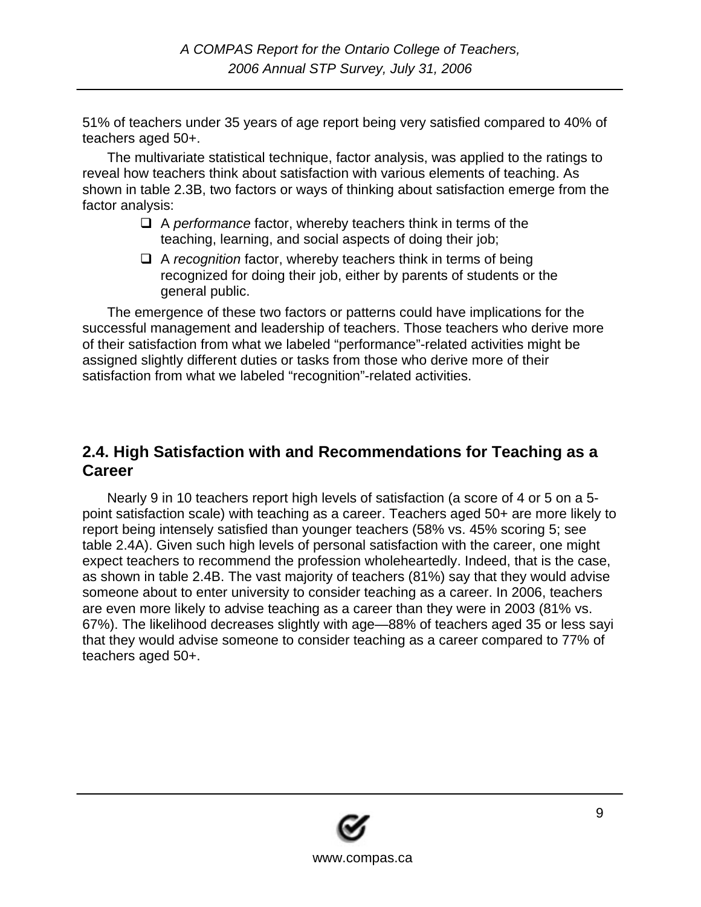51% of teachers under 35 years of age report being very satisfied compared to 40% of teachers aged 50+.

The multivariate statistical technique, factor analysis, was applied to the ratings to reveal how teachers think about satisfaction with various elements of teaching. As shown in table 2.3B, two factors or ways of thinking about satisfaction emerge from the factor analysis:

- A *performance* factor, whereby teachers think in terms of the teaching, learning, and social aspects of doing their job;
- A *recognition* factor, whereby teachers think in terms of being recognized for doing their job, either by parents of students or the general public.

The emergence of these two factors or patterns could have implications for the successful management and leadership of teachers. Those teachers who derive more of their satisfaction from what we labeled "performance"-related activities might be assigned slightly different duties or tasks from those who derive more of their satisfaction from what we labeled "recognition"-related activities.

## 2.4. High Satisfaction with and Recommendations for Teaching as a Career

Nearly 9 in 10 teachers report high levels of satisfaction (a score of 4 or 5 on a 5-point satisfaction scale) with teaching as a career. Teachers aged 50+ are more likely to report being intensely satisfied than younger teachers (58% vs. 45% scoring 5; see table 2.4A). Given such high levels of personal satisfaction with the career, one might expect teachers to recommend the profession wholeheartedly. Indeed, that is the case, as shown in table 2.4B. The vast majority of teachers (81%) say that they would advise someone about to enter university to consider teaching as a career. In 2006, teachers are even more likely to advise teaching as a career than they were in 2003 (81% vs. 67%). The likelihood decreases slightly with age—88% of teachers aged 35 or less sayi that they would advise someone to consider teaching as a career compared to 77% of teachers aged 50+.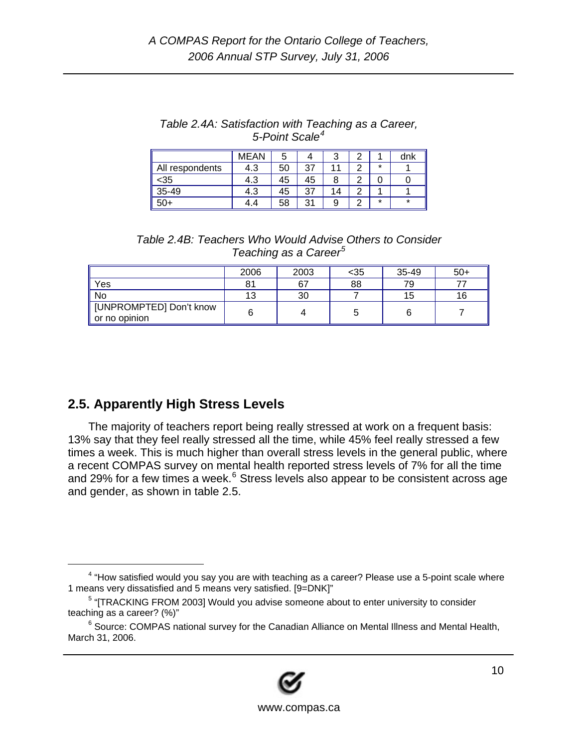*Table 2.4A: Satisfaction with Teaching as a Career, 5-Point Scale*[4]

| | MEAN | 5 | 4 | 3 | 2 | 1 | dnk |
|---|---|---|---|---|---|---|---|
| All respondents | 4.3 | 50 | 37 | 11 | 2 | * | 1 |
| <35 | 4.3 | 45 | 45 | 8 | 2 | 0 | 0 |
| 35-49 | 4.3 | 45 | 37 | 14 | 2 | 1 | 1 |
| 50+ | 4.4 | 58 | 31 | 9 | 2 | * | * |

*Table 2.4B: Teachers Who Would Advise Others to Consider Teaching as a Career*[5]

| | 2006 | 2003 | <35 | 35-49 | 50+ |
|---|---|---|---|---|---|
| Yes | 81 | 67 | 88 | 79 | 77 |
| No | 13 | 30 | 7 | 15 | 16 |
| [UNPROMPTED] Don't know or no opinion | 6 | 4 | 5 | 6 | 7 |

## 2.5. Apparently High Stress Levels

The majority of teachers report being really stressed at work on a frequent basis: 13% say that they feel really stressed all the time, while 45% feel really stressed a few times a week. This is much higher than overall stress levels in the general public, where a recent COMPAS survey on mental health reported stress levels of 7% for all the time and 29% for a few times a week.[6] Stress levels also appear to be consistent across age and gender, as shown in table 2.5.

---

[4] "How satisfied would you say you are with teaching as a career? Please use a 5-point scale where 1 means very dissatisfied and 5 means very satisfied. [9=DNK]"

[5] "[TRACKING FROM 2003] Would you advise someone about to enter university to consider teaching as a career? (%)"

[6] Source: COMPAS national survey for the Canadian Alliance on Mental Illness and Mental Health, March 31, 2006.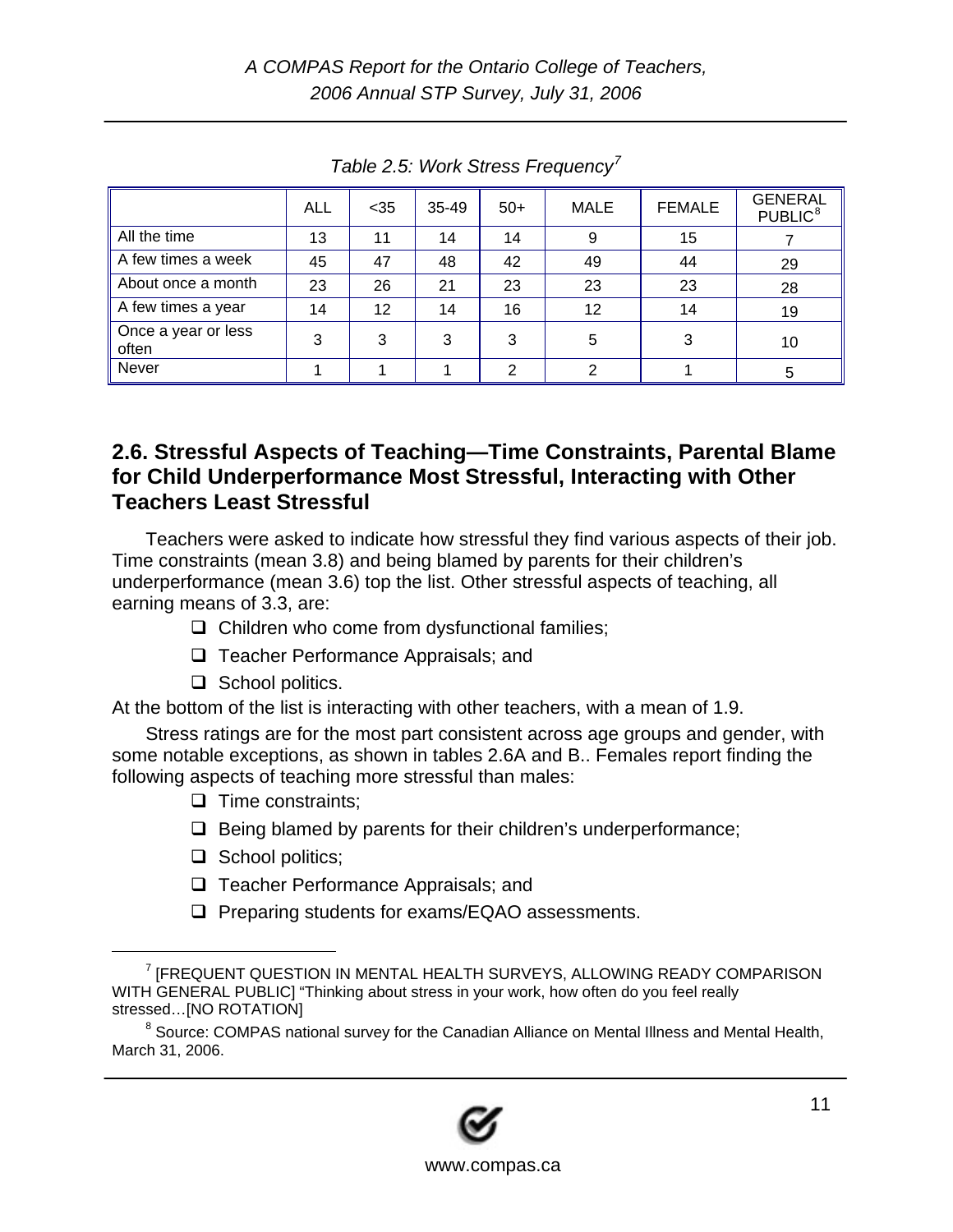*Table 2.5: Work Stress Frequency*[7]

| | ALL | <35 | 35-49 | 50+ | MALE | FEMALE | GENERAL PUBLIC[8] |
|---|---|---|---|---|---|---|---|
| All the time | 13 | 11 | 14 | 14 | 9 | 15 | 7 |
| A few times a week | 45 | 47 | 48 | 42 | 49 | 44 | 29 |
| About once a month | 23 | 26 | 21 | 23 | 23 | 23 | 28 |
| A few times a year | 14 | 12 | 14 | 16 | 12 | 14 | 19 |
| Once a year or less often | 3 | 3 | 3 | 3 | 5 | 3 | 10 |
| Never | 1 | 1 | 1 | 2 | 2 | 1 | 5 |

## 2.6. Stressful Aspects of Teaching—Time Constraints, Parental Blame for Child Underperformance Most Stressful, Interacting with Other Teachers Least Stressful

Teachers were asked to indicate how stressful they find various aspects of their job. Time constraints (mean 3.8) and being blamed by parents for their children's underperformance (mean 3.6) top the list. Other stressful aspects of teaching, all earning means of 3.3, are:

- Children who come from dysfunctional families;
- Teacher Performance Appraisals; and
- School politics.

At the bottom of the list is interacting with other teachers, with a mean of 1.9.

Stress ratings are for the most part consistent across age groups and gender, with some notable exceptions, as shown in tables 2.6A and B.. Females report finding the following aspects of teaching more stressful than males:

- Time constraints;
- Being blamed by parents for their children's underperformance;
- School politics;
- Teacher Performance Appraisals; and
- Preparing students for exams/EQAO assessments.

---

[7] [FREQUENT QUESTION IN MENTAL HEALTH SURVEYS, ALLOWING READY COMPARISON WITH GENERAL PUBLIC] "Thinking about stress in your work, how often do you feel really stressed…[NO ROTATION]

[8] Source: COMPAS national survey for the Canadian Alliance on Mental Illness and Mental Health, March 31, 2006.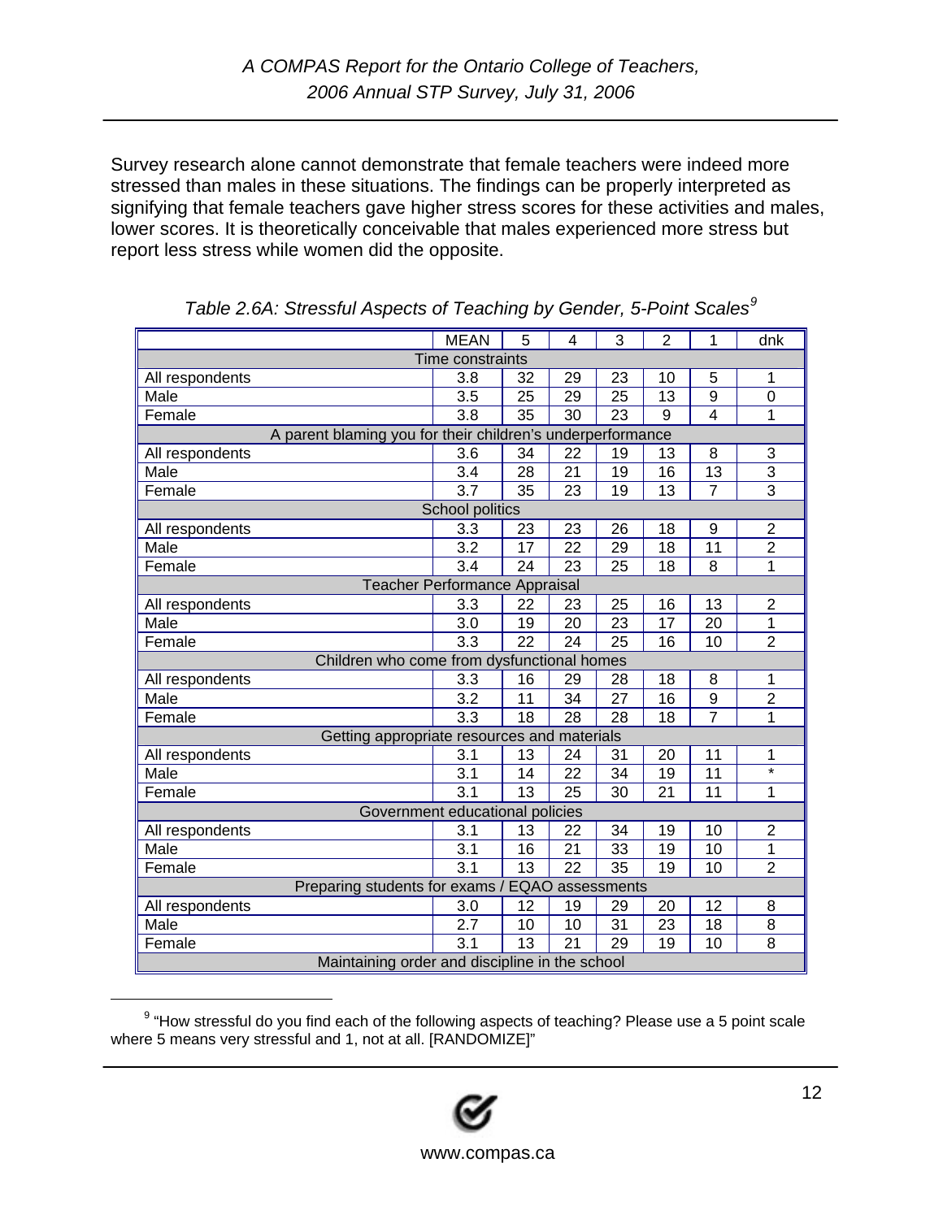Survey research alone cannot demonstrate that female teachers were indeed more stressed than males in these situations. The findings can be properly interpreted as signifying that female teachers gave higher stress scores for these activities and males, lower scores. It is theoretically conceivable that males experienced more stress but report less stress while women did the opposite.

*Table 2.6A: Stressful Aspects of Teaching by Gender, 5-Point Scales*[9]

| | MEAN | 5 | 4 | 3 | 2 | 1 | dnk |
|---|---|---|---|---|---|---|---|
| **Time constraints** | | | | | | | |
| All respondents | 3.8 | 32 | 29 | 23 | 10 | 5 | 1 |
| Male | 3.5 | 25 | 29 | 25 | 13 | 9 | 0 |
| Female | 3.8 | 35 | 30 | 23 | 9 | 4 | 1 |
| **A parent blaming you for their children's underperformance** | | | | | | | |
| All respondents | 3.6 | 34 | 22 | 19 | 13 | 8 | 3 |
| Male | 3.4 | 28 | 21 | 19 | 16 | 13 | 3 |
| Female | 3.7 | 35 | 23 | 19 | 13 | 7 | 3 |
| **School politics** | | | | | | | |
| All respondents | 3.3 | 23 | 23 | 26 | 18 | 9 | 2 |
| Male | 3.2 | 17 | 22 | 29 | 18 | 11 | 2 |
| Female | 3.4 | 24 | 23 | 25 | 18 | 8 | 1 |
| **Teacher Performance Appraisal** | | | | | | | |
| All respondents | 3.3 | 22 | 23 | 25 | 16 | 13 | 2 |
| Male | 3.0 | 19 | 20 | 23 | 17 | 20 | 1 |
| Female | 3.3 | 22 | 24 | 25 | 16 | 10 | 2 |
| **Children who come from dysfunctional homes** | | | | | | | |
| All respondents | 3.3 | 16 | 29 | 28 | 18 | 8 | 1 |
| Male | 3.2 | 11 | 34 | 27 | 16 | 9 | 2 |
| Female | 3.3 | 18 | 28 | 28 | 18 | 7 | 1 |
| **Getting appropriate resources and materials** | | | | | | | |
| All respondents | 3.1 | 13 | 24 | 31 | 20 | 11 | 1 |
| Male | 3.1 | 14 | 22 | 34 | 19 | 11 | * |
| Female | 3.1 | 13 | 25 | 30 | 21 | 11 | 1 |
| **Government educational policies** | | | | | | | |
| All respondents | 3.1 | 13 | 22 | 34 | 19 | 10 | 2 |
| Male | 3.1 | 16 | 21 | 33 | 19 | 10 | 1 |
| Female | 3.1 | 13 | 22 | 35 | 19 | 10 | 2 |
| **Preparing students for exams / EQAO assessments** | | | | | | | |
| All respondents | 3.0 | 12 | 19 | 29 | 20 | 12 | 8 |
| Male | 2.7 | 10 | 10 | 31 | 23 | 18 | 8 |
| Female | 3.1 | 13 | 21 | 29 | 19 | 10 | 8 |
| **Maintaining order and discipline in the school** | | | | | | | |

[9] "How stressful do you find each of the following aspects of teaching? Please use a 5 point scale where 5 means very stressful and 1, not at all. [RANDOMIZE]"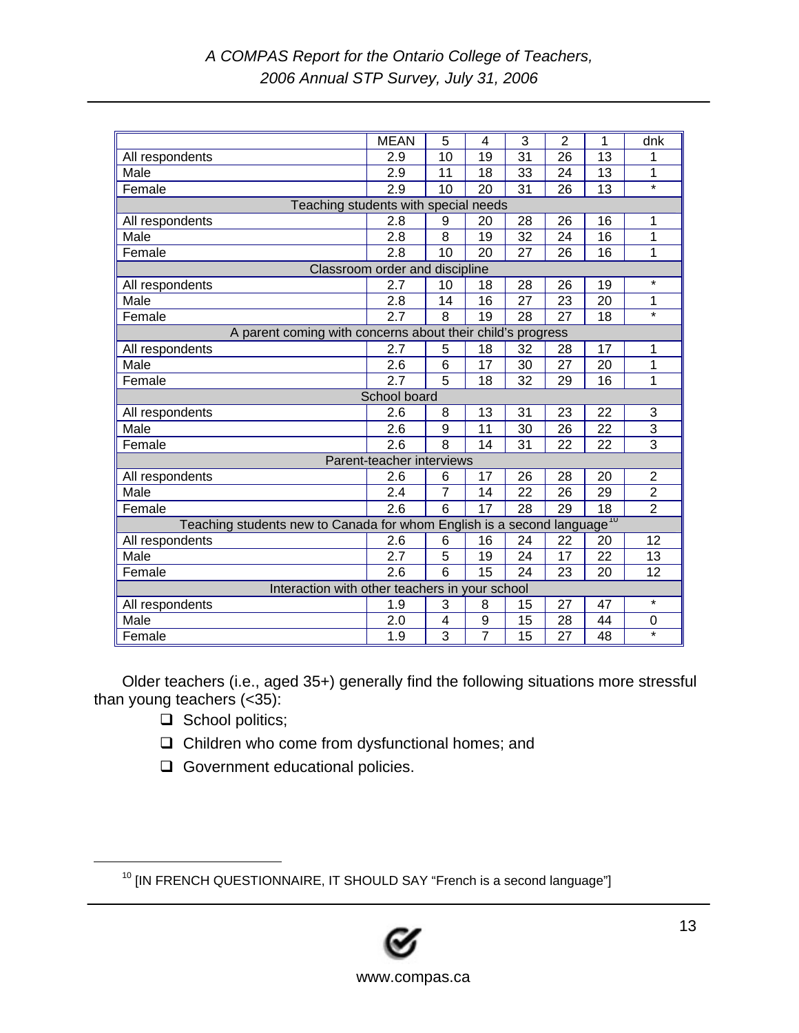| | MEAN | 5 | 4 | 3 | 2 | 1 | dnk |
|---|---|---|---|---|---|---|---|
| All respondents | 2.9 | 10 | 19 | 31 | 26 | 13 | 1 |
| Male | 2.9 | 11 | 18 | 33 | 24 | 13 | 1 |
| Female | 2.9 | 10 | 20 | 31 | 26 | 13 | * |
| Teaching students with special needs | | | | | | | |
| All respondents | 2.8 | 9 | 20 | 28 | 26 | 16 | 1 |
| Male | 2.8 | 8 | 19 | 32 | 24 | 16 | 1 |
| Female | 2.8 | 10 | 20 | 27 | 26 | 16 | 1 |
| Classroom order and discipline | | | | | | | |
| All respondents | 2.7 | 10 | 18 | 28 | 26 | 19 | * |
| Male | 2.8 | 14 | 16 | 27 | 23 | 20 | 1 |
| Female | 2.7 | 8 | 19 | 28 | 27 | 18 | * |
| A parent coming with concerns about their child's progress | | | | | | | |
| All respondents | 2.7 | 5 | 18 | 32 | 28 | 17 | 1 |
| Male | 2.6 | 6 | 17 | 30 | 27 | 20 | 1 |
| Female | 2.7 | 5 | 18 | 32 | 29 | 16 | 1 |
| School board | | | | | | | |
| All respondents | 2.6 | 8 | 13 | 31 | 23 | 22 | 3 |
| Male | 2.6 | 9 | 11 | 30 | 26 | 22 | 3 |
| Female | 2.6 | 8 | 14 | 31 | 22 | 22 | 3 |
| Parent-teacher interviews | | | | | | | |
| All respondents | 2.6 | 6 | 17 | 26 | 28 | 20 | 2 |
| Male | 2.4 | 7 | 14 | 22 | 26 | 29 | 2 |
| Female | 2.6 | 6 | 17 | 28 | 29 | 18 | 2 |
| Teaching students new to Canada for whom English is a second language[10] | | | | | | | |
| All respondents | 2.6 | 6 | 16 | 24 | 22 | 20 | 12 |
| Male | 2.7 | 5 | 19 | 24 | 17 | 22 | 13 |
| Female | 2.6 | 6 | 15 | 24 | 23 | 20 | 12 |
| Interaction with other teachers in your school | | | | | | | |
| All respondents | 1.9 | 3 | 8 | 15 | 27 | 47 | * |
| Male | 2.0 | 4 | 9 | 15 | 28 | 44 | 0 |
| Female | 1.9 | 3 | 7 | 15 | 27 | 48 | * |

Older teachers (i.e., aged 35+) generally find the following situations more stressful than young teachers (<35):

- School politics;
- Children who come from dysfunctional homes; and
- Government educational policies.

---

[10] [IN FRENCH QUESTIONNAIRE, IT SHOULD SAY "French is a second language"]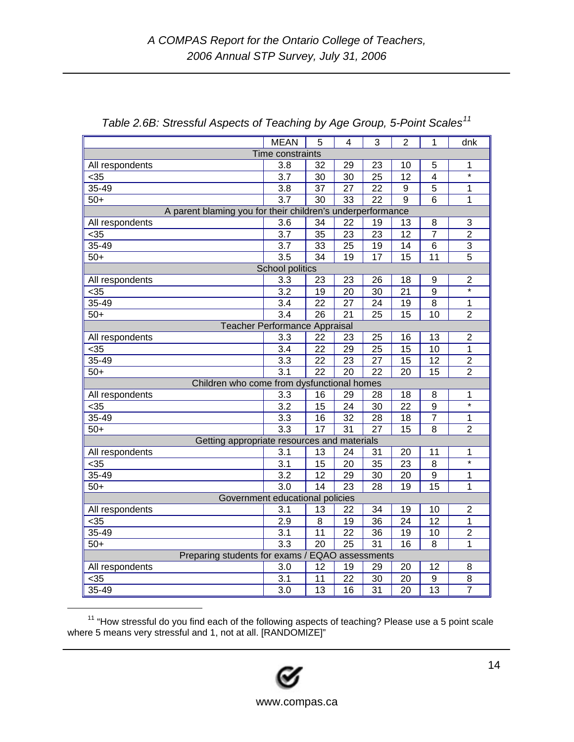*Table 2.6B: Stressful Aspects of Teaching by Age Group, 5-Point Scales*[11]

| | MEAN | 5 | 4 | 3 | 2 | 1 | dnk |
|---|---|---|---|---|---|---|---|
| **Time constraints** | | | | | | | |
| All respondents | 3.8 | 32 | 29 | 23 | 10 | 5 | 1 |
| <35 | 3.7 | 30 | 30 | 25 | 12 | 4 | * |
| 35-49 | 3.8 | 37 | 27 | 22 | 9 | 5 | 1 |
| 50+ | 3.7 | 30 | 33 | 22 | 9 | 6 | 1 |
| **A parent blaming you for their children's underperformance** | | | | | | | |
| All respondents | 3.6 | 34 | 22 | 19 | 13 | 8 | 3 |
| <35 | 3.7 | 35 | 23 | 23 | 12 | 7 | 2 |
| 35-49 | 3.7 | 33 | 25 | 19 | 14 | 6 | 3 |
| 50+ | 3.5 | 34 | 19 | 17 | 15 | 11 | 5 |
| **School politics** | | | | | | | |
| All respondents | 3.3 | 23 | 23 | 26 | 18 | 9 | 2 |
| <35 | 3.2 | 19 | 20 | 30 | 21 | 9 | * |
| 35-49 | 3.4 | 22 | 27 | 24 | 19 | 8 | 1 |
| 50+ | 3.4 | 26 | 21 | 25 | 15 | 10 | 2 |
| **Teacher Performance Appraisal** | | | | | | | |
| All respondents | 3.3 | 22 | 23 | 25 | 16 | 13 | 2 |
| <35 | 3.4 | 22 | 29 | 25 | 15 | 10 | 1 |
| 35-49 | 3.3 | 22 | 23 | 27 | 15 | 12 | 2 |
| 50+ | 3.1 | 22 | 20 | 22 | 20 | 15 | 2 |
| **Children who come from dysfunctional homes** | | | | | | | |
| All respondents | 3.3 | 16 | 29 | 28 | 18 | 8 | 1 |
| <35 | 3.2 | 15 | 24 | 30 | 22 | 9 | * |
| 35-49 | 3.3 | 16 | 32 | 28 | 18 | 7 | 1 |
| 50+ | 3.3 | 17 | 31 | 27 | 15 | 8 | 2 |
| **Getting appropriate resources and materials** | | | | | | | |
| All respondents | 3.1 | 13 | 24 | 31 | 20 | 11 | 1 |
| <35 | 3.1 | 15 | 20 | 35 | 23 | 8 | * |
| 35-49 | 3.2 | 12 | 29 | 30 | 20 | 9 | 1 |
| 50+ | 3.0 | 14 | 23 | 28 | 19 | 15 | 1 |
| **Government educational policies** | | | | | | | |
| All respondents | 3.1 | 13 | 22 | 34 | 19 | 10 | 2 |
| <35 | 2.9 | 8 | 19 | 36 | 24 | 12 | 1 |
| 35-49 | 3.1 | 11 | 22 | 36 | 19 | 10 | 2 |
| 50+ | 3.3 | 20 | 25 | 31 | 16 | 8 | 1 |
| **Preparing students for exams / EQAO assessments** | | | | | | | |
| All respondents | 3.0 | 12 | 19 | 29 | 20 | 12 | 8 |
| <35 | 3.1 | 11 | 22 | 30 | 20 | 9 | 8 |
| 35-49 | 3.0 | 13 | 16 | 31 | 20 | 13 | 7 |

[11] "How stressful do you find each of the following aspects of teaching? Please use a 5 point scale where 5 means very stressful and 1, not at all. [RANDOMIZE]"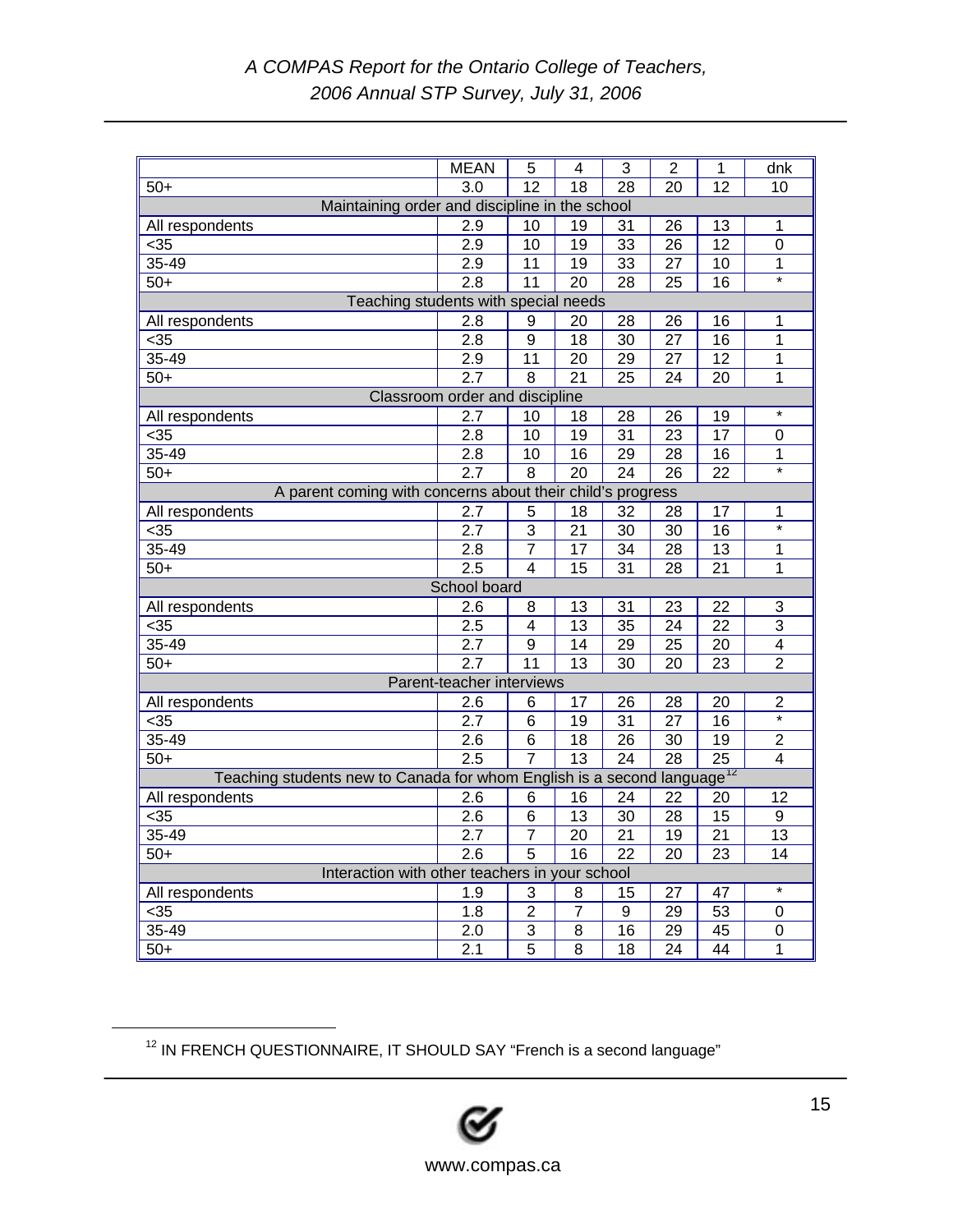| | MEAN | 5 | 4 | 3 | 2 | 1 | dnk |
|---|---|---|---|---|---|---|---|
| 50+ | 3.0 | 12 | 18 | 28 | 20 | 12 | 10 |
| Maintaining order and discipline in the school | | | | | | | |
| All respondents | 2.9 | 10 | 19 | 31 | 26 | 13 | 1 |
| <35 | 2.9 | 10 | 19 | 33 | 26 | 12 | 0 |
| 35-49 | 2.9 | 11 | 19 | 33 | 27 | 10 | 1 |
| 50+ | 2.8 | 11 | 20 | 28 | 25 | 16 | * |
| Teaching students with special needs | | | | | | | |
| All respondents | 2.8 | 9 | 20 | 28 | 26 | 16 | 1 |
| <35 | 2.8 | 9 | 18 | 30 | 27 | 16 | 1 |
| 35-49 | 2.9 | 11 | 20 | 29 | 27 | 12 | 1 |
| 50+ | 2.7 | 8 | 21 | 25 | 24 | 20 | 1 |
| Classroom order and discipline | | | | | | | |
| All respondents | 2.7 | 10 | 18 | 28 | 26 | 19 | * |
| <35 | 2.8 | 10 | 19 | 31 | 23 | 17 | 0 |
| 35-49 | 2.8 | 10 | 16 | 29 | 28 | 16 | 1 |
| 50+ | 2.7 | 8 | 20 | 24 | 26 | 22 | * |
| A parent coming with concerns about their child's progress | | | | | | | |
| All respondents | 2.7 | 5 | 18 | 32 | 28 | 17 | 1 |
| <35 | 2.7 | 3 | 21 | 30 | 30 | 16 | * |
| 35-49 | 2.8 | 7 | 17 | 34 | 28 | 13 | 1 |
| 50+ | 2.5 | 4 | 15 | 31 | 28 | 21 | 1 |
| School board | | | | | | | |
| All respondents | 2.6 | 8 | 13 | 31 | 23 | 22 | 3 |
| <35 | 2.5 | 4 | 13 | 35 | 24 | 22 | 3 |
| 35-49 | 2.7 | 9 | 14 | 29 | 25 | 20 | 4 |
| 50+ | 2.7 | 11 | 13 | 30 | 20 | 23 | 2 |
| Parent-teacher interviews | | | | | | | |
| All respondents | 2.6 | 6 | 17 | 26 | 28 | 20 | 2 |
| <35 | 2.7 | 6 | 19 | 31 | 27 | 16 | * |
| 35-49 | 2.6 | 6 | 18 | 26 | 30 | 19 | 2 |
| 50+ | 2.5 | 7 | 13 | 24 | 28 | 25 | 4 |
| Teaching students new to Canada for whom English is a second language[12] | | | | | | | |
| All respondents | 2.6 | 6 | 16 | 24 | 22 | 20 | 12 |
| <35 | 2.6 | 6 | 13 | 30 | 28 | 15 | 9 |
| 35-49 | 2.7 | 7 | 20 | 21 | 19 | 21 | 13 |
| 50+ | 2.6 | 5 | 16 | 22 | 20 | 23 | 14 |
| Interaction with other teachers in your school | | | | | | | |
| All respondents | 1.9 | 3 | 8 | 15 | 27 | 47 | * |
| <35 | 1.8 | 2 | 7 | 9 | 29 | 53 | 0 |
| 35-49 | 2.0 | 3 | 8 | 16 | 29 | 45 | 0 |
| 50+ | 2.1 | 5 | 8 | 18 | 24 | 44 | 1 |

[12] IN FRENCH QUESTIONNAIRE, IT SHOULD SAY "French is a second language"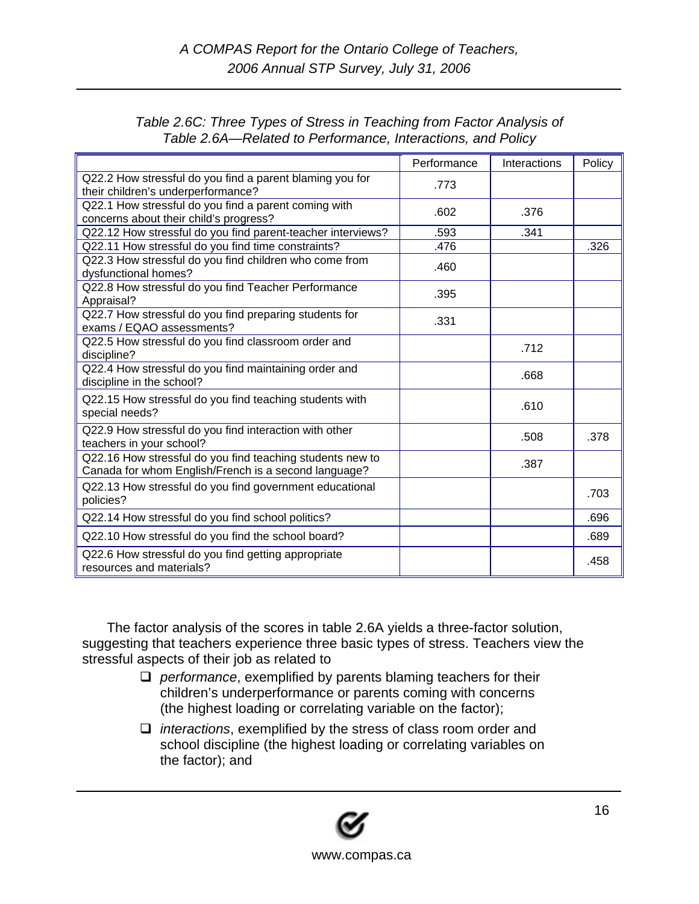*Table 2.6C: Three Types of Stress in Teaching from Factor Analysis of Table 2.6A—Related to Performance, Interactions, and Policy*

| | Performance | Interactions | Policy |
|---|---|---|---|
| Q22.2 How stressful do you find a parent blaming you for their children's underperformance? | .773 | | |
| Q22.1 How stressful do you find a parent coming with concerns about their child's progress? | .602 | .376 | |
| Q22.12 How stressful do you find parent-teacher interviews? | .593 | .341 | |
| Q22.11 How stressful do you find time constraints? | .476 | | .326 |
| Q22.3 How stressful do you find children who come from dysfunctional homes? | .460 | | |
| Q22.8 How stressful do you find Teacher Performance Appraisal? | .395 | | |
| Q22.7 How stressful do you find preparing students for exams / EQAO assessments? | .331 | | |
| Q22.5 How stressful do you find classroom order and discipline? | | .712 | |
| Q22.4 How stressful do you find maintaining order and discipline in the school? | | .668 | |
| Q22.15 How stressful do you find teaching students with special needs? | | .610 | |
| Q22.9 How stressful do you find interaction with other teachers in your school? | | .508 | .378 |
| Q22.16 How stressful do you find teaching students new to Canada for whom English/French is a second language? | | .387 | |
| Q22.13 How stressful do you find government educational policies? | | | .703 |
| Q22.14 How stressful do you find school politics? | | | .696 |
| Q22.10 How stressful do you find the school board? | | | .689 |
| Q22.6 How stressful do you find getting appropriate resources and materials? | | | .458 |

The factor analysis of the scores in table 2.6A yields a three-factor solution, suggesting that teachers experience three basic types of stress. Teachers view the stressful aspects of their job as related to

- *performance*, exemplified by parents blaming teachers for their children's underperformance or parents coming with concerns (the highest loading or correlating variable on the factor);
- *interactions*, exemplified by the stress of class room order and school discipline (the highest loading or correlating variables on the factor); and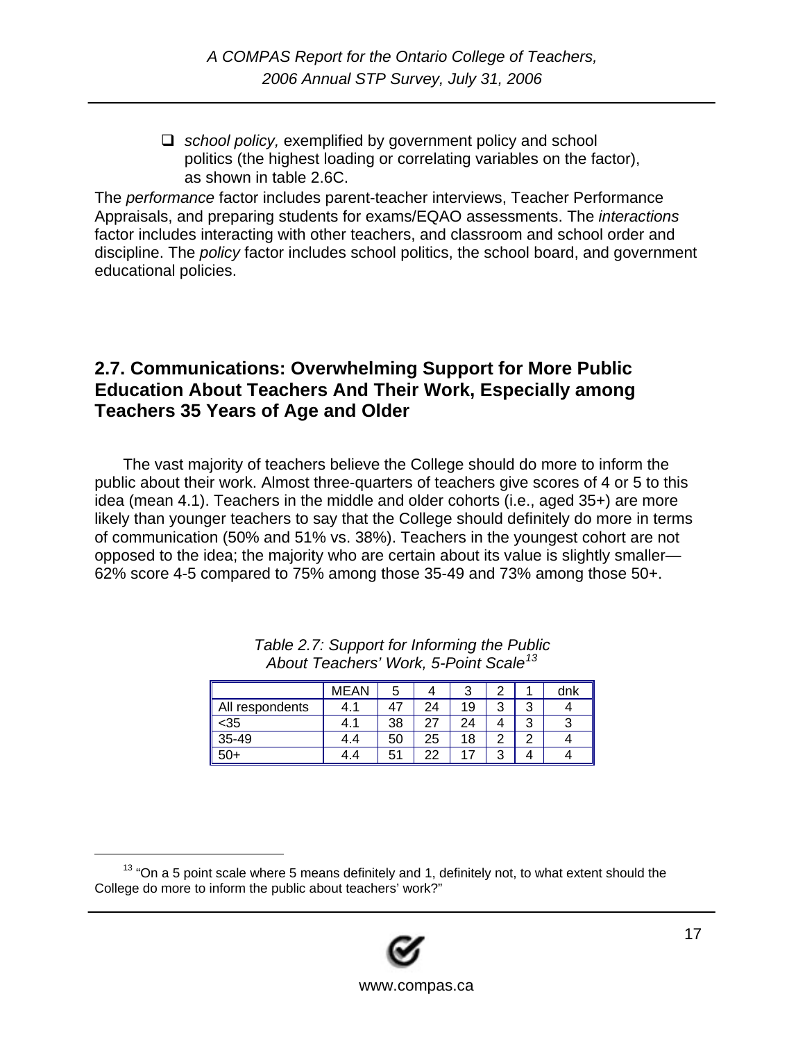- *school policy,* exemplified by government policy and school politics (the highest loading or correlating variables on the factor), as shown in table 2.6C.

The *performance* factor includes parent-teacher interviews, Teacher Performance Appraisals, and preparing students for exams/EQAO assessments. The *interactions* factor includes interacting with other teachers, and classroom and school order and discipline. The *policy* factor includes school politics, the school board, and government educational policies.

## 2.7. Communications: Overwhelming Support for More Public Education About Teachers And Their Work, Especially among Teachers 35 Years of Age and Older

The vast majority of teachers believe the College should do more to inform the public about their work. Almost three-quarters of teachers give scores of 4 or 5 to this idea (mean 4.1). Teachers in the middle and older cohorts (i.e., aged 35+) are more likely than younger teachers to say that the College should definitely do more in terms of communication (50% and 51% vs. 38%). Teachers in the youngest cohort are not opposed to the idea; the majority who are certain about its value is slightly smaller—62% score 4-5 compared to 75% among those 35-49 and 73% among those 50+.

*Table 2.7: Support for Informing the Public About Teachers' Work, 5-Point Scale[13]*

| | MEAN | 5 | 4 | 3 | 2 | 1 | dnk |
|---|---|---|---|---|---|---|---|
| All respondents | 4.1 | 47 | 24 | 19 | 3 | 3 | 4 |
| <35 | 4.1 | 38 | 27 | 24 | 4 | 3 | 3 |
| 35-49 | 4.4 | 50 | 25 | 18 | 2 | 2 | 4 |
| 50+ | 4.4 | 51 | 22 | 17 | 3 | 4 | 4 |

[13] "On a 5 point scale where 5 means definitely and 1, definitely not, to what extent should the College do more to inform the public about teachers' work?"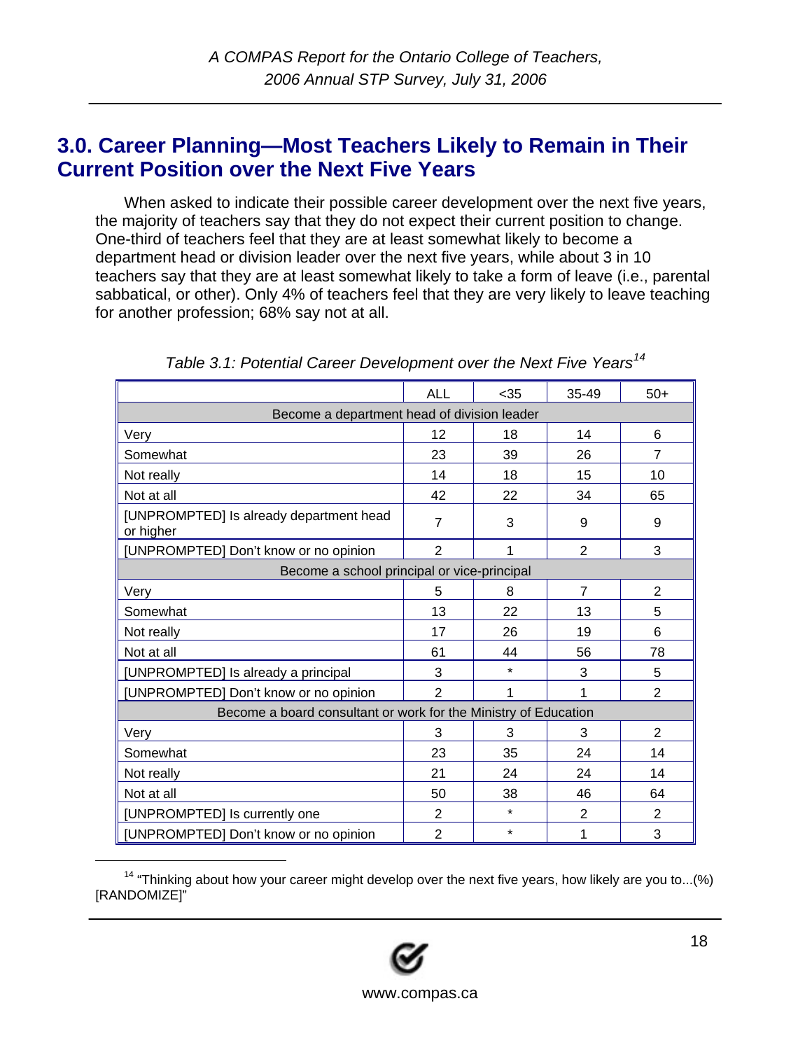## 3.0. Career Planning—Most Teachers Likely to Remain in Their Current Position over the Next Five Years

When asked to indicate their possible career development over the next five years, the majority of teachers say that they do not expect their current position to change. One-third of teachers feel that they are at least somewhat likely to become a department head or division leader over the next five years, while about 3 in 10 teachers say that they are at least somewhat likely to take a form of leave (i.e., parental sabbatical, or other). Only 4% of teachers feel that they are very likely to leave teaching for another profession; 68% say not at all.

*Table 3.1: Potential Career Development over the Next Five Years*[14]

| | ALL | <35 | 35-49 | 50+ |
|---|---|---|---|---|
| Become a department head of division leader | | | | |
| Very | 12 | 18 | 14 | 6 |
| Somewhat | 23 | 39 | 26 | 7 |
| Not really | 14 | 18 | 15 | 10 |
| Not at all | 42 | 22 | 34 | 65 |
| [UNPROMPTED] Is already department head or higher | 7 | 3 | 9 | 9 |
| [UNPROMPTED] Don't know or no opinion | 2 | 1 | 2 | 3 |
| Become a school principal or vice-principal | | | | |
| Very | 5 | 8 | 7 | 2 |
| Somewhat | 13 | 22 | 13 | 5 |
| Not really | 17 | 26 | 19 | 6 |
| Not at all | 61 | 44 | 56 | 78 |
| [UNPROMPTED] Is already a principal | 3 | * | 3 | 5 |
| [UNPROMPTED] Don't know or no opinion | 2 | 1 | 1 | 2 |
| Become a board consultant or work for the Ministry of Education | | | | |
| Very | 3 | 3 | 3 | 2 |
| Somewhat | 23 | 35 | 24 | 14 |
| Not really | 21 | 24 | 24 | 14 |
| Not at all | 50 | 38 | 46 | 64 |
| [UNPROMPTED] Is currently one | 2 | * | 2 | 2 |
| [UNPROMPTED] Don't know or no opinion | 2 | * | 1 | 3 |

[14] "Thinking about how your career might develop over the next five years, how likely are you to...(%) [RANDOMIZE]"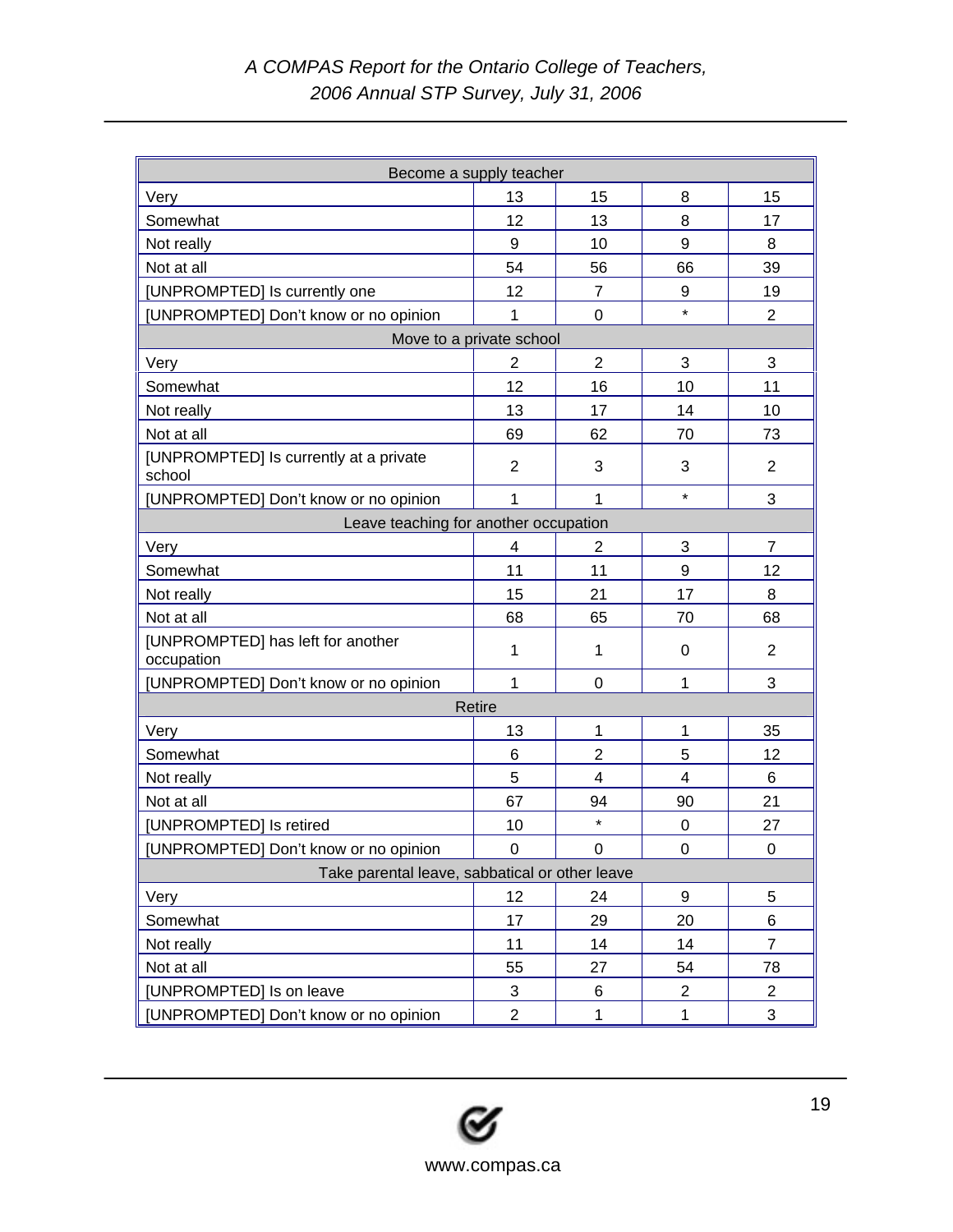| | | | | |
|---|---|---|---|---|
| Become a supply teacher | | | | |
| Very | 13 | 15 | 8 | 15 |
| Somewhat | 12 | 13 | 8 | 17 |
| Not really | 9 | 10 | 9 | 8 |
| Not at all | 54 | 56 | 66 | 39 |
| [UNPROMPTED] Is currently one | 12 | 7 | 9 | 19 |
| [UNPROMPTED] Don't know or no opinion | 1 | 0 | * | 2 |
| Move to a private school | | | | |
| Very | 2 | 2 | 3 | 3 |
| Somewhat | 12 | 16 | 10 | 11 |
| Not really | 13 | 17 | 14 | 10 |
| Not at all | 69 | 62 | 70 | 73 |
| [UNPROMPTED] Is currently at a private school | 2 | 3 | 3 | 2 |
| [UNPROMPTED] Don't know or no opinion | 1 | 1 | * | 3 |
| Leave teaching for another occupation | | | | |
| Very | 4 | 2 | 3 | 7 |
| Somewhat | 11 | 11 | 9 | 12 |
| Not really | 15 | 21 | 17 | 8 |
| Not at all | 68 | 65 | 70 | 68 |
| [UNPROMPTED] has left for another occupation | 1 | 1 | 0 | 2 |
| [UNPROMPTED] Don't know or no opinion | 1 | 0 | 1 | 3 |
| Retire | | | | |
| Very | 13 | 1 | 1 | 35 |
| Somewhat | 6 | 2 | 5 | 12 |
| Not really | 5 | 4 | 4 | 6 |
| Not at all | 67 | 94 | 90 | 21 |
| [UNPROMPTED] Is retired | 10 | * | 0 | 27 |
| [UNPROMPTED] Don't know or no opinion | 0 | 0 | 0 | 0 |
| Take parental leave, sabbatical or other leave | | | | |
| Very | 12 | 24 | 9 | 5 |
| Somewhat | 17 | 29 | 20 | 6 |
| Not really | 11 | 14 | 14 | 7 |
| Not at all | 55 | 27 | 54 | 78 |
| [UNPROMPTED] Is on leave | 3 | 6 | 2 | 2 |
| [UNPROMPTED] Don't know or no opinion | 2 | 1 | 1 | 3 |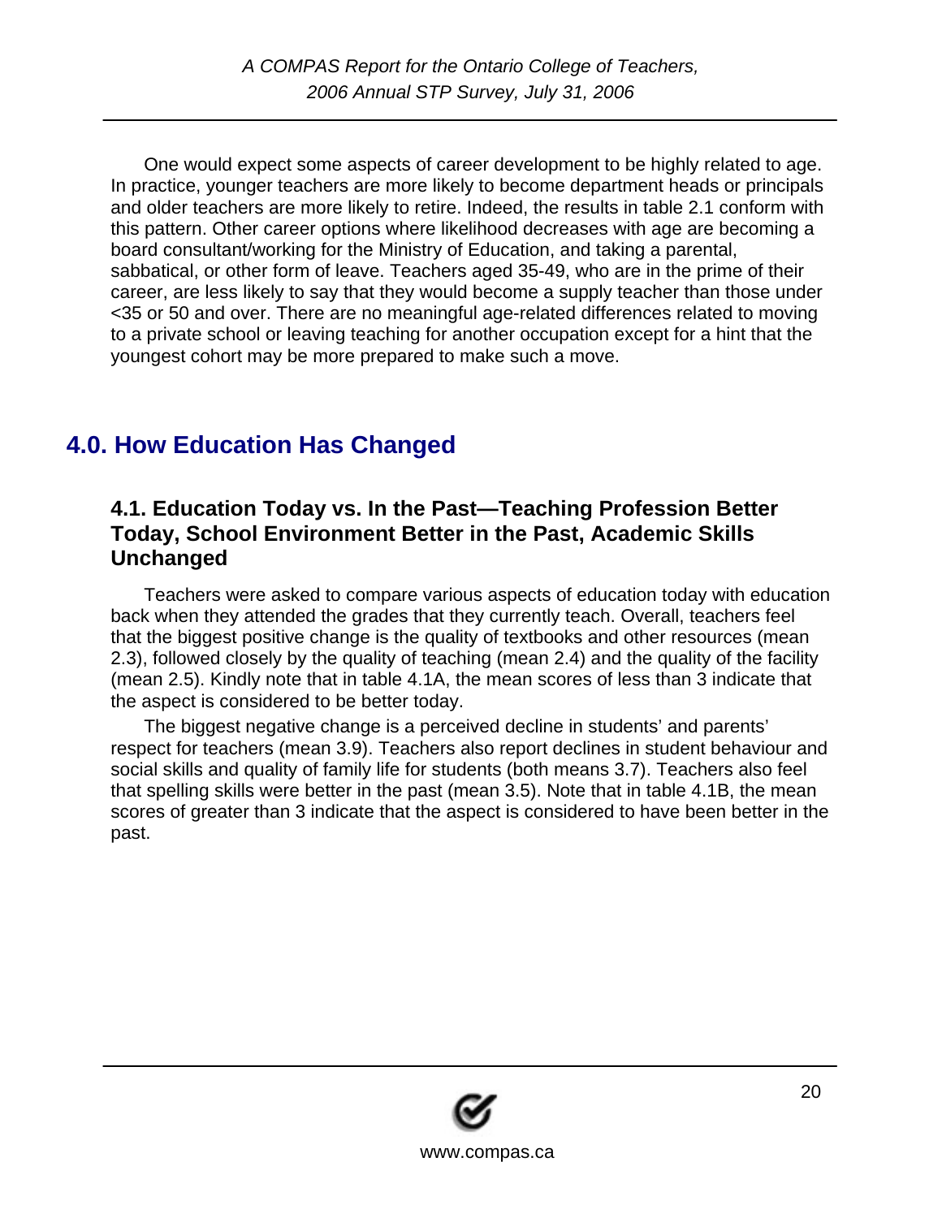One would expect some aspects of career development to be highly related to age. In practice, younger teachers are more likely to become department heads or principals and older teachers are more likely to retire. Indeed, the results in table 2.1 conform with this pattern. Other career options where likelihood decreases with age are becoming a board consultant/working for the Ministry of Education, and taking a parental, sabbatical, or other form of leave. Teachers aged 35-49, who are in the prime of their career, are less likely to say that they would become a supply teacher than those under <35 or 50 and over. There are no meaningful age-related differences related to moving to a private school or leaving teaching for another occupation except for a hint that the youngest cohort may be more prepared to make such a move.

# 4.0. How Education Has Changed

## 4.1. Education Today vs. In the Past—Teaching Profession Better Today, School Environment Better in the Past, Academic Skills Unchanged

Teachers were asked to compare various aspects of education today with education back when they attended the grades that they currently teach. Overall, teachers feel that the biggest positive change is the quality of textbooks and other resources (mean 2.3), followed closely by the quality of teaching (mean 2.4) and the quality of the facility (mean 2.5). Kindly note that in table 4.1A, the mean scores of less than 3 indicate that the aspect is considered to be better today.

The biggest negative change is a perceived decline in students' and parents' respect for teachers (mean 3.9). Teachers also report declines in student behaviour and social skills and quality of family life for students (both means 3.7). Teachers also feel that spelling skills were better in the past (mean 3.5). Note that in table 4.1B, the mean scores of greater than 3 indicate that the aspect is considered to have been better in the past.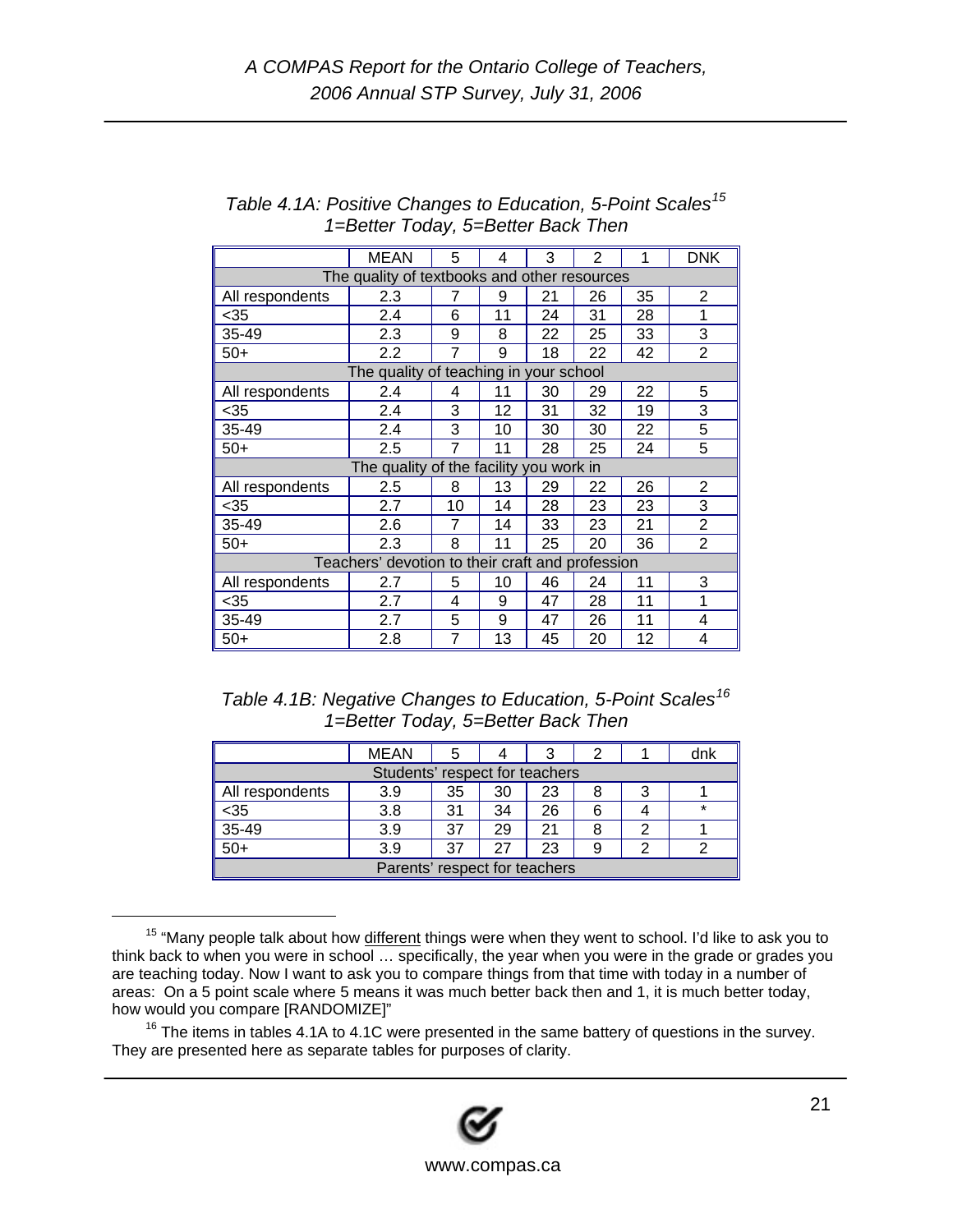*Table 4.1A: Positive Changes to Education, 5-Point Scales[15] 1=Better Today, 5=Better Back Then*

| | MEAN | 5 | 4 | 3 | 2 | 1 | DNK |
|---|---|---|---|---|---|---|---|
| The quality of textbooks and other resources | | | | | | | |
| All respondents | 2.3 | 7 | 9 | 21 | 26 | 35 | 2 |
| <35 | 2.4 | 6 | 11 | 24 | 31 | 28 | 1 |
| 35-49 | 2.3 | 9 | 8 | 22 | 25 | 33 | 3 |
| 50+ | 2.2 | 7 | 9 | 18 | 22 | 42 | 2 |
| The quality of teaching in your school | | | | | | | |
| All respondents | 2.4 | 4 | 11 | 30 | 29 | 22 | 5 |
| <35 | 2.4 | 3 | 12 | 31 | 32 | 19 | 3 |
| 35-49 | 2.4 | 3 | 10 | 30 | 30 | 22 | 5 |
| 50+ | 2.5 | 7 | 11 | 28 | 25 | 24 | 5 |
| The quality of the facility you work in | | | | | | | |
| All respondents | 2.5 | 8 | 13 | 29 | 22 | 26 | 2 |
| <35 | 2.7 | 10 | 14 | 28 | 23 | 23 | 3 |
| 35-49 | 2.6 | 7 | 14 | 33 | 23 | 21 | 2 |
| 50+ | 2.3 | 8 | 11 | 25 | 20 | 36 | 2 |
| Teachers' devotion to their craft and profession | | | | | | | |
| All respondents | 2.7 | 5 | 10 | 46 | 24 | 11 | 3 |
| <35 | 2.7 | 4 | 9 | 47 | 28 | 11 | 1 |
| 35-49 | 2.7 | 5 | 9 | 47 | 26 | 11 | 4 |
| 50+ | 2.8 | 7 | 13 | 45 | 20 | 12 | 4 |

*Table 4.1B: Negative Changes to Education, 5-Point Scales[16] 1=Better Today, 5=Better Back Then*

| | MEAN | 5 | 4 | 3 | 2 | 1 | dnk |
|---|---|---|---|---|---|---|---|
| Students' respect for teachers | | | | | | | |
| All respondents | 3.9 | 35 | 30 | 23 | 8 | 3 | 1 |
| <35 | 3.8 | 31 | 34 | 26 | 6 | 4 | * |
| 35-49 | 3.9 | 37 | 29 | 21 | 8 | 2 | 1 |
| 50+ | 3.9 | 37 | 27 | 23 | 9 | 2 | 2 |
| Parents' respect for teachers | | | | | | | |

---

[15] "Many people talk about how different things were when they went to school. I'd like to ask you to think back to when you were in school … specifically, the year when you were in the grade or grades you are teaching today. Now I want to ask you to compare things from that time with today in a number of areas: On a 5 point scale where 5 means it was much better back then and 1, it is much better today, how would you compare [RANDOMIZE]"

[16] The items in tables 4.1A to 4.1C were presented in the same battery of questions in the survey. They are presented here as separate tables for purposes of clarity.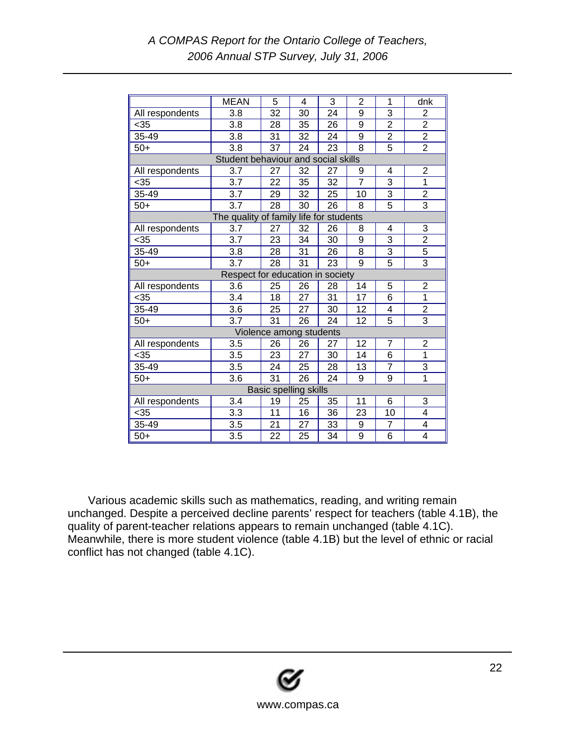| | MEAN | 5 | 4 | 3 | 2 | 1 | dnk |
|---|---|---|---|---|---|---|---|
| All respondents | 3.8 | 32 | 30 | 24 | 9 | 3 | 2 |
| <35 | 3.8 | 28 | 35 | 26 | 9 | 2 | 2 |
| 35-49 | 3.8 | 31 | 32 | 24 | 9 | 2 | 2 |
| 50+ | 3.8 | 37 | 24 | 23 | 8 | 5 | 2 |
| Student behaviour and social skills | | | | | | | |
| All respondents | 3.7 | 27 | 32 | 27 | 9 | 4 | 2 |
| <35 | 3.7 | 22 | 35 | 32 | 7 | 3 | 1 |
| 35-49 | 3.7 | 29 | 32 | 25 | 10 | 3 | 2 |
| 50+ | 3.7 | 28 | 30 | 26 | 8 | 5 | 3 |
| The quality of family life for students | | | | | | | |
| All respondents | 3.7 | 27 | 32 | 26 | 8 | 4 | 3 |
| <35 | 3.7 | 23 | 34 | 30 | 9 | 3 | 2 |
| 35-49 | 3.8 | 28 | 31 | 26 | 8 | 3 | 5 |
| 50+ | 3.7 | 28 | 31 | 23 | 9 | 5 | 3 |
| Respect for education in society | | | | | | | |
| All respondents | 3.6 | 25 | 26 | 28 | 14 | 5 | 2 |
| <35 | 3.4 | 18 | 27 | 31 | 17 | 6 | 1 |
| 35-49 | 3.6 | 25 | 27 | 30 | 12 | 4 | 2 |
| 50+ | 3.7 | 31 | 26 | 24 | 12 | 5 | 3 |
| Violence among students | | | | | | | |
| All respondents | 3.5 | 26 | 26 | 27 | 12 | 7 | 2 |
| <35 | 3.5 | 23 | 27 | 30 | 14 | 6 | 1 |
| 35-49 | 3.5 | 24 | 25 | 28 | 13 | 7 | 3 |
| 50+ | 3.6 | 31 | 26 | 24 | 9 | 9 | 1 |
| Basic spelling skills | | | | | | | |
| All respondents | 3.4 | 19 | 25 | 35 | 11 | 6 | 3 |
| <35 | 3.3 | 11 | 16 | 36 | 23 | 10 | 4 |
| 35-49 | 3.5 | 21 | 27 | 33 | 9 | 7 | 4 |
| 50+ | 3.5 | 22 | 25 | 34 | 9 | 6 | 4 |

Various academic skills such as mathematics, reading, and writing remain unchanged. Despite a perceived decline parents' respect for teachers (table 4.1B), the quality of parent-teacher relations appears to remain unchanged (table 4.1C). Meanwhile, there is more student violence (table 4.1B) but the level of ethnic or racial conflict has not changed (table 4.1C).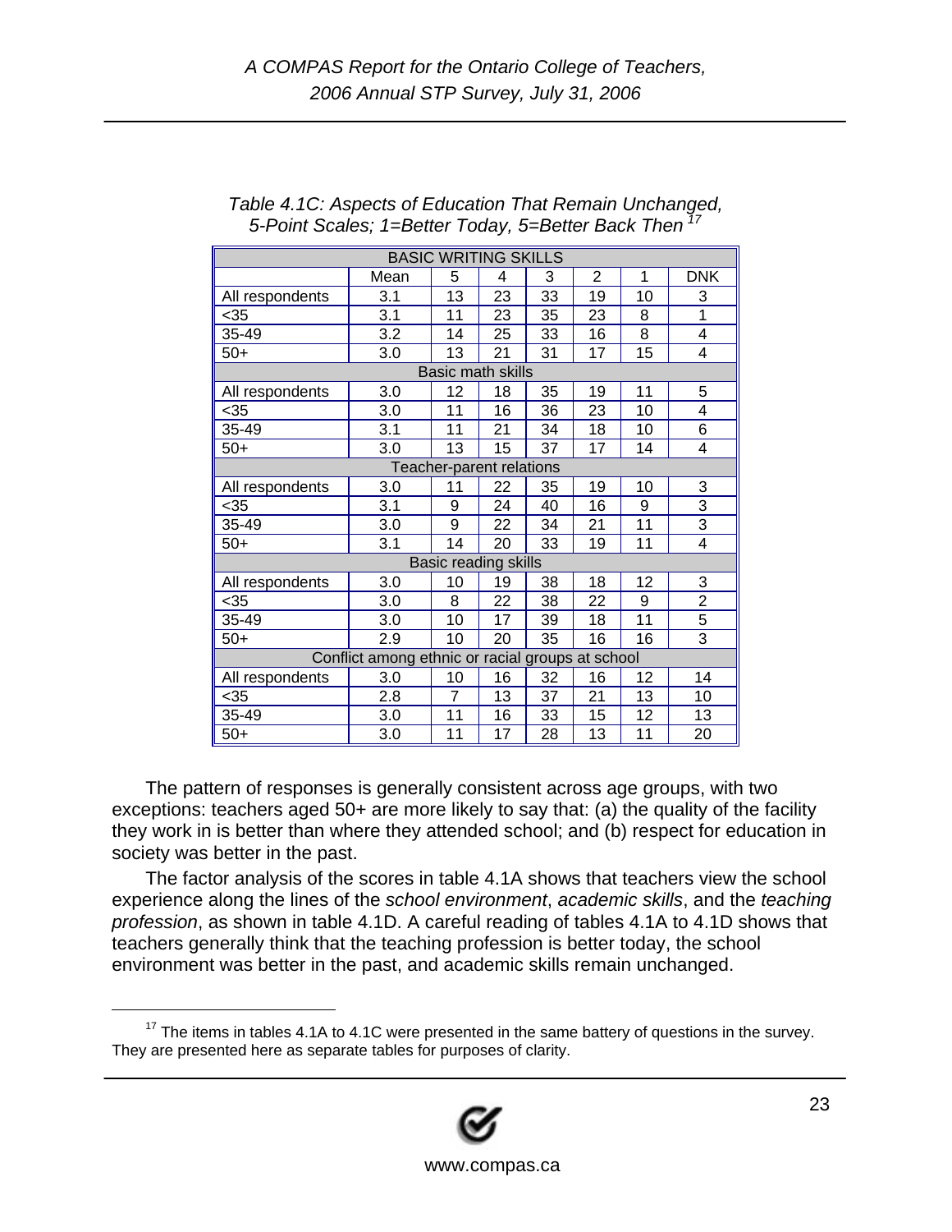*Table 4.1C: Aspects of Education That Remain Unchanged, 5-Point Scales; 1=Better Today, 5=Better Back Then*[17]

| BASIC WRITING SKILLS | | | | | | | |
|---|---|---|---|---|---|---|---|
| | Mean | 5 | 4 | 3 | 2 | 1 | DNK |
| All respondents | 3.1 | 13 | 23 | 33 | 19 | 10 | 3 |
| <35 | 3.1 | 11 | 23 | 35 | 23 | 8 | 1 |
| 35-49 | 3.2 | 14 | 25 | 33 | 16 | 8 | 4 |
| 50+ | 3.0 | 13 | 21 | 31 | 17 | 15 | 4 |
| Basic math skills | | | | | | | |
| All respondents | 3.0 | 12 | 18 | 35 | 19 | 11 | 5 |
| <35 | 3.0 | 11 | 16 | 36 | 23 | 10 | 4 |
| 35-49 | 3.1 | 11 | 21 | 34 | 18 | 10 | 6 |
| 50+ | 3.0 | 13 | 15 | 37 | 17 | 14 | 4 |
| Teacher-parent relations | | | | | | | |
| All respondents | 3.0 | 11 | 22 | 35 | 19 | 10 | 3 |
| <35 | 3.1 | 9 | 24 | 40 | 16 | 9 | 3 |
| 35-49 | 3.0 | 9 | 22 | 34 | 21 | 11 | 3 |
| 50+ | 3.1 | 14 | 20 | 33 | 19 | 11 | 4 |
| Basic reading skills | | | | | | | |
| All respondents | 3.0 | 10 | 19 | 38 | 18 | 12 | 3 |
| <35 | 3.0 | 8 | 22 | 38 | 22 | 9 | 2 |
| 35-49 | 3.0 | 10 | 17 | 39 | 18 | 11 | 5 |
| 50+ | 2.9 | 10 | 20 | 35 | 16 | 16 | 3 |
| Conflict among ethnic or racial groups at school | | | | | | | |
| All respondents | 3.0 | 10 | 16 | 32 | 16 | 12 | 14 |
| <35 | 2.8 | 7 | 13 | 37 | 21 | 13 | 10 |
| 35-49 | 3.0 | 11 | 16 | 33 | 15 | 12 | 13 |
| 50+ | 3.0 | 11 | 17 | 28 | 13 | 11 | 20 |

The pattern of responses is generally consistent across age groups, with two exceptions: teachers aged 50+ are more likely to say that: (a) the quality of the facility they work in is better than where they attended school; and (b) respect for education in society was better in the past.

The factor analysis of the scores in table 4.1A shows that teachers view the school experience along the lines of the *school environment*, *academic skills*, and the *teaching profession*, as shown in table 4.1D. A careful reading of tables 4.1A to 4.1D shows that teachers generally think that the teaching profession is better today, the school environment was better in the past, and academic skills remain unchanged.

[17] The items in tables 4.1A to 4.1C were presented in the same battery of questions in the survey. They are presented here as separate tables for purposes of clarity.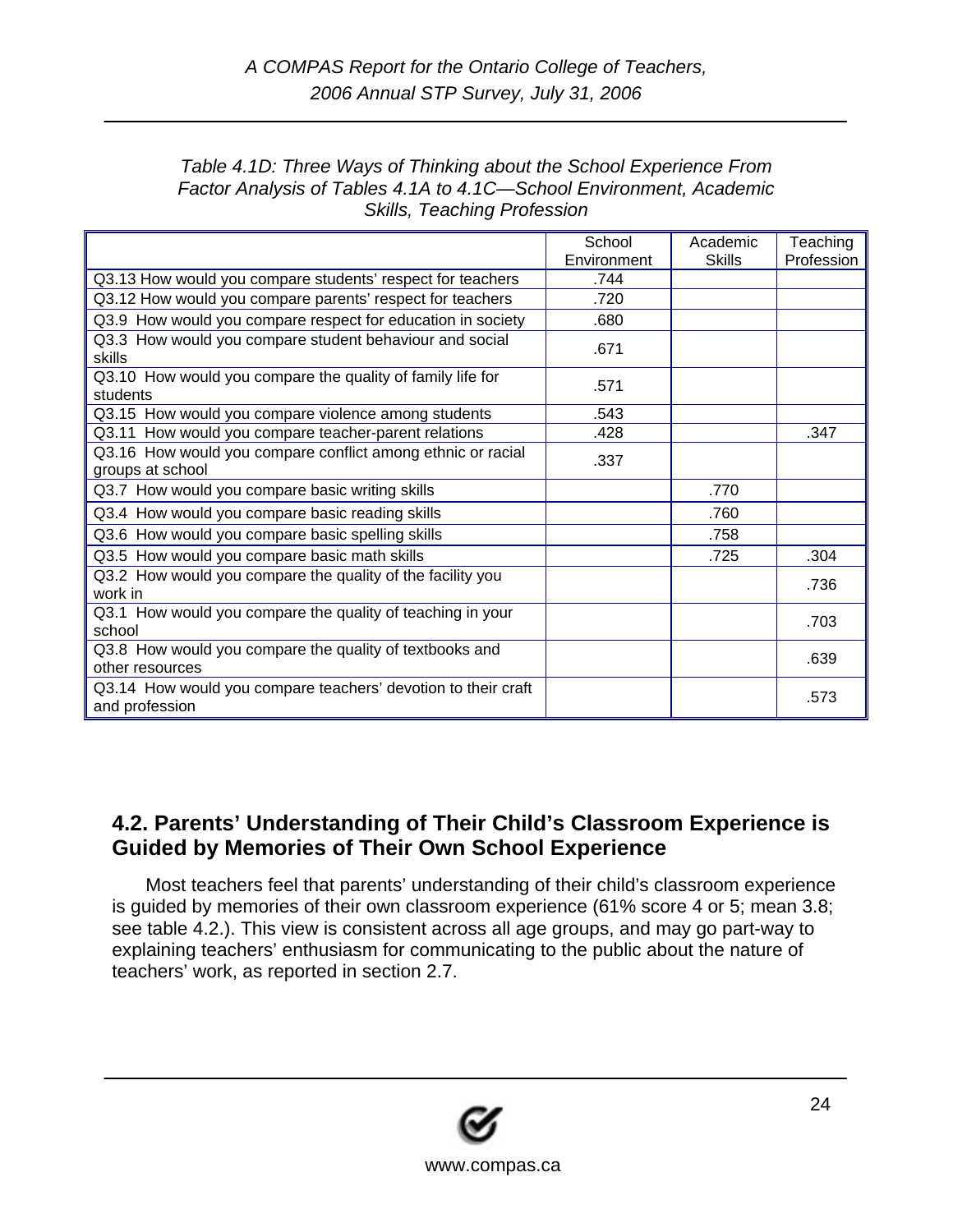*Table 4.1D: Three Ways of Thinking about the School Experience From Factor Analysis of Tables 4.1A to 4.1C—School Environment, Academic Skills, Teaching Profession*

| | School Environment | Academic Skills | Teaching Profession |
|---|---|---|---|
| Q3.13 How would you compare students' respect for teachers | .744 | | |
| Q3.12 How would you compare parents' respect for teachers | .720 | | |
| Q3.9 How would you compare respect for education in society | .680 | | |
| Q3.3 How would you compare student behaviour and social skills | .671 | | |
| Q3.10 How would you compare the quality of family life for students | .571 | | |
| Q3.15 How would you compare violence among students | .543 | | |
| Q3.11 How would you compare teacher-parent relations | .428 | | .347 |
| Q3.16 How would you compare conflict among ethnic or racial groups at school | .337 | | |
| Q3.7 How would you compare basic writing skills | | .770 | |
| Q3.4 How would you compare basic reading skills | | .760 | |
| Q3.6 How would you compare basic spelling skills | | .758 | |
| Q3.5 How would you compare basic math skills | | .725 | .304 |
| Q3.2 How would you compare the quality of the facility you work in | | | .736 |
| Q3.1 How would you compare the quality of teaching in your school | | | .703 |
| Q3.8 How would you compare the quality of textbooks and other resources | | | .639 |
| Q3.14 How would you compare teachers' devotion to their craft and profession | | | .573 |

## 4.2. Parents' Understanding of Their Child's Classroom Experience is Guided by Memories of Their Own School Experience

Most teachers feel that parents' understanding of their child's classroom experience is guided by memories of their own classroom experience (61% score 4 or 5; mean 3.8; see table 4.2.). This view is consistent across all age groups, and may go part-way to explaining teachers' enthusiasm for communicating to the public about the nature of teachers' work, as reported in section 2.7.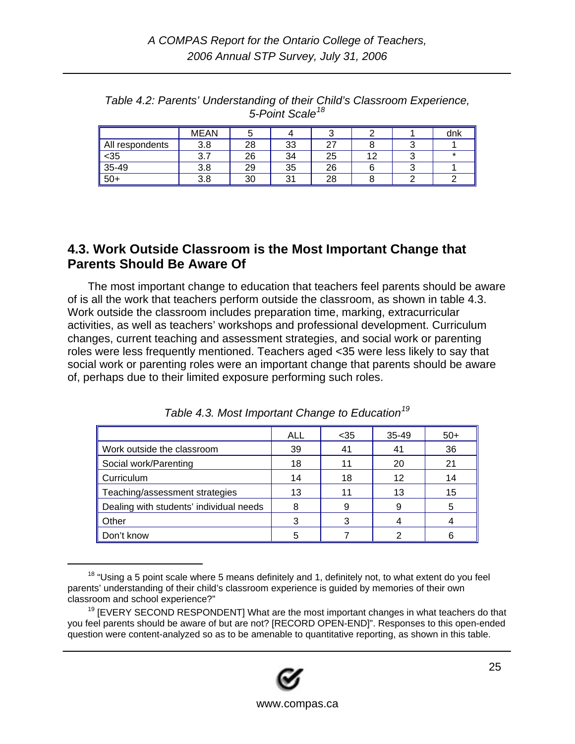*Table 4.2: Parents' Understanding of their Child's Classroom Experience, 5-Point Scale*[18]

| | MEAN | 5 | 4 | 3 | 2 | 1 | dnk |
|---|---|---|---|---|---|---|---|
| All respondents | 3.8 | 28 | 33 | 27 | 8 | 3 | 1 |
| <35 | 3.7 | 26 | 34 | 25 | 12 | 3 | * |
| 35-49 | 3.8 | 29 | 35 | 26 | 6 | 3 | 1 |
| 50+ | 3.8 | 30 | 31 | 28 | 8 | 2 | 2 |

## 4.3. Work Outside Classroom is the Most Important Change that Parents Should Be Aware Of

The most important change to education that teachers feel parents should be aware of is all the work that teachers perform outside the classroom, as shown in table 4.3. Work outside the classroom includes preparation time, marking, extracurricular activities, as well as teachers' workshops and professional development. Curriculum changes, current teaching and assessment strategies, and social work or parenting roles were less frequently mentioned. Teachers aged <35 were less likely to say that social work or parenting roles were an important change that parents should be aware of, perhaps due to their limited exposure performing such roles.

*Table 4.3. Most Important Change to Education*[19]

| | ALL | <35 | 35-49 | 50+ |
|---|---|---|---|---|
| Work outside the classroom | 39 | 41 | 41 | 36 |
| Social work/Parenting | 18 | 11 | 20 | 21 |
| Curriculum | 14 | 18 | 12 | 14 |
| Teaching/assessment strategies | 13 | 11 | 13 | 15 |
| Dealing with students' individual needs | 8 | 9 | 9 | 5 |
| Other | 3 | 3 | 4 | 4 |
| Don't know | 5 | 7 | 2 | 6 |

[18] "Using a 5 point scale where 5 means definitely and 1, definitely not, to what extent do you feel parents' understanding of their child's classroom experience is guided by memories of their own classroom and school experience?"

[19] [EVERY SECOND RESPONDENT] What are the most important changes in what teachers do that you feel parents should be aware of but are not? [RECORD OPEN-END]". Responses to this open-ended question were content-analyzed so as to be amenable to quantitative reporting, as shown in this table.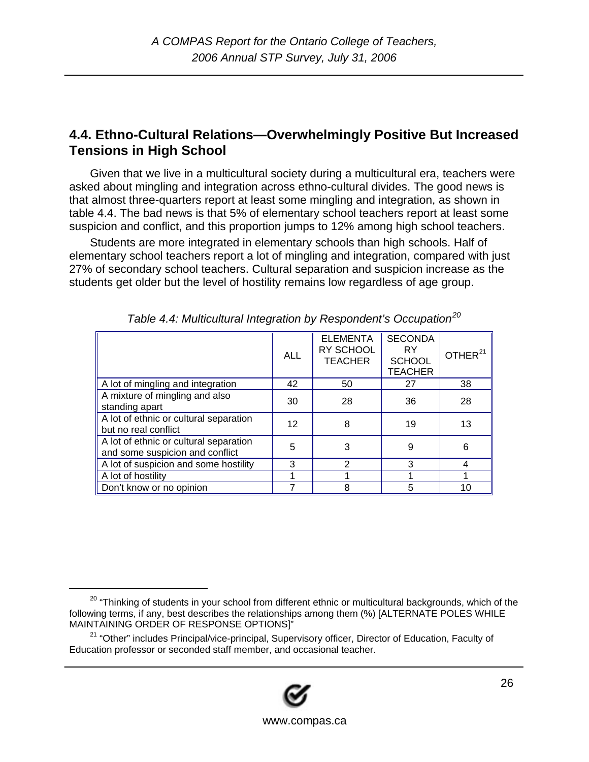## 4.4. Ethno-Cultural Relations—Overwhelmingly Positive But Increased Tensions in High School

Given that we live in a multicultural society during a multicultural era, teachers were asked about mingling and integration across ethno-cultural divides. The good news is that almost three-quarters report at least some mingling and integration, as shown in table 4.4. The bad news is that 5% of elementary school teachers report at least some suspicion and conflict, and this proportion jumps to 12% among high school teachers.

Students are more integrated in elementary schools than high schools. Half of elementary school teachers report a lot of mingling and integration, compared with just 27% of secondary school teachers. Cultural separation and suspicion increase as the students get older but the level of hostility remains low regardless of age group.

*Table 4.4: Multicultural Integration by Respondent's Occupation[20]*

| | ALL | ELEMENTARY SCHOOL TEACHER | SECONDARY SCHOOL TEACHER | OTHER[21] |
|---|---|---|---|---|
| A lot of mingling and integration | 42 | 50 | 27 | 38 |
| A mixture of mingling and also standing apart | 30 | 28 | 36 | 28 |
| A lot of ethnic or cultural separation but no real conflict | 12 | 8 | 19 | 13 |
| A lot of ethnic or cultural separation and some suspicion and conflict | 5 | 3 | 9 | 6 |
| A lot of suspicion and some hostility | 3 | 2 | 3 | 4 |
| A lot of hostility | 1 | 1 | 1 | 1 |
| Don't know or no opinion | 7 | 8 | 5 | 10 |

[20] "Thinking of students in your school from different ethnic or multicultural backgrounds, which of the following terms, if any, best describes the relationships among them (%) [ALTERNATE POLES WHILE MAINTAINING ORDER OF RESPONSE OPTIONS]"

[21] "Other" includes Principal/vice-principal, Supervisory officer, Director of Education, Faculty of Education professor or seconded staff member, and occasional teacher.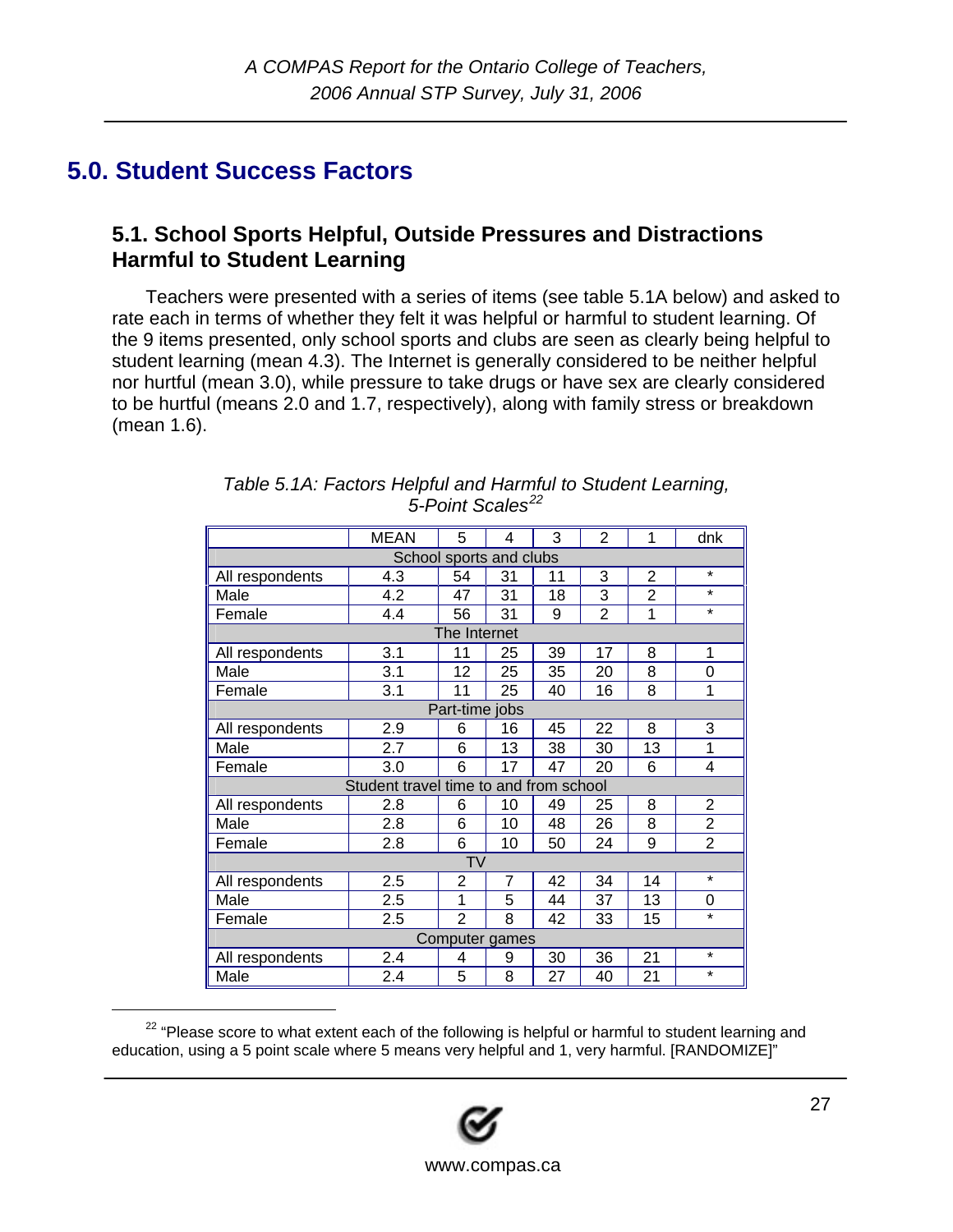# 5.0. Student Success Factors

## 5.1. School Sports Helpful, Outside Pressures and Distractions Harmful to Student Learning

Teachers were presented with a series of items (see table 5.1A below) and asked to rate each in terms of whether they felt it was helpful or harmful to student learning. Of the 9 items presented, only school sports and clubs are seen as clearly being helpful to student learning (mean 4.3). The Internet is generally considered to be neither helpful nor hurtful (mean 3.0), while pressure to take drugs or have sex are clearly considered to be hurtful (means 2.0 and 1.7, respectively), along with family stress or breakdown (mean 1.6).

*Table 5.1A: Factors Helpful and Harmful to Student Learning, 5-Point Scales*[22]

| | MEAN | 5 | 4 | 3 | 2 | 1 | dnk |
|---|---|---|---|---|---|---|---|
| **School sports and clubs** | | | | | | | |
| All respondents | 4.3 | 54 | 31 | 11 | 3 | 2 | * |
| Male | 4.2 | 47 | 31 | 18 | 3 | 2 | * |
| Female | 4.4 | 56 | 31 | 9 | 2 | 1 | * |
| **The Internet** | | | | | | | |
| All respondents | 3.1 | 11 | 25 | 39 | 17 | 8 | 1 |
| Male | 3.1 | 12 | 25 | 35 | 20 | 8 | 0 |
| Female | 3.1 | 11 | 25 | 40 | 16 | 8 | 1 |
| **Part-time jobs** | | | | | | | |
| All respondents | 2.9 | 6 | 16 | 45 | 22 | 8 | 3 |
| Male | 2.7 | 6 | 13 | 38 | 30 | 13 | 1 |
| Female | 3.0 | 6 | 17 | 47 | 20 | 6 | 4 |
| **Student travel time to and from school** | | | | | | | |
| All respondents | 2.8 | 6 | 10 | 49 | 25 | 8 | 2 |
| Male | 2.8 | 6 | 10 | 48 | 26 | 8 | 2 |
| Female | 2.8 | 6 | 10 | 50 | 24 | 9 | 2 |
| **TV** | | | | | | | |
| All respondents | 2.5 | 2 | 7 | 42 | 34 | 14 | * |
| Male | 2.5 | 1 | 5 | 44 | 37 | 13 | 0 |
| Female | 2.5 | 2 | 8 | 42 | 33 | 15 | * |
| **Computer games** | | | | | | | |
| All respondents | 2.4 | 4 | 9 | 30 | 36 | 21 | * |
| Male | 2.4 | 5 | 8 | 27 | 40 | 21 | * |

[22] "Please score to what extent each of the following is helpful or harmful to student learning and education, using a 5 point scale where 5 means very helpful and 1, very harmful. [RANDOMIZE]"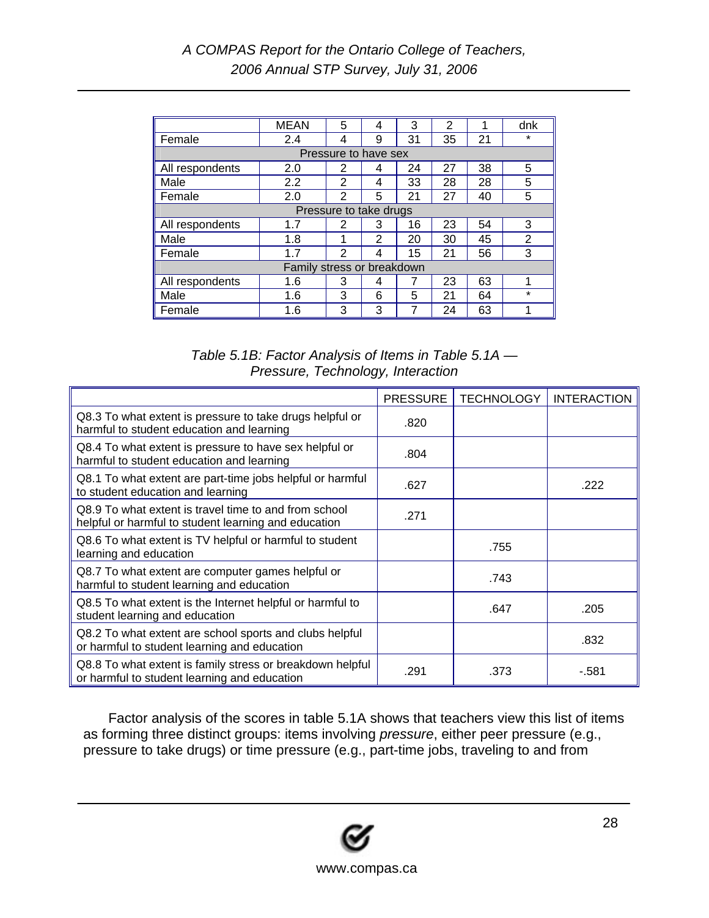| | MEAN | 5 | 4 | 3 | 2 | 1 | dnk |
|---|---|---|---|---|---|---|---|
| Female | 2.4 | 4 | 9 | 31 | 35 | 21 | * |
| Pressure to have sex | | | | | | | |
| All respondents | 2.0 | 2 | 4 | 24 | 27 | 38 | 5 |
| Male | 2.2 | 2 | 4 | 33 | 28 | 28 | 5 |
| Female | 2.0 | 2 | 5 | 21 | 27 | 40 | 5 |
| Pressure to take drugs | | | | | | | |
| All respondents | 1.7 | 2 | 3 | 16 | 23 | 54 | 3 |
| Male | 1.8 | 1 | 2 | 20 | 30 | 45 | 2 |
| Female | 1.7 | 2 | 4 | 15 | 21 | 56 | 3 |
| Family stress or breakdown | | | | | | | |
| All respondents | 1.6 | 3 | 4 | 7 | 23 | 63 | 1 |
| Male | 1.6 | 3 | 6 | 5 | 21 | 64 | * |
| Female | 1.6 | 3 | 3 | 7 | 24 | 63 | 1 |

*Table 5.1B: Factor Analysis of Items in Table 5.1A — Pressure, Technology, Interaction*

| | PRESSURE | TECHNOLOGY | INTERACTION |
|---|---|---|---|
| Q8.3 To what extent is pressure to take drugs helpful or harmful to student education and learning | .820 | | |
| Q8.4 To what extent is pressure to have sex helpful or harmful to student education and learning | .804 | | |
| Q8.1 To what extent are part-time jobs helpful or harmful to student education and learning | .627 | | .222 |
| Q8.9 To what extent is travel time to and from school helpful or harmful to student learning and education | .271 | | |
| Q8.6 To what extent is TV helpful or harmful to student learning and education | | .755 | |
| Q8.7 To what extent are computer games helpful or harmful to student learning and education | | .743 | |
| Q8.5 To what extent is the Internet helpful or harmful to student learning and education | | .647 | .205 |
| Q8.2 To what extent are school sports and clubs helpful or harmful to student learning and education | | | .832 |
| Q8.8 To what extent is family stress or breakdown helpful or harmful to student learning and education | .291 | .373 | -.581 |

Factor analysis of the scores in table 5.1A shows that teachers view this list of items as forming three distinct groups: items involving *pressure*, either peer pressure (e.g., pressure to take drugs) or time pressure (e.g., part-time jobs, traveling to and from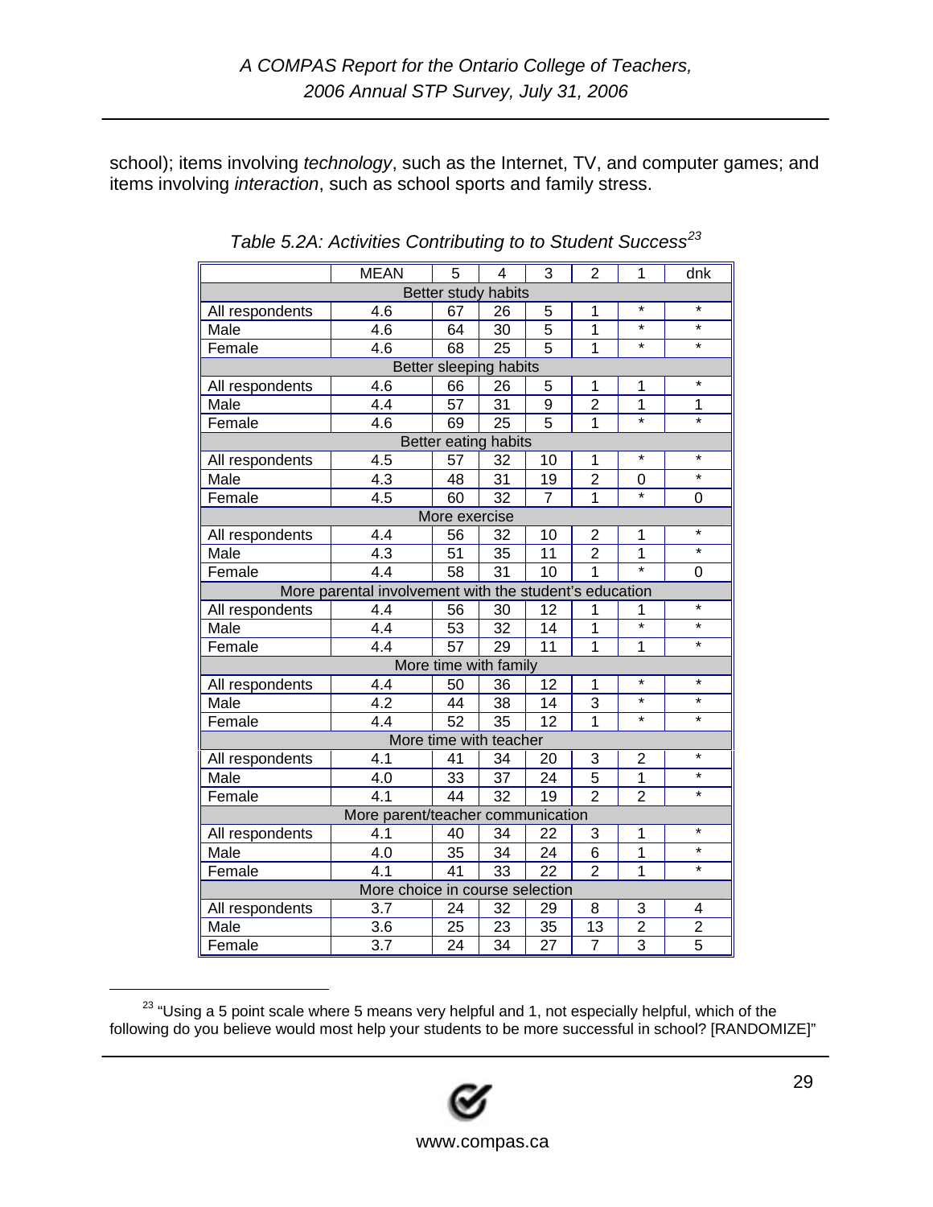school); items involving *technology*, such as the Internet, TV, and computer games; and items involving *interaction*, such as school sports and family stress.

*Table 5.2A: Activities Contributing to to Student Success*[23]

| | MEAN | 5 | 4 | 3 | 2 | 1 | dnk |
|---|---|---|---|---|---|---|---|
| Better study habits | | | | | | | |
| All respondents | 4.6 | 67 | 26 | 5 | 1 | * | * |
| Male | 4.6 | 64 | 30 | 5 | 1 | * | * |
| Female | 4.6 | 68 | 25 | 5 | 1 | * | * |
| Better sleeping habits | | | | | | | |
| All respondents | 4.6 | 66 | 26 | 5 | 1 | 1 | * |
| Male | 4.4 | 57 | 31 | 9 | 2 | 1 | 1 |
| Female | 4.6 | 69 | 25 | 5 | 1 | * | * |
| Better eating habits | | | | | | | |
| All respondents | 4.5 | 57 | 32 | 10 | 1 | * | * |
| Male | 4.3 | 48 | 31 | 19 | 2 | 0 | * |
| Female | 4.5 | 60 | 32 | 7 | 1 | * | 0 |
| More exercise | | | | | | | |
| All respondents | 4.4 | 56 | 32 | 10 | 2 | 1 | * |
| Male | 4.3 | 51 | 35 | 11 | 2 | 1 | * |
| Female | 4.4 | 58 | 31 | 10 | 1 | * | 0 |
| More parental involvement with the student's education | | | | | | | |
| All respondents | 4.4 | 56 | 30 | 12 | 1 | 1 | * |
| Male | 4.4 | 53 | 32 | 14 | 1 | * | * |
| Female | 4.4 | 57 | 29 | 11 | 1 | 1 | * |
| More time with family | | | | | | | |
| All respondents | 4.4 | 50 | 36 | 12 | 1 | * | * |
| Male | 4.2 | 44 | 38 | 14 | 3 | * | * |
| Female | 4.4 | 52 | 35 | 12 | 1 | * | * |
| More time with teacher | | | | | | | |
| All respondents | 4.1 | 41 | 34 | 20 | 3 | 2 | * |
| Male | 4.0 | 33 | 37 | 24 | 5 | 1 | * |
| Female | 4.1 | 44 | 32 | 19 | 2 | 2 | * |
| More parent/teacher communication | | | | | | | |
| All respondents | 4.1 | 40 | 34 | 22 | 3 | 1 | * |
| Male | 4.0 | 35 | 34 | 24 | 6 | 1 | * |
| Female | 4.1 | 41 | 33 | 22 | 2 | 1 | * |
| More choice in course selection | | | | | | | |
| All respondents | 3.7 | 24 | 32 | 29 | 8 | 3 | 4 |
| Male | 3.6 | 25 | 23 | 35 | 13 | 2 | 2 |
| Female | 3.7 | 24 | 34 | 27 | 7 | 3 | 5 |

[23] "Using a 5 point scale where 5 means very helpful and 1, not especially helpful, which of the following do you believe would most help your students to be more successful in school? [RANDOMIZE]"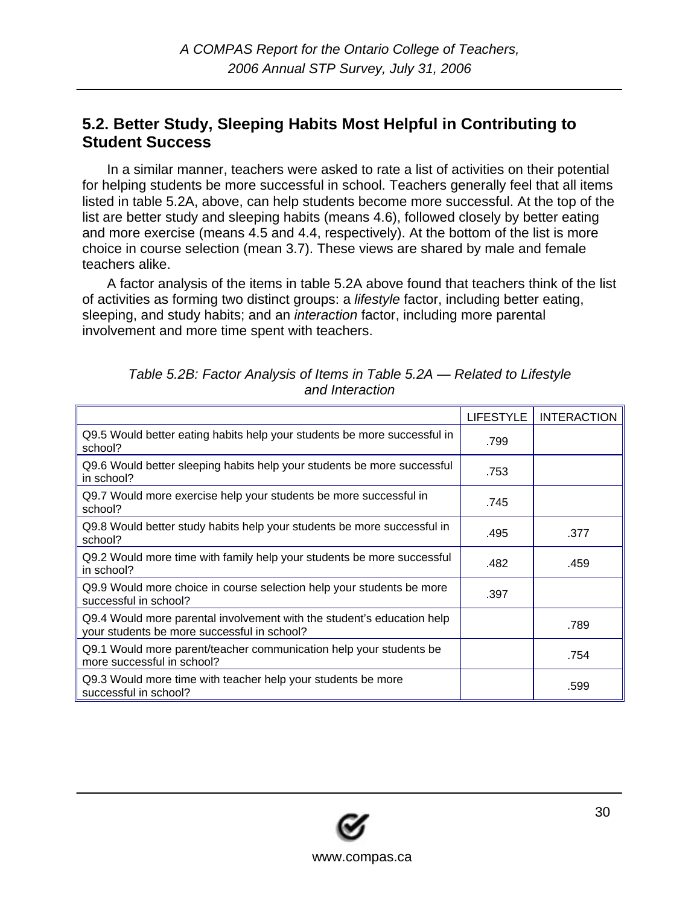## 5.2. Better Study, Sleeping Habits Most Helpful in Contributing to Student Success

In a similar manner, teachers were asked to rate a list of activities on their potential for helping students be more successful in school. Teachers generally feel that all items listed in table 5.2A, above, can help students become more successful. At the top of the list are better study and sleeping habits (means 4.6), followed closely by better eating and more exercise (means 4.5 and 4.4, respectively). At the bottom of the list is more choice in course selection (mean 3.7). These views are shared by male and female teachers alike.

A factor analysis of the items in table 5.2A above found that teachers think of the list of activities as forming two distinct groups: a *lifestyle* factor, including better eating, sleeping, and study habits; and an *interaction* factor, including more parental involvement and more time spent with teachers.

*Table 5.2B: Factor Analysis of Items in Table 5.2A — Related to Lifestyle and Interaction*

| | LIFESTYLE | INTERACTION |
|---|---|---|
| Q9.5 Would better eating habits help your students be more successful in school? | .799 | |
| Q9.6 Would better sleeping habits help your students be more successful in school? | .753 | |
| Q9.7 Would more exercise help your students be more successful in school? | .745 | |
| Q9.8 Would better study habits help your students be more successful in school? | .495 | .377 |
| Q9.2 Would more time with family help your students be more successful in school? | .482 | .459 |
| Q9.9 Would more choice in course selection help your students be more successful in school? | .397 | |
| Q9.4 Would more parental involvement with the student's education help your students be more successful in school? | | .789 |
| Q9.1 Would more parent/teacher communication help your students be more successful in school? | | .754 |
| Q9.3 Would more time with teacher help your students be more successful in school? | | .599 |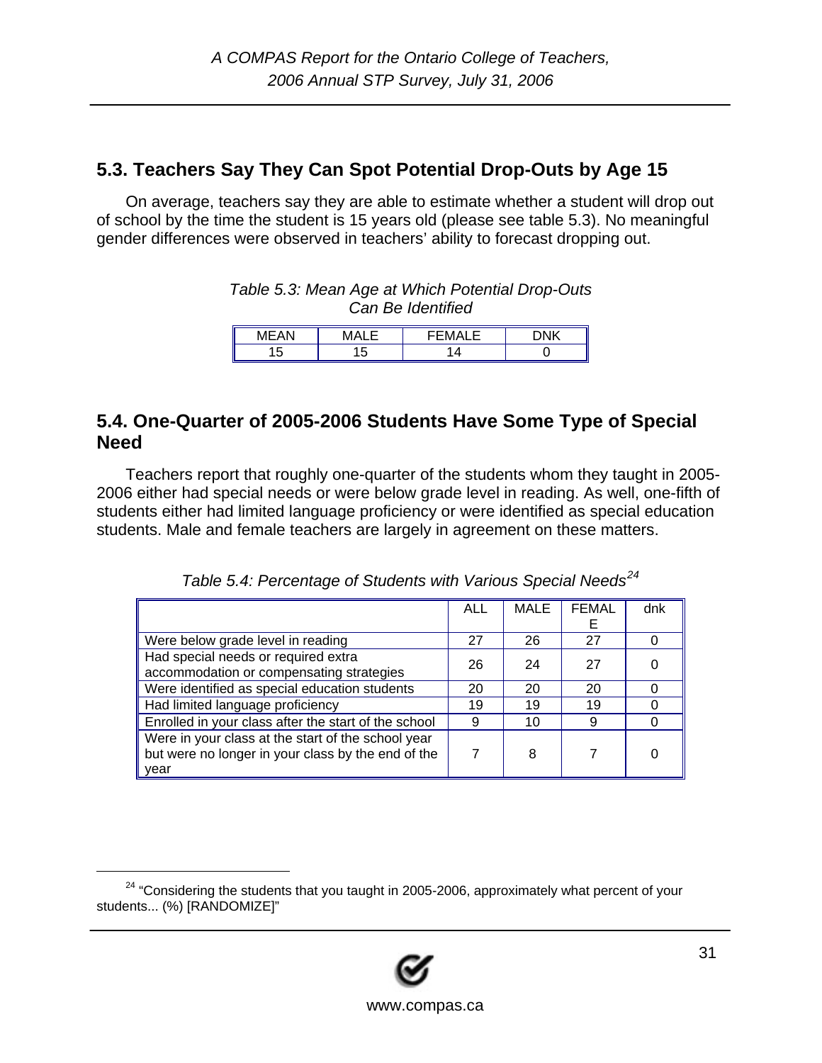## 5.3. Teachers Say They Can Spot Potential Drop-Outs by Age 15

On average, teachers say they are able to estimate whether a student will drop out of school by the time the student is 15 years old (please see table 5.3). No meaningful gender differences were observed in teachers' ability to forecast dropping out.

*Table 5.3: Mean Age at Which Potential Drop-Outs Can Be Identified*

| MEAN | MALE | FEMALE | DNK |
|---|---|---|---|
| 15 | 15 | 14 | 0 |

## 5.4. One-Quarter of 2005-2006 Students Have Some Type of Special Need

Teachers report that roughly one-quarter of the students whom they taught in 2005-2006 either had special needs or were below grade level in reading. As well, one-fifth of students either had limited language proficiency or were identified as special education students. Male and female teachers are largely in agreement on these matters.

*Table 5.4: Percentage of Students with Various Special Needs*[24]

| | ALL | MALE | FEMALE | dnk |
|---|---|---|---|---|
| Were below grade level in reading | 27 | 26 | 27 | 0 |
| Had special needs or required extra accommodation or compensating strategies | 26 | 24 | 27 | 0 |
| Were identified as special education students | 20 | 20 | 20 | 0 |
| Had limited language proficiency | 19 | 19 | 19 | 0 |
| Enrolled in your class after the start of the school | 9 | 10 | 9 | 0 |
| Were in your class at the start of the school year but were no longer in your class by the end of the year | 7 | 8 | 7 | 0 |

[24] "Considering the students that you taught in 2005-2006, approximately what percent of your students... (%) [RANDOMIZE]"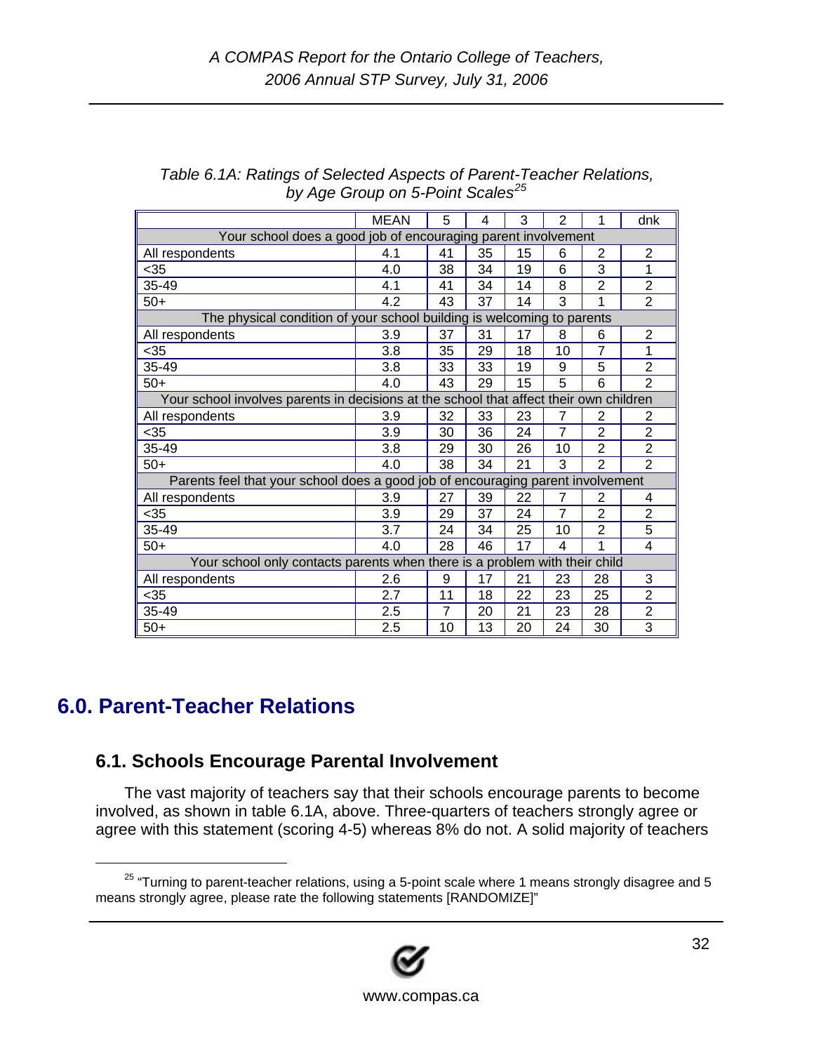*Table 6.1A: Ratings of Selected Aspects of Parent-Teacher Relations, by Age Group on 5-Point Scales*[25]

| | MEAN | 5 | 4 | 3 | 2 | 1 | dnk |
|---|---|---|---|---|---|---|---|
| **Your school does a good job of encouraging parent involvement** | | | | | | | |
| All respondents | 4.1 | 41 | 35 | 15 | 6 | 2 | 2 |
| <35 | 4.0 | 38 | 34 | 19 | 6 | 3 | 1 |
| 35-49 | 4.1 | 41 | 34 | 14 | 8 | 2 | 2 |
| 50+ | 4.2 | 43 | 37 | 14 | 3 | 1 | 2 |
| **The physical condition of your school building is welcoming to parents** | | | | | | | |
| All respondents | 3.9 | 37 | 31 | 17 | 8 | 6 | 2 |
| <35 | 3.8 | 35 | 29 | 18 | 10 | 7 | 1 |
| 35-49 | 3.8 | 33 | 33 | 19 | 9 | 5 | 2 |
| 50+ | 4.0 | 43 | 29 | 15 | 5 | 6 | 2 |
| **Your school involves parents in decisions at the school that affect their own children** | | | | | | | |
| All respondents | 3.9 | 32 | 33 | 23 | 7 | 2 | 2 |
| <35 | 3.9 | 30 | 36 | 24 | 7 | 2 | 2 |
| 35-49 | 3.8 | 29 | 30 | 26 | 10 | 2 | 2 |
| 50+ | 4.0 | 38 | 34 | 21 | 3 | 2 | 2 |
| **Parents feel that your school does a good job of encouraging parent involvement** | | | | | | | |
| All respondents | 3.9 | 27 | 39 | 22 | 7 | 2 | 4 |
| <35 | 3.9 | 29 | 37 | 24 | 7 | 2 | 2 |
| 35-49 | 3.7 | 24 | 34 | 25 | 10 | 2 | 5 |
| 50+ | 4.0 | 28 | 46 | 17 | 4 | 1 | 4 |
| **Your school only contacts parents when there is a problem with their child** | | | | | | | |
| All respondents | 2.6 | 9 | 17 | 21 | 23 | 28 | 3 |
| <35 | 2.7 | 11 | 18 | 22 | 23 | 25 | 2 |
| 35-49 | 2.5 | 7 | 20 | 21 | 23 | 28 | 2 |
| 50+ | 2.5 | 10 | 13 | 20 | 24 | 30 | 3 |

# 6.0. Parent-Teacher Relations

## 6.1. Schools Encourage Parental Involvement

The vast majority of teachers say that their schools encourage parents to become involved, as shown in table 6.1A, above. Three-quarters of teachers strongly agree or agree with this statement (scoring 4-5) whereas 8% do not. A solid majority of teachers

[25] "Turning to parent-teacher relations, using a 5-point scale where 1 means strongly disagree and 5 means strongly agree, please rate the following statements [RANDOMIZE]"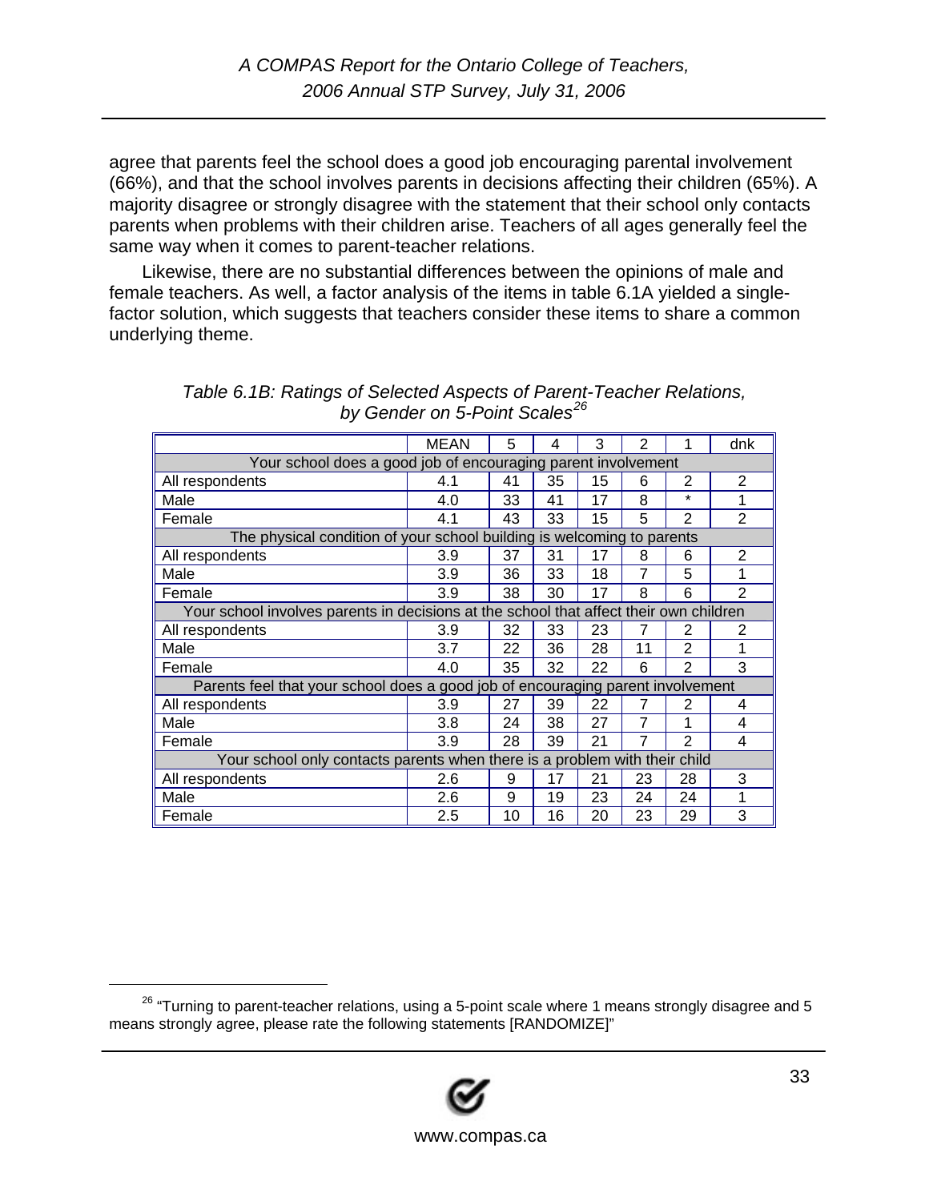agree that parents feel the school does a good job encouraging parental involvement (66%), and that the school involves parents in decisions affecting their children (65%). A majority disagree or strongly disagree with the statement that their school only contacts parents when problems with their children arise. Teachers of all ages generally feel the same way when it comes to parent-teacher relations.

Likewise, there are no substantial differences between the opinions of male and female teachers. As well, a factor analysis of the items in table 6.1A yielded a single-factor solution, which suggests that teachers consider these items to share a common underlying theme.

*Table 6.1B: Ratings of Selected Aspects of Parent-Teacher Relations, by Gender on 5-Point Scales*[26]

| | MEAN | 5 | 4 | 3 | 2 | 1 | dnk |
|---|---|---|---|---|---|---|---|
| Your school does a good job of encouraging parent involvement | | | | | | | |
| All respondents | 4.1 | 41 | 35 | 15 | 6 | 2 | 2 |
| Male | 4.0 | 33 | 41 | 17 | 8 | * | 1 |
| Female | 4.1 | 43 | 33 | 15 | 5 | 2 | 2 |
| The physical condition of your school building is welcoming to parents | | | | | | | |
| All respondents | 3.9 | 37 | 31 | 17 | 8 | 6 | 2 |
| Male | 3.9 | 36 | 33 | 18 | 7 | 5 | 1 |
| Female | 3.9 | 38 | 30 | 17 | 8 | 6 | 2 |
| Your school involves parents in decisions at the school that affect their own children | | | | | | | |
| All respondents | 3.9 | 32 | 33 | 23 | 7 | 2 | 2 |
| Male | 3.7 | 22 | 36 | 28 | 11 | 2 | 1 |
| Female | 4.0 | 35 | 32 | 22 | 6 | 2 | 3 |
| Parents feel that your school does a good job of encouraging parent involvement | | | | | | | |
| All respondents | 3.9 | 27 | 39 | 22 | 7 | 2 | 4 |
| Male | 3.8 | 24 | 38 | 27 | 7 | 1 | 4 |
| Female | 3.9 | 28 | 39 | 21 | 7 | 2 | 4 |
| Your school only contacts parents when there is a problem with their child | | | | | | | |
| All respondents | 2.6 | 9 | 17 | 21 | 23 | 28 | 3 |
| Male | 2.6 | 9 | 19 | 23 | 24 | 24 | 1 |
| Female | 2.5 | 10 | 16 | 20 | 23 | 29 | 3 |

[26] "Turning to parent-teacher relations, using a 5-point scale where 1 means strongly disagree and 5 means strongly agree, please rate the following statements [RANDOMIZE]"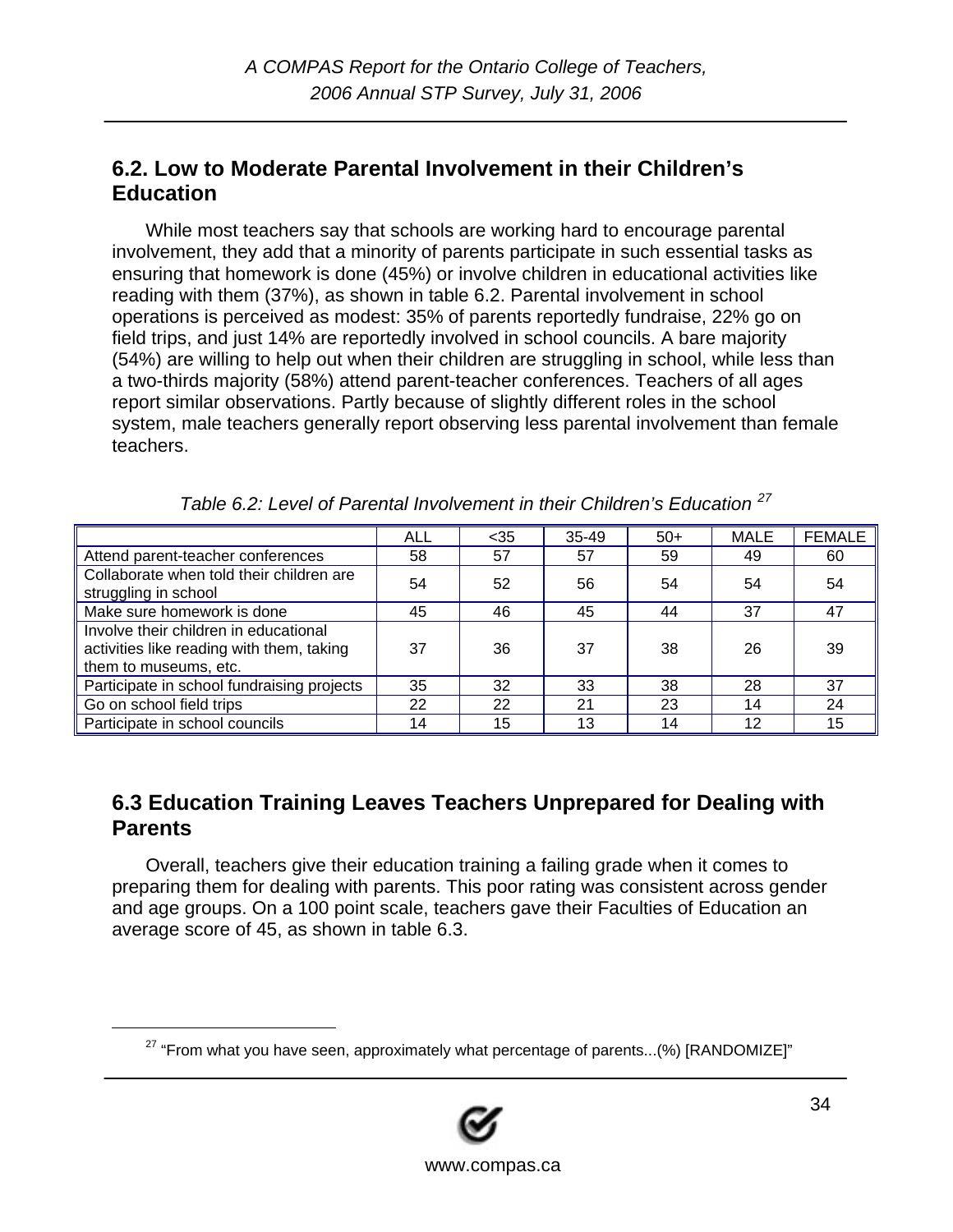## 6.2. Low to Moderate Parental Involvement in their Children's Education

While most teachers say that schools are working hard to encourage parental involvement, they add that a minority of parents participate in such essential tasks as ensuring that homework is done (45%) or involve children in educational activities like reading with them (37%), as shown in table 6.2. Parental involvement in school operations is perceived as modest: 35% of parents reportedly fundraise, 22% go on field trips, and just 14% are reportedly involved in school councils. A bare majority (54%) are willing to help out when their children are struggling in school, while less than a two-thirds majority (58%) attend parent-teacher conferences. Teachers of all ages report similar observations. Partly because of slightly different roles in the school system, male teachers generally report observing less parental involvement than female teachers.

*Table 6.2: Level of Parental Involvement in their Children's Education* [27]

| | ALL | <35 | 35-49 | 50+ | MALE | FEMALE |
|---|---|---|---|---|---|---|
| Attend parent-teacher conferences | 58 | 57 | 57 | 59 | 49 | 60 |
| Collaborate when told their children are struggling in school | 54 | 52 | 56 | 54 | 54 | 54 |
| Make sure homework is done | 45 | 46 | 45 | 44 | 37 | 47 |
| Involve their children in educational activities like reading with them, taking them to museums, etc. | 37 | 36 | 37 | 38 | 26 | 39 |
| Participate in school fundraising projects | 35 | 32 | 33 | 38 | 28 | 37 |
| Go on school field trips | 22 | 22 | 21 | 23 | 14 | 24 |
| Participate in school councils | 14 | 15 | 13 | 14 | 12 | 15 |

## 6.3 Education Training Leaves Teachers Unprepared for Dealing with Parents

Overall, teachers give their education training a failing grade when it comes to preparing them for dealing with parents. This poor rating was consistent across gender and age groups. On a 100 point scale, teachers gave their Faculties of Education an average score of 45, as shown in table 6.3.

[27] "From what you have seen, approximately what percentage of parents...(%) [RANDOMIZE]"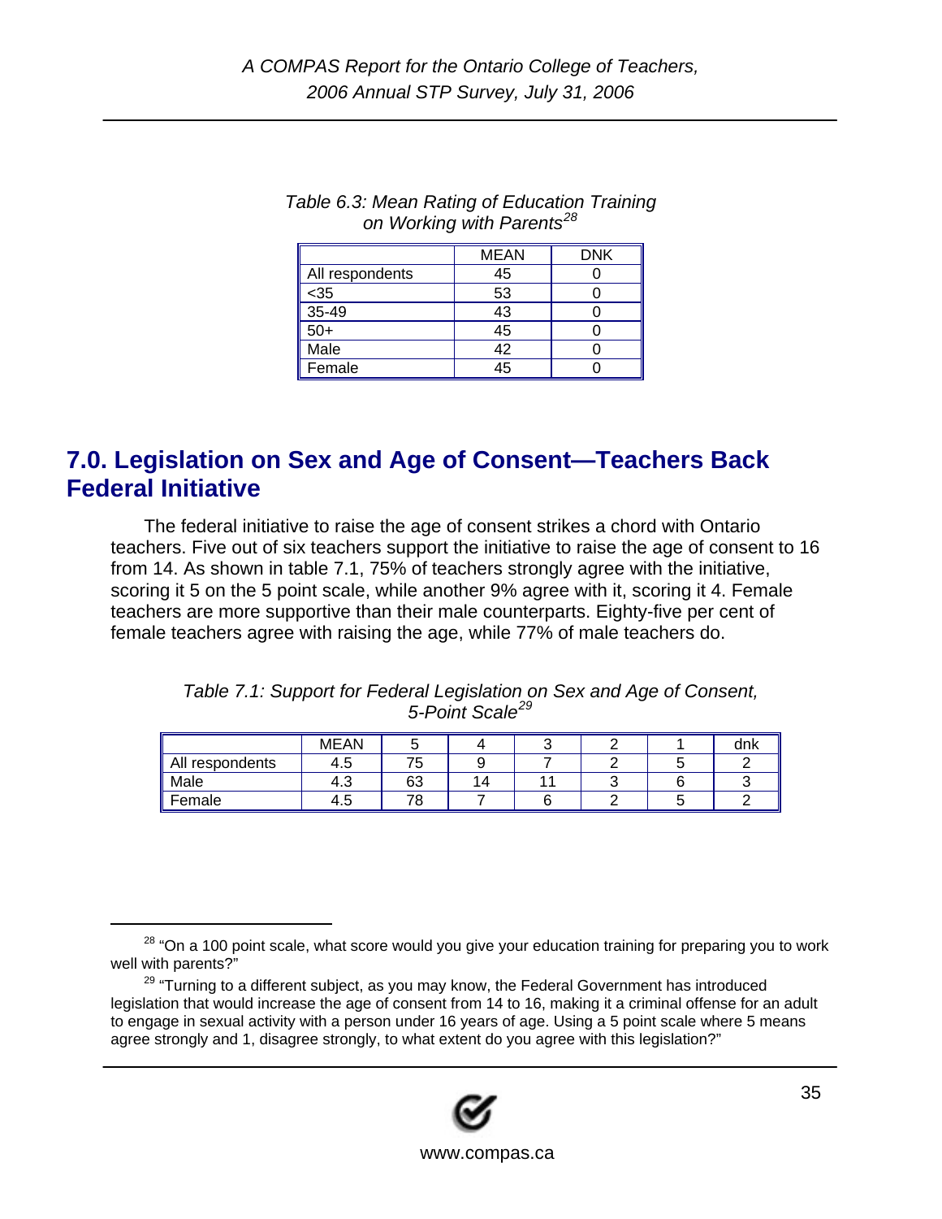*Table 6.3: Mean Rating of Education Training on Working with Parents*[28]

| | MEAN | DNK |
|---|---|---|
| All respondents | 45 | 0 |
| <35 | 53 | 0 |
| 35-49 | 43 | 0 |
| 50+ | 45 | 0 |
| Male | 42 | 0 |
| Female | 45 | 0 |

## 7.0. Legislation on Sex and Age of Consent—Teachers Back Federal Initiative

The federal initiative to raise the age of consent strikes a chord with Ontario teachers. Five out of six teachers support the initiative to raise the age of consent to 16 from 14. As shown in table 7.1, 75% of teachers strongly agree with the initiative, scoring it 5 on the 5 point scale, while another 9% agree with it, scoring it 4. Female teachers are more supportive than their male counterparts. Eighty-five per cent of female teachers agree with raising the age, while 77% of male teachers do.

*Table 7.1: Support for Federal Legislation on Sex and Age of Consent, 5-Point Scale*[29]

| | MEAN | 5 | 4 | 3 | 2 | 1 | dnk |
|---|---|---|---|---|---|---|---|
| All respondents | 4.5 | 75 | 9 | 7 | 2 | 5 | 2 |
| Male | 4.3 | 63 | 14 | 11 | 3 | 6 | 3 |
| Female | 4.5 | 78 | 7 | 6 | 2 | 5 | 2 |

---

[28] "On a 100 point scale, what score would you give your education training for preparing you to work well with parents?"

[29] "Turning to a different subject, as you may know, the Federal Government has introduced legislation that would increase the age of consent from 14 to 16, making it a criminal offense for an adult to engage in sexual activity with a person under 16 years of age. Using a 5 point scale where 5 means agree strongly and 1, disagree strongly, to what extent do you agree with this legislation?"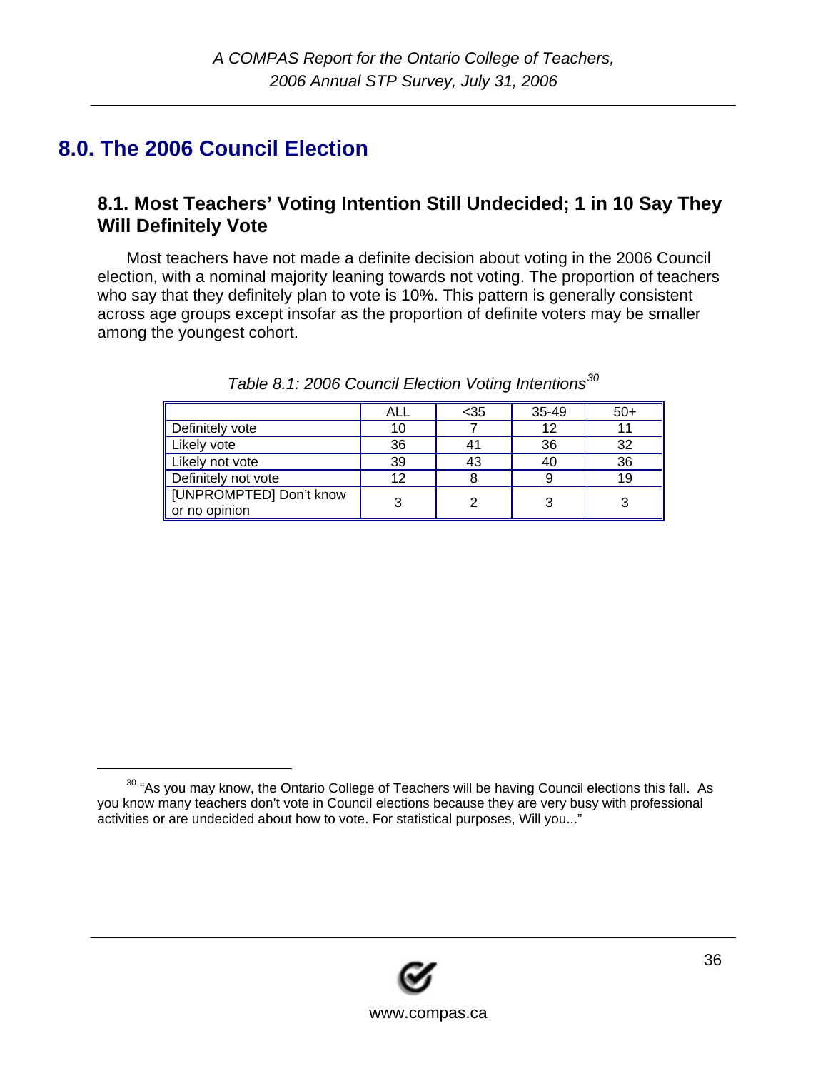# 8.0. The 2006 Council Election

## 8.1. Most Teachers' Voting Intention Still Undecided; 1 in 10 Say They Will Definitely Vote

Most teachers have not made a definite decision about voting in the 2006 Council election, with a nominal majority leaning towards not voting. The proportion of teachers who say that they definitely plan to vote is 10%. This pattern is generally consistent across age groups except insofar as the proportion of definite voters may be smaller among the youngest cohort.

*Table 8.1: 2006 Council Election Voting Intentions*[30]

| | ALL | <35 | 35-49 | 50+ |
|---|---|---|---|---|
| Definitely vote | 10 | 7 | 12 | 11 |
| Likely vote | 36 | 41 | 36 | 32 |
| Likely not vote | 39 | 43 | 40 | 36 |
| Definitely not vote | 12 | 8 | 9 | 19 |
| [UNPROMPTED] Don't know or no opinion | 3 | 2 | 3 | 3 |

[30] "As you may know, the Ontario College of Teachers will be having Council elections this fall. As you know many teachers don't vote in Council elections because they are very busy with professional activities or are undecided about how to vote. For statistical purposes, Will you..."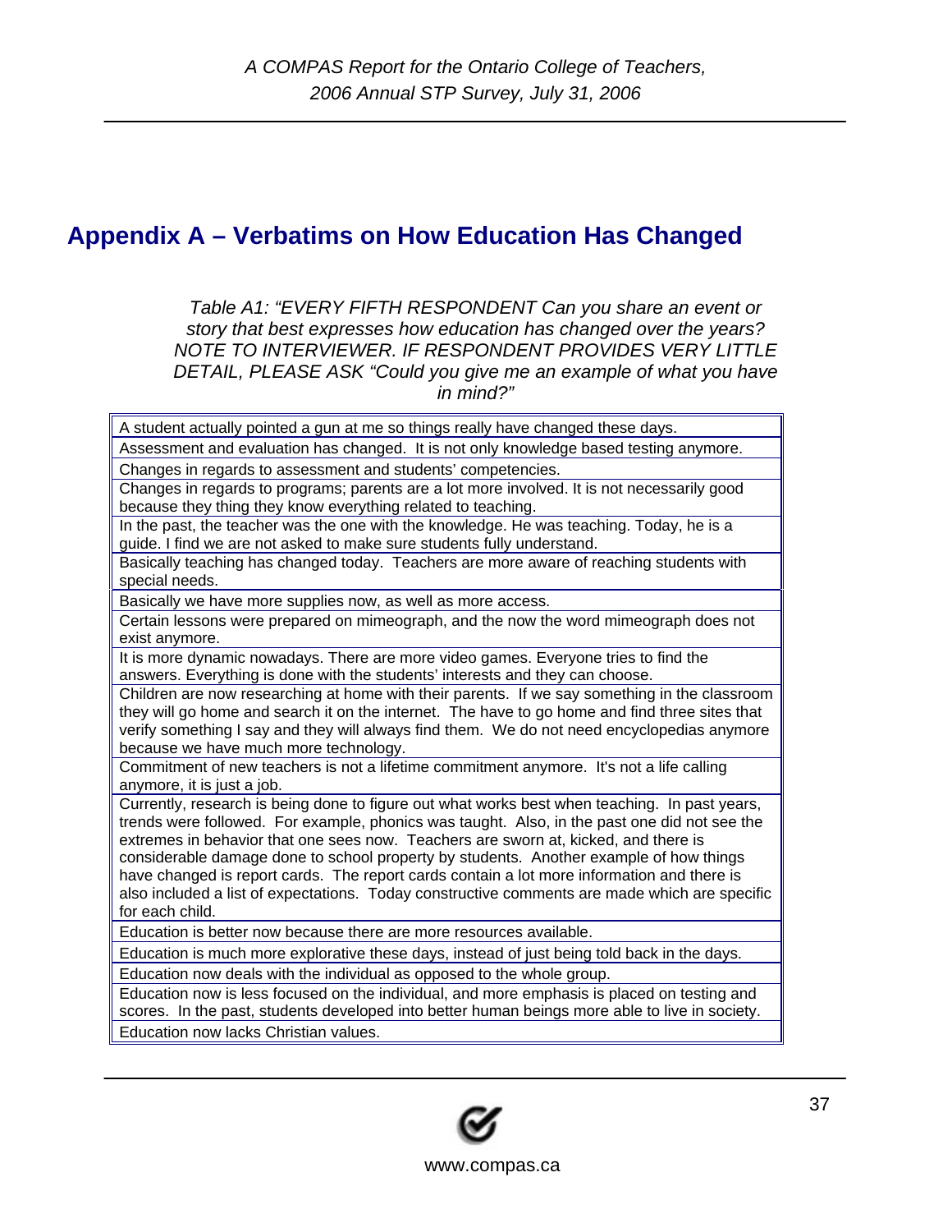## Appendix A – Verbatims on How Education Has Changed

*Table A1: "EVERY FIFTH RESPONDENT Can you share an event or story that best expresses how education has changed over the years? NOTE TO INTERVIEWER. IF RESPONDENT PROVIDES VERY LITTLE DETAIL, PLEASE ASK "Could you give me an example of what you have in mind?"*

| |
|---|
| A student actually pointed a gun at me so things really have changed these days. |
| Assessment and evaluation has changed. It is not only knowledge based testing anymore. |
| Changes in regards to assessment and students' competencies. |
| Changes in regards to programs; parents are a lot more involved. It is not necessarily good because they thing they know everything related to teaching. |
| In the past, the teacher was the one with the knowledge. He was teaching. Today, he is a guide. I find we are not asked to make sure students fully understand. |
| Basically teaching has changed today. Teachers are more aware of reaching students with special needs. |
| Basically we have more supplies now, as well as more access. |
| Certain lessons were prepared on mimeograph, and the now the word mimeograph does not exist anymore. |
| It is more dynamic nowadays. There are more video games. Everyone tries to find the answers. Everything is done with the students' interests and they can choose. |
| Children are now researching at home with their parents. If we say something in the classroom they will go home and search it on the internet. The have to go home and find three sites that verify something I say and they will always find them. We do not need encyclopedias anymore because we have much more technology. |
| Commitment of new teachers is not a lifetime commitment anymore. It's not a life calling anymore, it is just a job. |
| Currently, research is being done to figure out what works best when teaching. In past years, trends were followed. For example, phonics was taught. Also, in the past one did not see the extremes in behavior that one sees now. Teachers are sworn at, kicked, and there is considerable damage done to school property by students. Another example of how things have changed is report cards. The report cards contain a lot more information and there is also included a list of expectations. Today constructive comments are made which are specific for each child. |
| Education is better now because there are more resources available. |
| Education is much more explorative these days, instead of just being told back in the days. |
| Education now deals with the individual as opposed to the whole group. |
| Education now is less focused on the individual, and more emphasis is placed on testing and scores. In the past, students developed into better human beings more able to live in society. |
| Education now lacks Christian values. |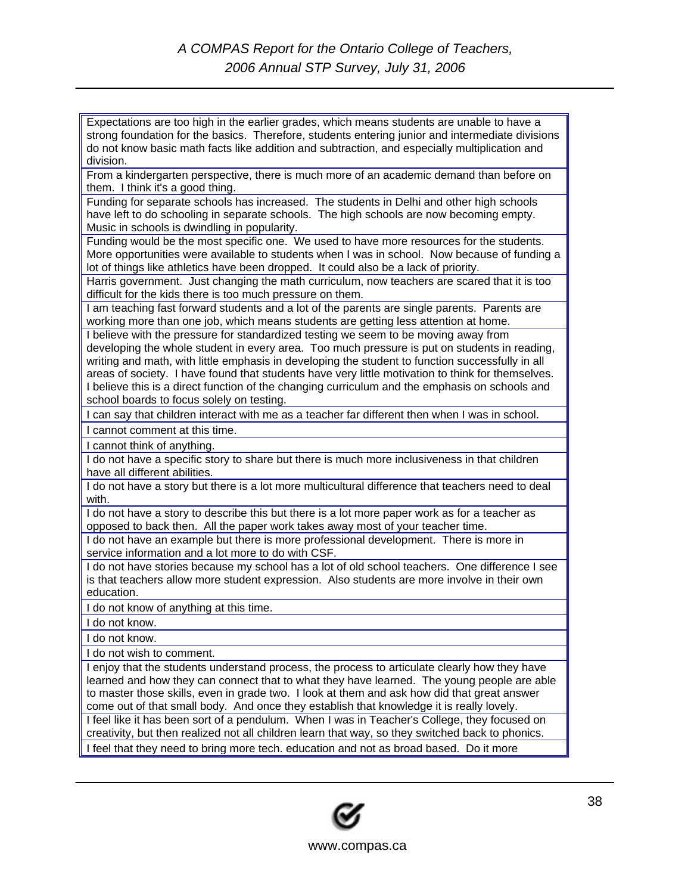| |
|---|
| Expectations are too high in the earlier grades, which means students are unable to have a strong foundation for the basics. Therefore, students entering junior and intermediate divisions do not know basic math facts like addition and subtraction, and especially multiplication and division. |
| From a kindergarten perspective, there is much more of an academic demand than before on them. I think it's a good thing. |
| Funding for separate schools has increased. The students in Delhi and other high schools have left to do schooling in separate schools. The high schools are now becoming empty. Music in schools is dwindling in popularity. |
| Funding would be the most specific one. We used to have more resources for the students. More opportunities were available to students when I was in school. Now because of funding a lot of things like athletics have been dropped. It could also be a lack of priority. |
| Harris government. Just changing the math curriculum, now teachers are scared that it is too difficult for the kids there is too much pressure on them. |
| I am teaching fast forward students and a lot of the parents are single parents. Parents are working more than one job, which means students are getting less attention at home. |
| I believe with the pressure for standardized testing we seem to be moving away from developing the whole student in every area. Too much pressure is put on students in reading, writing and math, with little emphasis in developing the student to function successfully in all areas of society. I have found that students have very little motivation to think for themselves. I believe this is a direct function of the changing curriculum and the emphasis on schools and school boards to focus solely on testing. |
| I can say that children interact with me as a teacher far different then when I was in school. |
| I cannot comment at this time. |
| I cannot think of anything. |
| I do not have a specific story to share but there is much more inclusiveness in that children have all different abilities. |
| I do not have a story but there is a lot more multicultural difference that teachers need to deal with. |
| I do not have a story to describe this but there is a lot more paper work as for a teacher as opposed to back then. All the paper work takes away most of your teacher time. |
| I do not have an example but there is more professional development. There is more in service information and a lot more to do with CSF. |
| I do not have stories because my school has a lot of old school teachers. One difference I see is that teachers allow more student expression. Also students are more involve in their own education. |
| I do not know of anything at this time. |
| I do not know. |
| I do not know. |
| I do not wish to comment. |
| I enjoy that the students understand process, the process to articulate clearly how they have learned and how they can connect that to what they have learned. The young people are able to master those skills, even in grade two. I look at them and ask how did that great answer come out of that small body. And once they establish that knowledge it is really lovely. |
| I feel like it has been sort of a pendulum. When I was in Teacher's College, they focused on creativity, but then realized not all children learn that way, so they switched back to phonics. |
| I feel that they need to bring more tech. education and not as broad based. Do it more |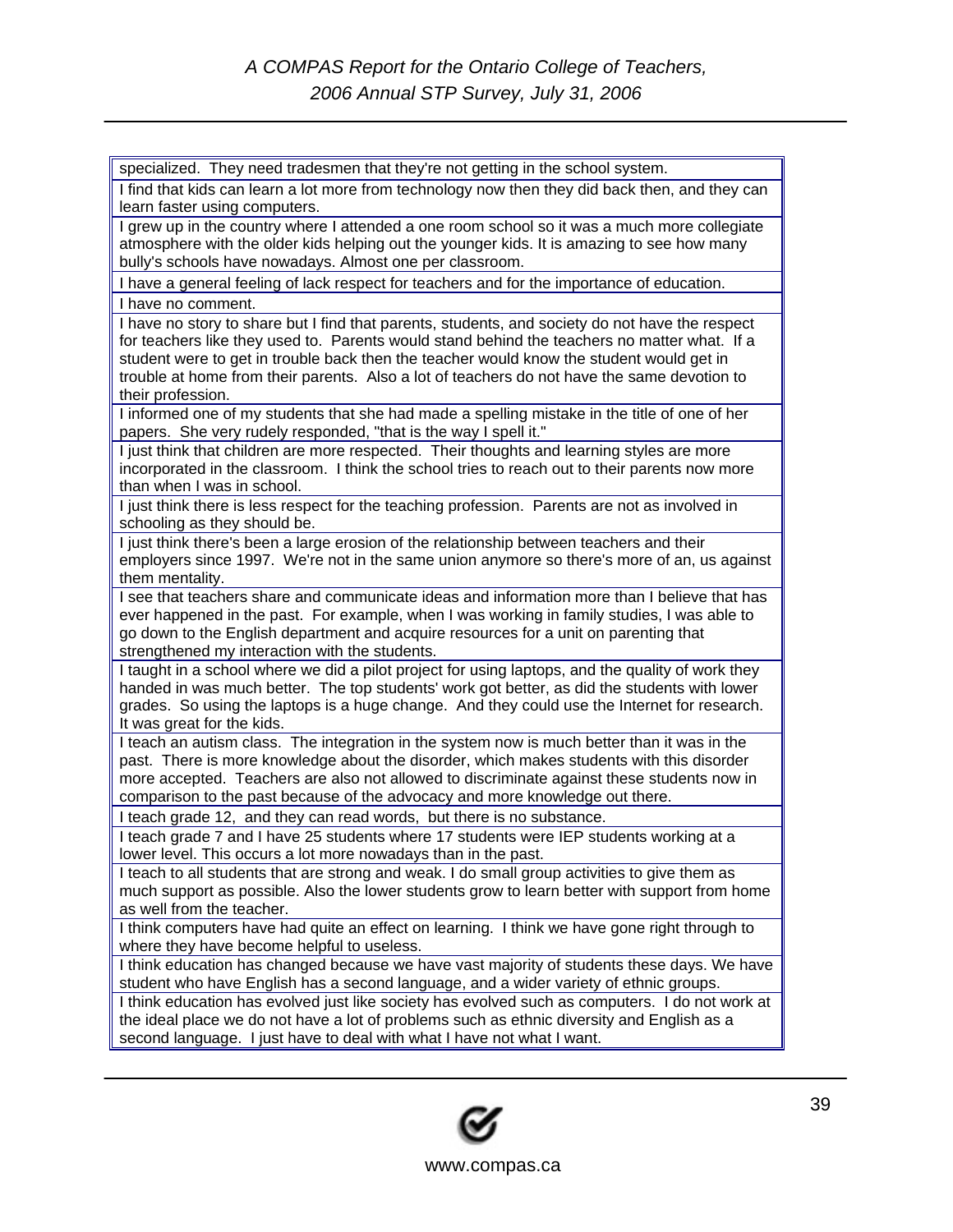| specialized. They need tradesmen that they're not getting in the school system. |
|---|
| I find that kids can learn a lot more from technology now then they did back then, and they can learn faster using computers. |
| I grew up in the country where I attended a one room school so it was a much more collegiate atmosphere with the older kids helping out the younger kids. It is amazing to see how many bully's schools have nowadays. Almost one per classroom. |
| I have a general feeling of lack respect for teachers and for the importance of education. |
| I have no comment. |
| I have no story to share but I find that parents, students, and society do not have the respect for teachers like they used to. Parents would stand behind the teachers no matter what. If a student were to get in trouble back then the teacher would know the student would get in trouble at home from their parents. Also a lot of teachers do not have the same devotion to their profession. |
| I informed one of my students that she had made a spelling mistake in the title of one of her papers. She very rudely responded, "that is the way I spell it." |
| I just think that children are more respected. Their thoughts and learning styles are more incorporated in the classroom. I think the school tries to reach out to their parents now more than when I was in school. |
| I just think there is less respect for the teaching profession. Parents are not as involved in schooling as they should be. |
| I just think there's been a large erosion of the relationship between teachers and their employers since 1997. We're not in the same union anymore so there's more of an, us against them mentality. |
| I see that teachers share and communicate ideas and information more than I believe that has ever happened in the past. For example, when I was working in family studies, I was able to go down to the English department and acquire resources for a unit on parenting that strengthened my interaction with the students. |
| I taught in a school where we did a pilot project for using laptops, and the quality of work they handed in was much better. The top students' work got better, as did the students with lower grades. So using the laptops is a huge change. And they could use the Internet for research. It was great for the kids. |
| I teach an autism class. The integration in the system now is much better than it was in the past. There is more knowledge about the disorder, which makes students with this disorder more accepted. Teachers are also not allowed to discriminate against these students now in comparison to the past because of the advocacy and more knowledge out there. |
| I teach grade 12, and they can read words, but there is no substance. |
| I teach grade 7 and I have 25 students where 17 students were IEP students working at a lower level. This occurs a lot more nowadays than in the past. |
| I teach to all students that are strong and weak. I do small group activities to give them as much support as possible. Also the lower students grow to learn better with support from home as well from the teacher. |
| I think computers have had quite an effect on learning. I think we have gone right through to where they have become helpful to useless. |
| I think education has changed because we have vast majority of students these days. We have student who have English has a second language, and a wider variety of ethnic groups. |
| I think education has evolved just like society has evolved such as computers. I do not work at the ideal place we do not have a lot of problems such as ethnic diversity and English as a second language. I just have to deal with what I have not what I want. |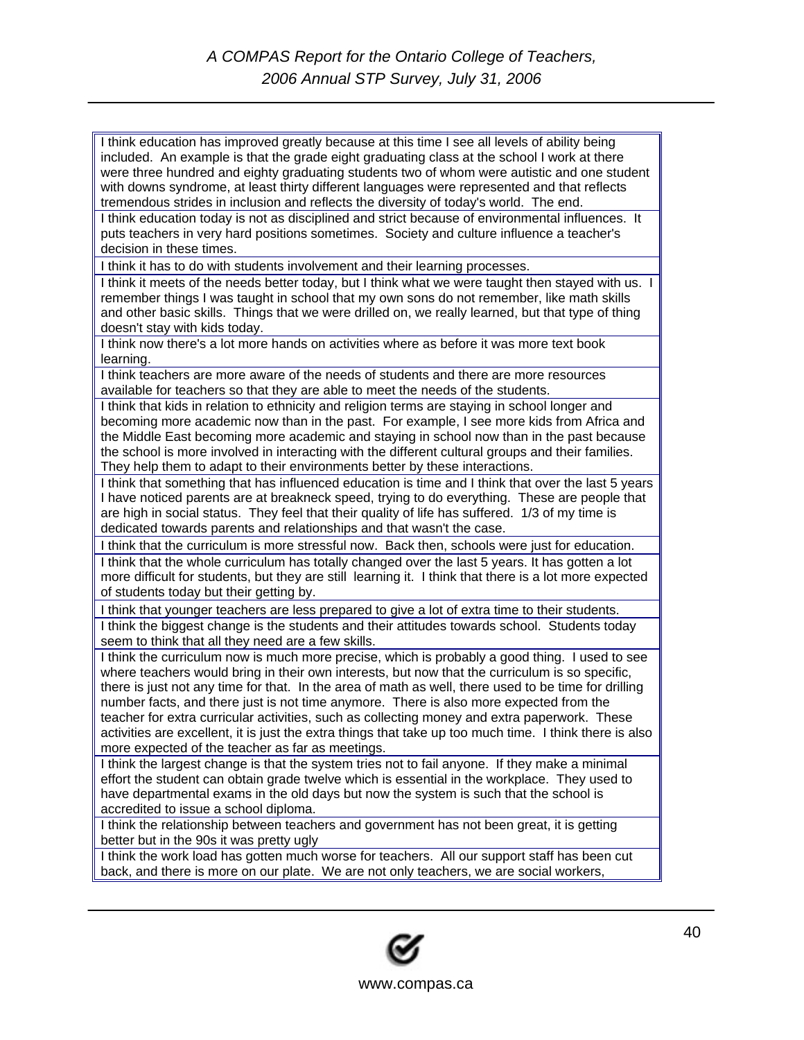| |
|---|
| I think education has improved greatly because at this time I see all levels of ability being included. An example is that the grade eight graduating class at the school I work at there were three hundred and eighty graduating students two of whom were autistic and one student with downs syndrome, at least thirty different languages were represented and that reflects tremendous strides in inclusion and reflects the diversity of today's world. The end. |
| I think education today is not as disciplined and strict because of environmental influences. It puts teachers in very hard positions sometimes. Society and culture influence a teacher's decision in these times. |
| I think it has to do with students involvement and their learning processes. |
| I think it meets of the needs better today, but I think what we were taught then stayed with us. I remember things I was taught in school that my own sons do not remember, like math skills and other basic skills. Things that we were drilled on, we really learned, but that type of thing doesn't stay with kids today. |
| I think now there's a lot more hands on activities where as before it was more text book learning. |
| I think teachers are more aware of the needs of students and there are more resources available for teachers so that they are able to meet the needs of the students. |
| I think that kids in relation to ethnicity and religion terms are staying in school longer and becoming more academic now than in the past. For example, I see more kids from Africa and the Middle East becoming more academic and staying in school now than in the past because the school is more involved in interacting with the different cultural groups and their families. They help them to adapt to their environments better by these interactions. |
| I think that something that has influenced education is time and I think that over the last 5 years I have noticed parents are at breakneck speed, trying to do everything. These are people that are high in social status. They feel that their quality of life has suffered. 1/3 of my time is dedicated towards parents and relationships and that wasn't the case. |
| I think that the curriculum is more stressful now. Back then, schools were just for education. |
| I think that the whole curriculum has totally changed over the last 5 years. It has gotten a lot more difficult for students, but they are still learning it. I think that there is a lot more expected of students today but their getting by. |
| I think that younger teachers are less prepared to give a lot of extra time to their students. |
| I think the biggest change is the students and their attitudes towards school. Students today seem to think that all they need are a few skills. |
| I think the curriculum now is much more precise, which is probably a good thing. I used to see where teachers would bring in their own interests, but now that the curriculum is so specific, there is just not any time for that. In the area of math as well, there used to be time for drilling number facts, and there just is not time anymore. There is also more expected from the teacher for extra curricular activities, such as collecting money and extra paperwork. These activities are excellent, it is just the extra things that take up too much time. I think there is also more expected of the teacher as far as meetings. |
| I think the largest change is that the system tries not to fail anyone. If they make a minimal effort the student can obtain grade twelve which is essential in the workplace. They used to have departmental exams in the old days but now the system is such that the school is accredited to issue a school diploma. |
| I think the relationship between teachers and government has not been great, it is getting better but in the 90s it was pretty ugly |
| I think the work load has gotten much worse for teachers. All our support staff has been cut back, and there is more on our plate. We are not only teachers, we are social workers, |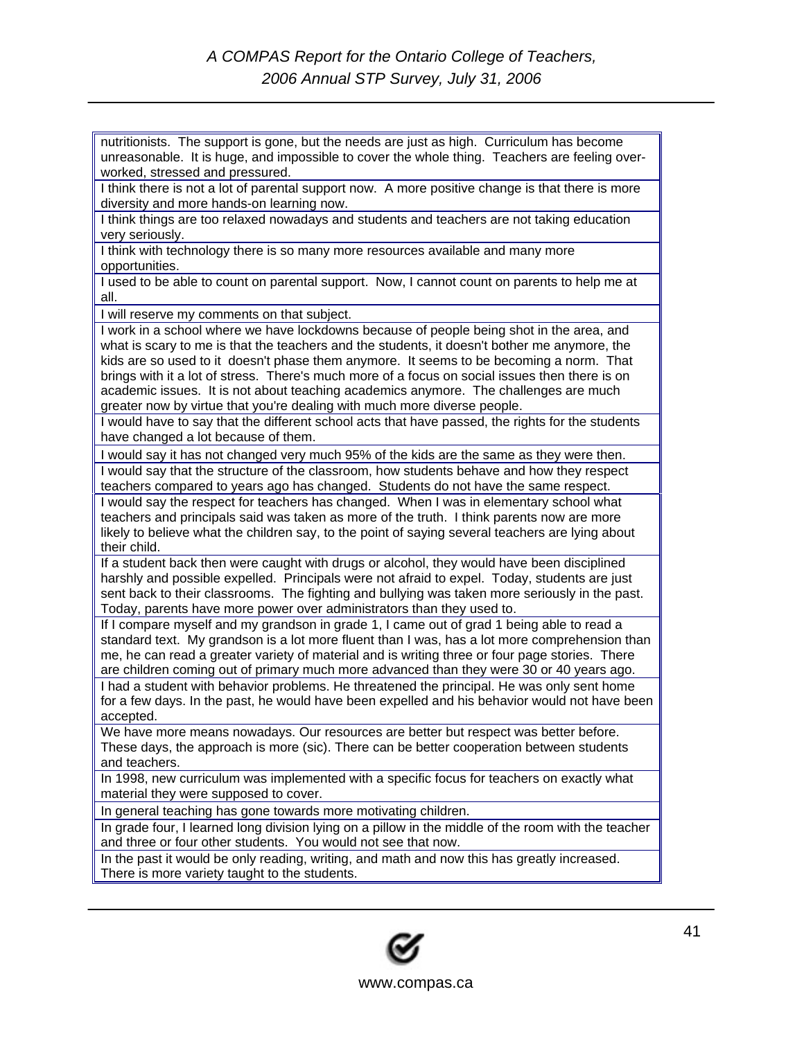| |
|---|
| nutritionists. The support is gone, but the needs are just as high. Curriculum has become unreasonable. It is huge, and impossible to cover the whole thing. Teachers are feeling over-worked, stressed and pressured. |
| I think there is not a lot of parental support now. A more positive change is that there is more diversity and more hands-on learning now. |
| I think things are too relaxed nowadays and students and teachers are not taking education very seriously. |
| I think with technology there is so many more resources available and many more opportunities. |
| I used to be able to count on parental support. Now, I cannot count on parents to help me at all. |
| I will reserve my comments on that subject. |
| I work in a school where we have lockdowns because of people being shot in the area, and what is scary to me is that the teachers and the students, it doesn't bother me anymore, the kids are so used to it doesn't phase them anymore. It seems to be becoming a norm. That brings with it a lot of stress. There's much more of a focus on social issues then there is on academic issues. It is not about teaching academics anymore. The challenges are much greater now by virtue that you're dealing with much more diverse people. |
| I would have to say that the different school acts that have passed, the rights for the students have changed a lot because of them. |
| I would say it has not changed very much 95% of the kids are the same as they were then. |
| I would say that the structure of the classroom, how students behave and how they respect teachers compared to years ago has changed. Students do not have the same respect. |
| I would say the respect for teachers has changed. When I was in elementary school what teachers and principals said was taken as more of the truth. I think parents now are more likely to believe what the children say, to the point of saying several teachers are lying about their child. |
| If a student back then were caught with drugs or alcohol, they would have been disciplined harshly and possible expelled. Principals were not afraid to expel. Today, students are just sent back to their classrooms. The fighting and bullying was taken more seriously in the past. Today, parents have more power over administrators than they used to. |
| If I compare myself and my grandson in grade 1, I came out of grad 1 being able to read a standard text. My grandson is a lot more fluent than I was, has a lot more comprehension than me, he can read a greater variety of material and is writing three or four page stories. There are children coming out of primary much more advanced than they were 30 or 40 years ago. |
| I had a student with behavior problems. He threatened the principal. He was only sent home for a few days. In the past, he would have been expelled and his behavior would not have been accepted. |
| We have more means nowadays. Our resources are better but respect was better before. These days, the approach is more (sic). There can be better cooperation between students and teachers. |
| In 1998, new curriculum was implemented with a specific focus for teachers on exactly what material they were supposed to cover. |
| In general teaching has gone towards more motivating children. |
| In grade four, I learned long division lying on a pillow in the middle of the room with the teacher and three or four other students. You would not see that now. |
| In the past it would be only reading, writing, and math and now this has greatly increased. There is more variety taught to the students. |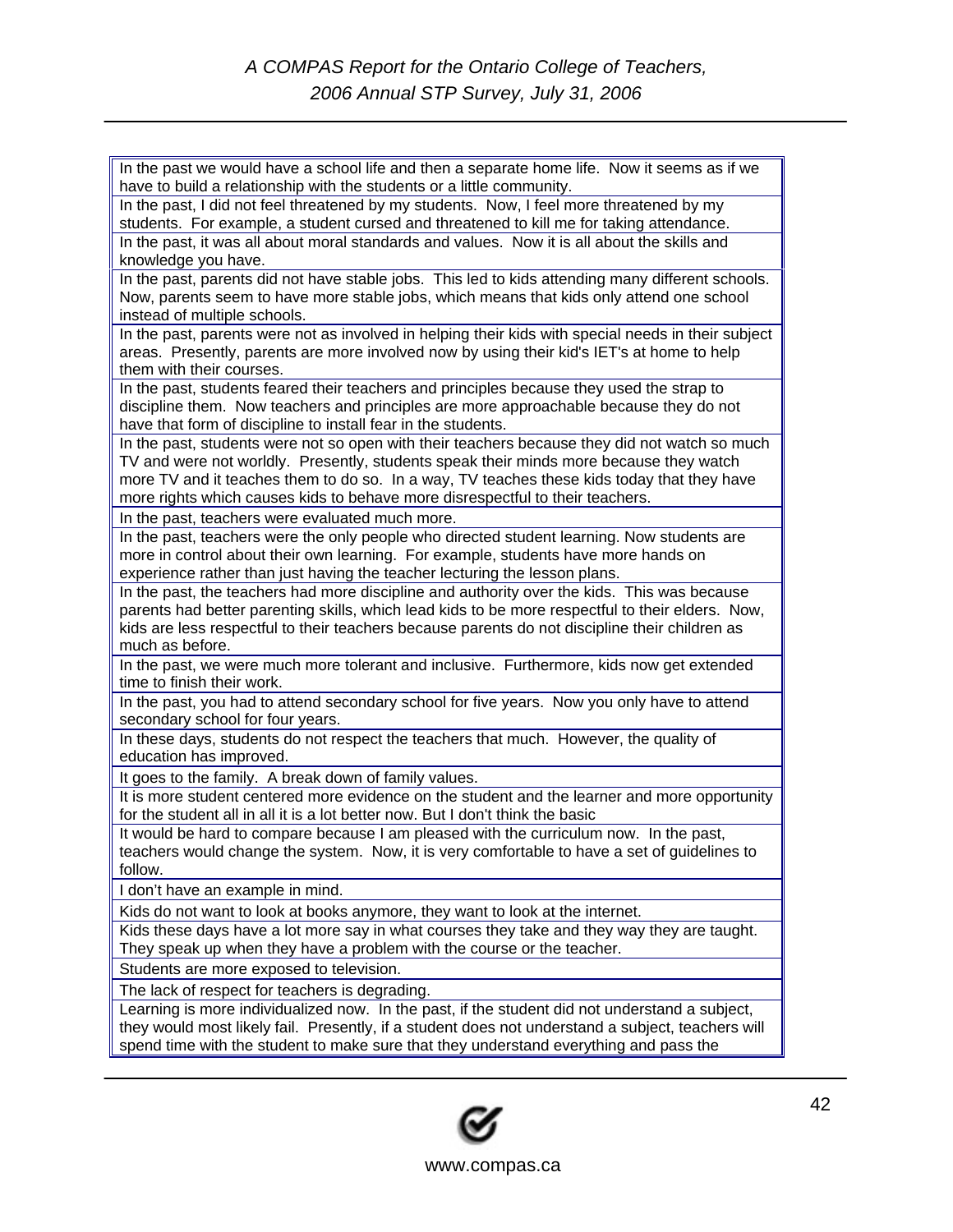| |
|---|
| In the past we would have a school life and then a separate home life. Now it seems as if we have to build a relationship with the students or a little community. |
| In the past, I did not feel threatened by my students. Now, I feel more threatened by my students. For example, a student cursed and threatened to kill me for taking attendance. |
| In the past, it was all about moral standards and values. Now it is all about the skills and knowledge you have. |
| In the past, parents did not have stable jobs. This led to kids attending many different schools. Now, parents seem to have more stable jobs, which means that kids only attend one school instead of multiple schools. |
| In the past, parents were not as involved in helping their kids with special needs in their subject areas. Presently, parents are more involved now by using their kid's IET's at home to help them with their courses. |
| In the past, students feared their teachers and principles because they used the strap to discipline them. Now teachers and principles are more approachable because they do not have that form of discipline to install fear in the students. |
| In the past, students were not so open with their teachers because they did not watch so much TV and were not worldly. Presently, students speak their minds more because they watch more TV and it teaches them to do so. In a way, TV teaches these kids today that they have more rights which causes kids to behave more disrespectful to their teachers. |
| In the past, teachers were evaluated much more. |
| In the past, teachers were the only people who directed student learning. Now students are more in control about their own learning. For example, students have more hands on experience rather than just having the teacher lecturing the lesson plans. |
| In the past, the teachers had more discipline and authority over the kids. This was because parents had better parenting skills, which lead kids to be more respectful to their elders. Now, kids are less respectful to their teachers because parents do not discipline their children as much as before. |
| In the past, we were much more tolerant and inclusive. Furthermore, kids now get extended time to finish their work. |
| In the past, you had to attend secondary school for five years. Now you only have to attend secondary school for four years. |
| In these days, students do not respect the teachers that much. However, the quality of education has improved. |
| It goes to the family. A break down of family values. |
| It is more student centered more evidence on the student and the learner and more opportunity for the student all in all it is a lot better now. But I don't think the basic |
| It would be hard to compare because I am pleased with the curriculum now. In the past, teachers would change the system. Now, it is very comfortable to have a set of guidelines to follow. |
| I don't have an example in mind. |
| Kids do not want to look at books anymore, they want to look at the internet. |
| Kids these days have a lot more say in what courses they take and they way they are taught. They speak up when they have a problem with the course or the teacher. |
| Students are more exposed to television. |
| The lack of respect for teachers is degrading. |
| Learning is more individualized now. In the past, if the student did not understand a subject, they would most likely fail. Presently, if a student does not understand a subject, teachers will spend time with the student to make sure that they understand everything and pass the |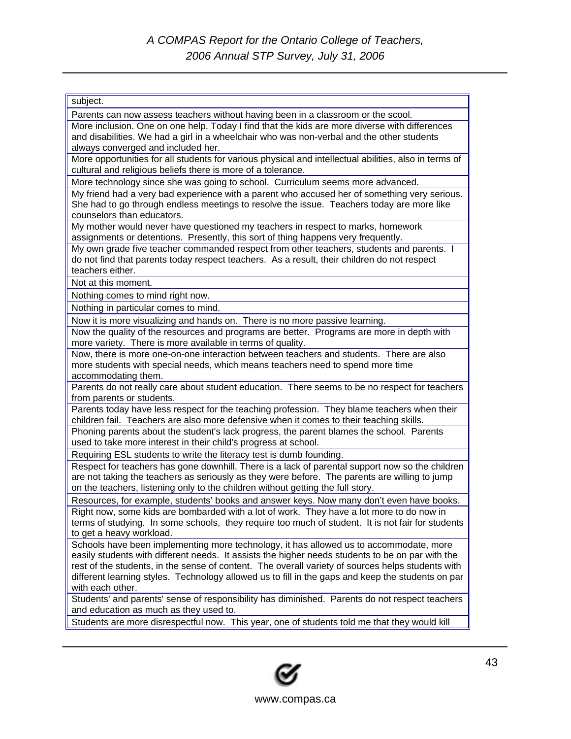| subject. |
|---|
| Parents can now assess teachers without having been in a classroom or the scool. |
| More inclusion. One on one help. Today I find that the kids are more diverse with differences and disabilities. We had a girl in a wheelchair who was non-verbal and the other students always converged and included her. |
| More opportunities for all students for various physical and intellectual abilities, also in terms of cultural and religious beliefs there is more of a tolerance. |
| More technology since she was going to school. Curriculum seems more advanced. |
| My friend had a very bad experience with a parent who accused her of something very serious. She had to go through endless meetings to resolve the issue. Teachers today are more like counselors than educators. |
| My mother would never have questioned my teachers in respect to marks, homework assignments or detentions. Presently, this sort of thing happens very frequently. |
| My own grade five teacher commanded respect from other teachers, students and parents. I do not find that parents today respect teachers. As a result, their children do not respect teachers either. |
| Not at this moment. |
| Nothing comes to mind right now. |
| Nothing in particular comes to mind. |
| Now it is more visualizing and hands on. There is no more passive learning. |
| Now the quality of the resources and programs are better. Programs are more in depth with more variety. There is more available in terms of quality. |
| Now, there is more one-on-one interaction between teachers and students. There are also more students with special needs, which means teachers need to spend more time accommodating them. |
| Parents do not really care about student education. There seems to be no respect for teachers from parents or students. |
| Parents today have less respect for the teaching profession. They blame teachers when their children fail. Teachers are also more defensive when it comes to their teaching skills. |
| Phoning parents about the student's lack progress, the parent blames the school. Parents used to take more interest in their child's progress at school. |
| Requiring ESL students to write the literacy test is dumb founding. |
| Respect for teachers has gone downhill. There is a lack of parental support now so the children are not taking the teachers as seriously as they were before. The parents are willing to jump on the teachers, listening only to the children without getting the full story. |
| Resources, for example, students' books and answer keys. Now many don't even have books. |
| Right now, some kids are bombarded with a lot of work. They have a lot more to do now in terms of studying. In some schools, they require too much of student. It is not fair for students to get a heavy workload. |
| Schools have been implementing more technology, it has allowed us to accommodate, more easily students with different needs. It assists the higher needs students to be on par with the rest of the students, in the sense of content. The overall variety of sources helps students with different learning styles. Technology allowed us to fill in the gaps and keep the students on par with each other. |
| Students' and parents' sense of responsibility has diminished. Parents do not respect teachers and education as much as they used to. |
| Students are more disrespectful now. This year, one of students told me that they would kill |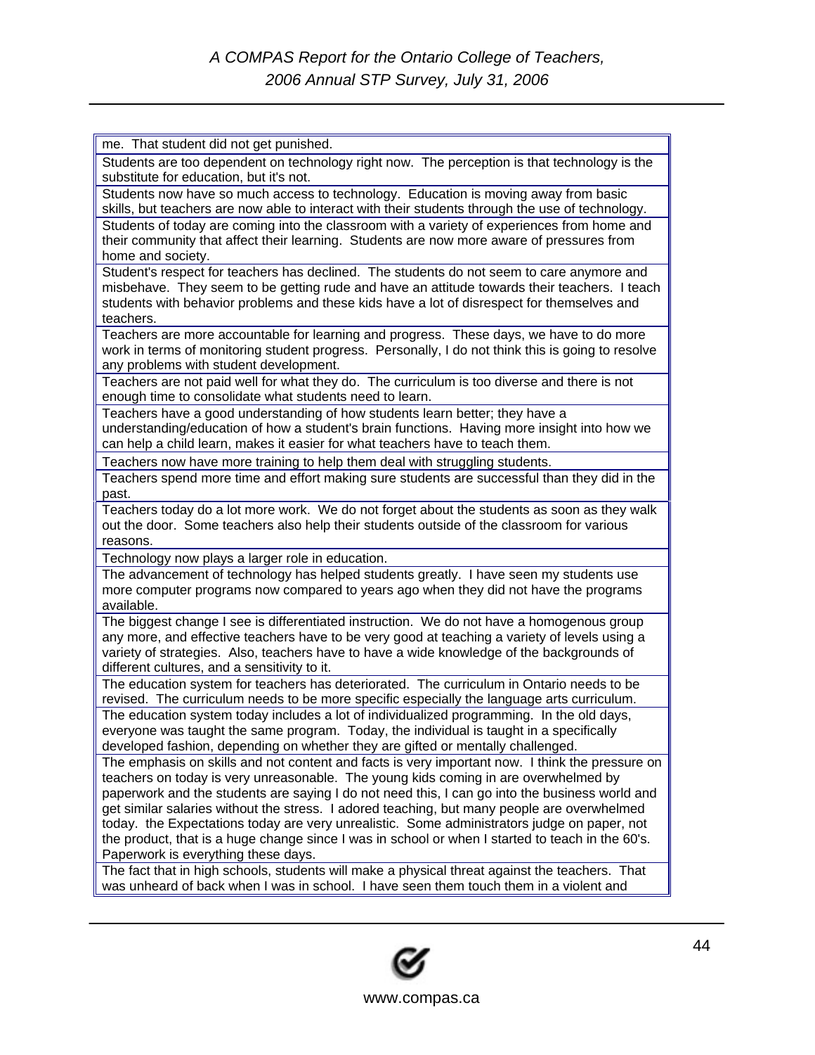| |
|---|
| me. That student did not get punished. |
| Students are too dependent on technology right now. The perception is that technology is the substitute for education, but it's not. |
| Students now have so much access to technology. Education is moving away from basic skills, but teachers are now able to interact with their students through the use of technology. |
| Students of today are coming into the classroom with a variety of experiences from home and their community that affect their learning. Students are now more aware of pressures from home and society. |
| Student's respect for teachers has declined. The students do not seem to care anymore and misbehave. They seem to be getting rude and have an attitude towards their teachers. I teach students with behavior problems and these kids have a lot of disrespect for themselves and teachers. |
| Teachers are more accountable for learning and progress. These days, we have to do more work in terms of monitoring student progress. Personally, I do not think this is going to resolve any problems with student development. |
| Teachers are not paid well for what they do. The curriculum is too diverse and there is not enough time to consolidate what students need to learn. |
| Teachers have a good understanding of how students learn better; they have a understanding/education of how a student's brain functions. Having more insight into how we can help a child learn, makes it easier for what teachers have to teach them. |
| Teachers now have more training to help them deal with struggling students. |
| Teachers spend more time and effort making sure students are successful than they did in the past. |
| Teachers today do a lot more work. We do not forget about the students as soon as they walk out the door. Some teachers also help their students outside of the classroom for various reasons. |
| Technology now plays a larger role in education. |
| The advancement of technology has helped students greatly. I have seen my students use more computer programs now compared to years ago when they did not have the programs available. |
| The biggest change I see is differentiated instruction. We do not have a homogenous group any more, and effective teachers have to be very good at teaching a variety of levels using a variety of strategies. Also, teachers have to have a wide knowledge of the backgrounds of different cultures, and a sensitivity to it. |
| The education system for teachers has deteriorated. The curriculum in Ontario needs to be revised. The curriculum needs to be more specific especially the language arts curriculum. |
| The education system today includes a lot of individualized programming. In the old days, everyone was taught the same program. Today, the individual is taught in a specifically developed fashion, depending on whether they are gifted or mentally challenged. |
| The emphasis on skills and not content and facts is very important now. I think the pressure on teachers on today is very unreasonable. The young kids coming in are overwhelmed by paperwork and the students are saying I do not need this, I can go into the business world and get similar salaries without the stress. I adored teaching, but many people are overwhelmed today. the Expectations today are very unrealistic. Some administrators judge on paper, not the product, that is a huge change since I was in school or when I started to teach in the 60's. Paperwork is everything these days. |
| The fact that in high schools, students will make a physical threat against the teachers. That was unheard of back when I was in school. I have seen them touch them in a violent and |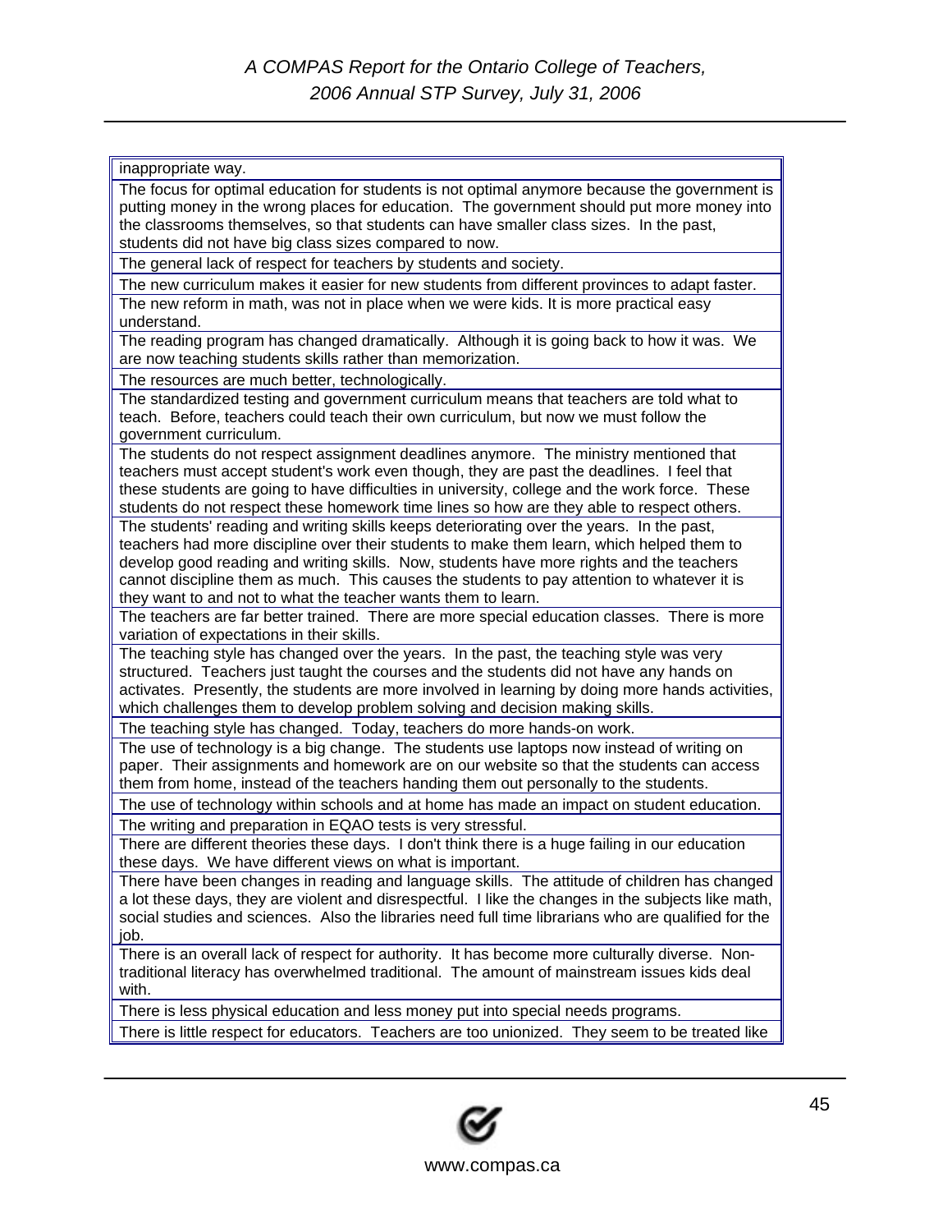| |
|---|
| inappropriate way. |
| The focus for optimal education for students is not optimal anymore because the government is putting money in the wrong places for education. The government should put more money into the classrooms themselves, so that students can have smaller class sizes. In the past, students did not have big class sizes compared to now. |
| The general lack of respect for teachers by students and society. |
| The new curriculum makes it easier for new students from different provinces to adapt faster. |
| The new reform in math, was not in place when we were kids. It is more practical easy understand. |
| The reading program has changed dramatically. Although it is going back to how it was. We are now teaching students skills rather than memorization. |
| The resources are much better, technologically. |
| The standardized testing and government curriculum means that teachers are told what to teach. Before, teachers could teach their own curriculum, but now we must follow the government curriculum. |
| The students do not respect assignment deadlines anymore. The ministry mentioned that teachers must accept student's work even though, they are past the deadlines. I feel that these students are going to have difficulties in university, college and the work force. These students do not respect these homework time lines so how are they able to respect others. |
| The students' reading and writing skills keeps deteriorating over the years. In the past, teachers had more discipline over their students to make them learn, which helped them to develop good reading and writing skills. Now, students have more rights and the teachers cannot discipline them as much. This causes the students to pay attention to whatever it is they want to and not to what the teacher wants them to learn. |
| The teachers are far better trained. There are more special education classes. There is more variation of expectations in their skills. |
| The teaching style has changed over the years. In the past, the teaching style was very structured. Teachers just taught the courses and the students did not have any hands on activates. Presently, the students are more involved in learning by doing more hands activities, which challenges them to develop problem solving and decision making skills. |
| The teaching style has changed. Today, teachers do more hands-on work. |
| The use of technology is a big change. The students use laptops now instead of writing on paper. Their assignments and homework are on our website so that the students can access them from home, instead of the teachers handing them out personally to the students. |
| The use of technology within schools and at home has made an impact on student education. |
| The writing and preparation in EQAO tests is very stressful. |
| There are different theories these days. I don't think there is a huge failing in our education these days. We have different views on what is important. |
| There have been changes in reading and language skills. The attitude of children has changed a lot these days, they are violent and disrespectful. I like the changes in the subjects like math, social studies and sciences. Also the libraries need full time librarians who are qualified for the job. |
| There is an overall lack of respect for authority. It has become more culturally diverse. Non-traditional literacy has overwhelmed traditional. The amount of mainstream issues kids deal with. |
| There is less physical education and less money put into special needs programs. |
| There is little respect for educators. Teachers are too unionized. They seem to be treated like |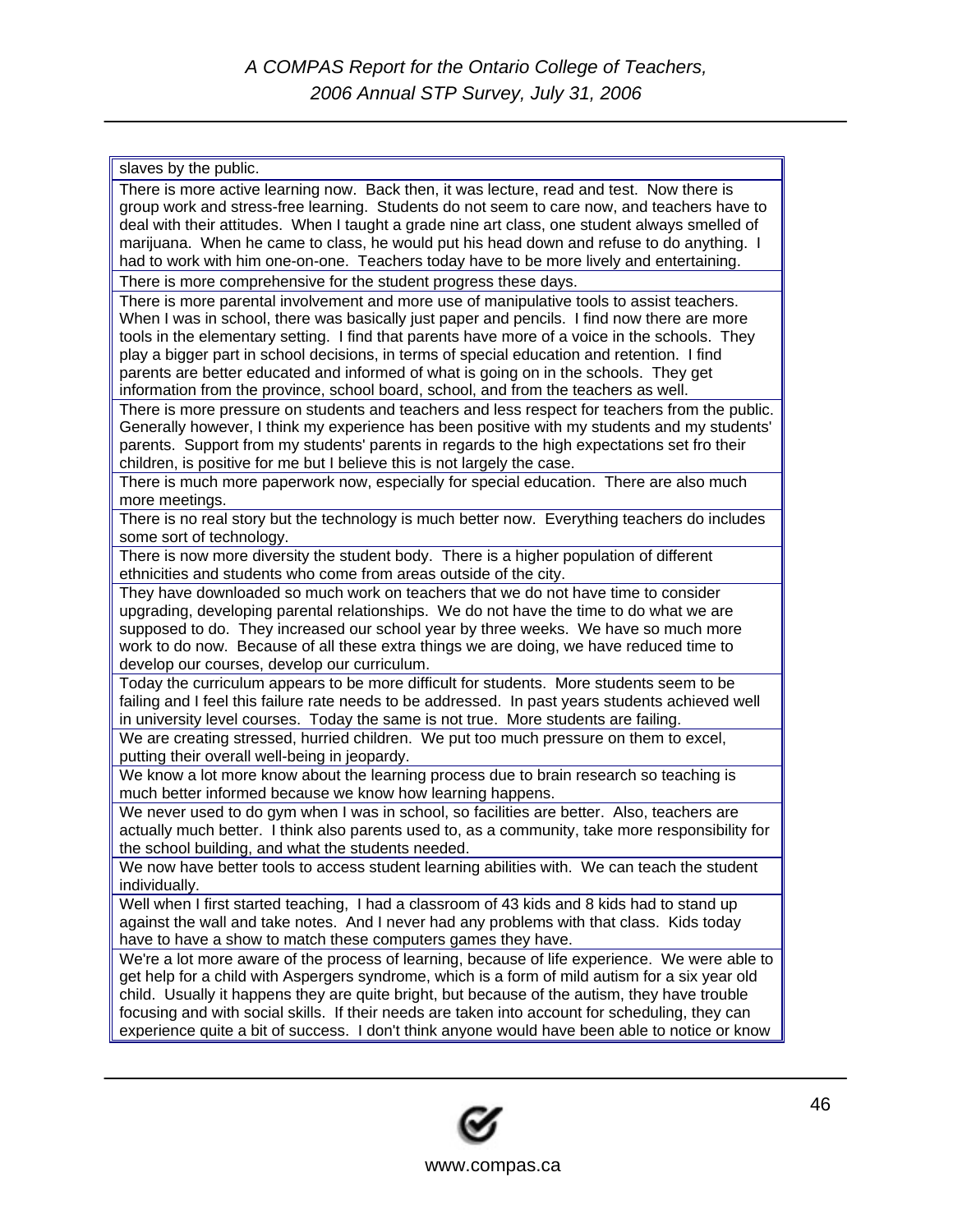| slaves by the public. |
|---|
| There is more active learning now. Back then, it was lecture, read and test. Now there is group work and stress-free learning. Students do not seem to care now, and teachers have to deal with their attitudes. When I taught a grade nine art class, one student always smelled of marijuana. When he came to class, he would put his head down and refuse to do anything. I had to work with him one-on-one. Teachers today have to be more lively and entertaining. |
| There is more comprehensive for the student progress these days. |
| There is more parental involvement and more use of manipulative tools to assist teachers. When I was in school, there was basically just paper and pencils. I find now there are more tools in the elementary setting. I find that parents have more of a voice in the schools. They play a bigger part in school decisions, in terms of special education and retention. I find parents are better educated and informed of what is going on in the schools. They get information from the province, school board, school, and from the teachers as well. |
| There is more pressure on students and teachers and less respect for teachers from the public. Generally however, I think my experience has been positive with my students and my students' parents. Support from my students' parents in regards to the high expectations set fro their children, is positive for me but I believe this is not largely the case. |
| There is much more paperwork now, especially for special education. There are also much more meetings. |
| There is no real story but the technology is much better now. Everything teachers do includes some sort of technology. |
| There is now more diversity the student body. There is a higher population of different ethnicities and students who come from areas outside of the city. |
| They have downloaded so much work on teachers that we do not have time to consider upgrading, developing parental relationships. We do not have the time to do what we are supposed to do. They increased our school year by three weeks. We have so much more work to do now. Because of all these extra things we are doing, we have reduced time to develop our courses, develop our curriculum. |
| Today the curriculum appears to be more difficult for students. More students seem to be failing and I feel this failure rate needs to be addressed. In past years students achieved well in university level courses. Today the same is not true. More students are failing. |
| We are creating stressed, hurried children. We put too much pressure on them to excel, putting their overall well-being in jeopardy. |
| We know a lot more know about the learning process due to brain research so teaching is much better informed because we know how learning happens. |
| We never used to do gym when I was in school, so facilities are better. Also, teachers are actually much better. I think also parents used to, as a community, take more responsibility for the school building, and what the students needed. |
| We now have better tools to access student learning abilities with. We can teach the student individually. |
| Well when I first started teaching, I had a classroom of 43 kids and 8 kids had to stand up against the wall and take notes. And I never had any problems with that class. Kids today have to have a show to match these computers games they have. |
| We're a lot more aware of the process of learning, because of life experience. We were able to get help for a child with Aspergers syndrome, which is a form of mild autism for a six year old child. Usually it happens they are quite bright, but because of the autism, they have trouble focusing and with social skills. If their needs are taken into account for scheduling, they can experience quite a bit of success. I don't think anyone would have been able to notice or know |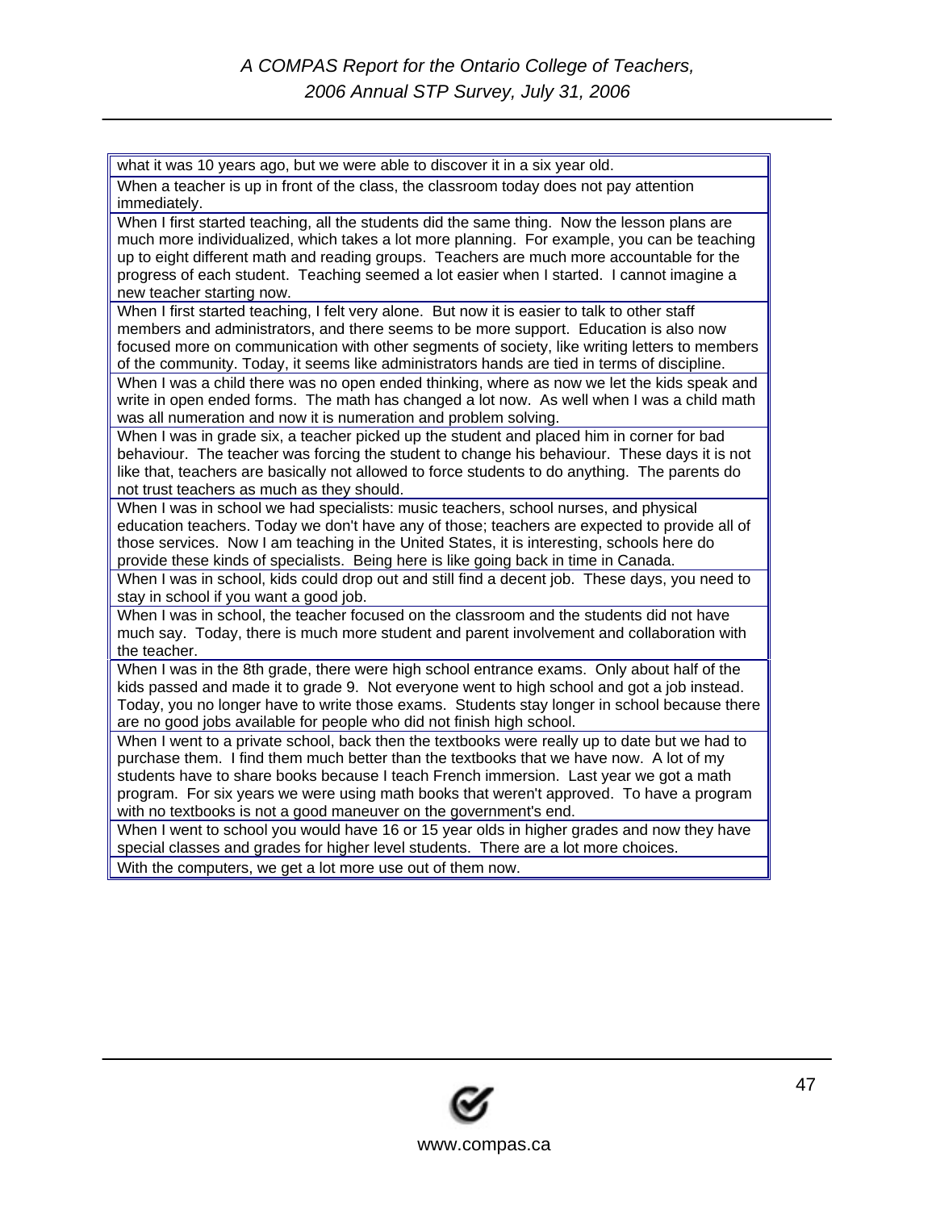| |
|---|
| what it was 10 years ago, but we were able to discover it in a six year old. |
| When a teacher is up in front of the class, the classroom today does not pay attention immediately. |
| When I first started teaching, all the students did the same thing. Now the lesson plans are much more individualized, which takes a lot more planning. For example, you can be teaching up to eight different math and reading groups. Teachers are much more accountable for the progress of each student. Teaching seemed a lot easier when I started. I cannot imagine a new teacher starting now. |
| When I first started teaching, I felt very alone. But now it is easier to talk to other staff members and administrators, and there seems to be more support. Education is also now focused more on communication with other segments of society, like writing letters to members of the community. Today, it seems like administrators hands are tied in terms of discipline. |
| When I was a child there was no open ended thinking, where as now we let the kids speak and write in open ended forms. The math has changed a lot now. As well when I was a child math was all numeration and now it is numeration and problem solving. |
| When I was in grade six, a teacher picked up the student and placed him in corner for bad behaviour. The teacher was forcing the student to change his behaviour. These days it is not like that, teachers are basically not allowed to force students to do anything. The parents do not trust teachers as much as they should. |
| When I was in school we had specialists: music teachers, school nurses, and physical education teachers. Today we don't have any of those; teachers are expected to provide all of those services. Now I am teaching in the United States, it is interesting, schools here do provide these kinds of specialists. Being here is like going back in time in Canada. |
| When I was in school, kids could drop out and still find a decent job. These days, you need to stay in school if you want a good job. |
| When I was in school, the teacher focused on the classroom and the students did not have much say. Today, there is much more student and parent involvement and collaboration with the teacher. |
| When I was in the 8th grade, there were high school entrance exams. Only about half of the kids passed and made it to grade 9. Not everyone went to high school and got a job instead. Today, you no longer have to write those exams. Students stay longer in school because there are no good jobs available for people who did not finish high school. |
| When I went to a private school, back then the textbooks were really up to date but we had to purchase them. I find them much better than the textbooks that we have now. A lot of my students have to share books because I teach French immersion. Last year we got a math program. For six years we were using math books that weren't approved. To have a program with no textbooks is not a good maneuver on the government's end. |
| When I went to school you would have 16 or 15 year olds in higher grades and now they have special classes and grades for higher level students. There are a lot more choices. |
| With the computers, we get a lot more use out of them now. |